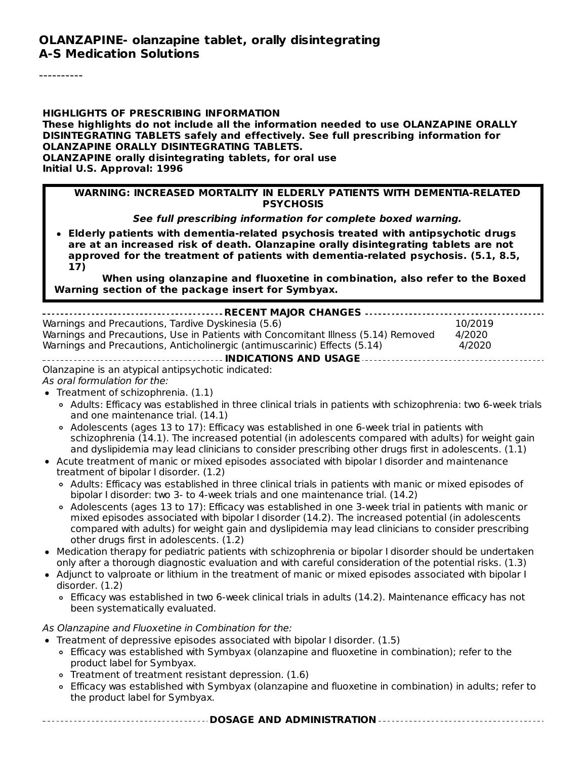# OLANZAPINE- olanzapine tablet, orally disintegrating
# A-S Medication Solutions

----------

**HIGHLIGHTS OF PRESCRIBING INFORMATION**
**These highlights do not include all the information needed to use OLANZAPINE ORALLY DISINTEGRATING TABLETS safely and effectively. See full prescribing information for OLANZAPINE ORALLY DISINTEGRATING TABLETS.**
**OLANZAPINE orally disintegrating tablets, for oral use**
**Initial U.S. Approval: 1996**

**WARNING: INCREASED MORTALITY IN ELDERLY PATIENTS WITH DEMENTIA-RELATED PSYCHOSIS**

***See full prescribing information for complete boxed warning.***

- **Elderly patients with dementia-related psychosis treated with antipsychotic drugs are at an increased risk of death. Olanzapine orally disintegrating tablets are not approved for the treatment of patients with dementia-related psychosis. (5.1, 8.5, 17)**

**When using olanzapine and fluoxetine in combination, also refer to the Boxed Warning section of the package insert for Symbyax.**

## RECENT MAJOR CHANGES

| | |
|---|---|
| Warnings and Precautions, Tardive Dyskinesia (5.6) | 10/2019 |
| Warnings and Precautions, Use in Patients with Concomitant Illness (5.14) Removed | 4/2020 |
| Warnings and Precautions, Anticholinergic (antimuscarinic) Effects (5.14) | 4/2020 |

## INDICATIONS AND USAGE

Olanzapine is an atypical antipsychotic indicated:

*As oral formulation for the:*

- Treatment of schizophrenia. (1.1)
  - Adults: Efficacy was established in three clinical trials in patients with schizophrenia: two 6-week trials and one maintenance trial. (14.1)
  - Adolescents (ages 13 to 17): Efficacy was established in one 6-week trial in patients with schizophrenia (14.1). The increased potential (in adolescents compared with adults) for weight gain and dyslipidemia may lead clinicians to consider prescribing other drugs first in adolescents. (1.1)
- Acute treatment of manic or mixed episodes associated with bipolar I disorder and maintenance treatment of bipolar I disorder. (1.2)
  - Adults: Efficacy was established in three clinical trials in patients with manic or mixed episodes of bipolar I disorder: two 3- to 4-week trials and one maintenance trial. (14.2)
  - Adolescents (ages 13 to 17): Efficacy was established in one 3-week trial in patients with manic or mixed episodes associated with bipolar I disorder (14.2). The increased potential (in adolescents compared with adults) for weight gain and dyslipidemia may lead clinicians to consider prescribing other drugs first in adolescents. (1.2)
- Medication therapy for pediatric patients with schizophrenia or bipolar I disorder should be undertaken only after a thorough diagnostic evaluation and with careful consideration of the potential risks. (1.3)
- Adjunct to valproate or lithium in the treatment of manic or mixed episodes associated with bipolar I disorder. (1.2)
  - Efficacy was established in two 6-week clinical trials in adults (14.2). Maintenance efficacy has not been systematically evaluated.

*As Olanzapine and Fluoxetine in Combination for the:*

- Treatment of depressive episodes associated with bipolar I disorder. (1.5)
  - Efficacy was established with Symbyax (olanzapine and fluoxetine in combination); refer to the product label for Symbyax.
  - Treatment of treatment resistant depression. (1.6)
  - Efficacy was established with Symbyax (olanzapine and fluoxetine in combination) in adults; refer to the product label for Symbyax.

## DOSAGE AND ADMINISTRATION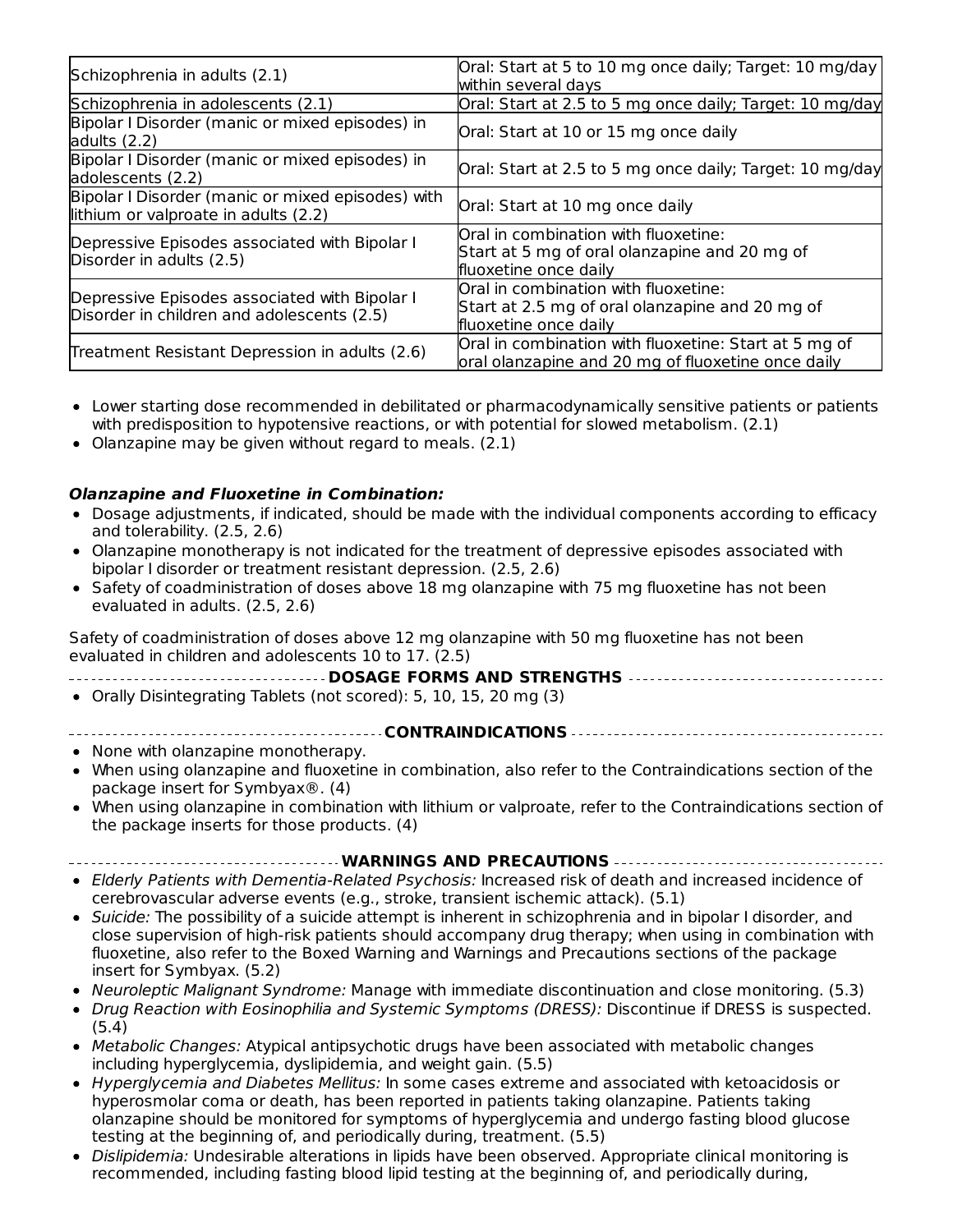| | |
|---|---|
| Schizophrenia in adults (2.1) | Oral: Start at 5 to 10 mg once daily; Target: 10 mg/day within several days |
| Schizophrenia in adolescents (2.1) | Oral: Start at 2.5 to 5 mg once daily; Target: 10 mg/day |
| Bipolar I Disorder (manic or mixed episodes) in adults (2.2) | Oral: Start at 10 or 15 mg once daily |
| Bipolar I Disorder (manic or mixed episodes) in adolescents (2.2) | Oral: Start at 2.5 to 5 mg once daily; Target: 10 mg/day |
| Bipolar I Disorder (manic or mixed episodes) with lithium or valproate in adults (2.2) | Oral: Start at 10 mg once daily |
| Depressive Episodes associated with Bipolar I Disorder in adults (2.5) | Oral in combination with fluoxetine: Start at 5 mg of oral olanzapine and 20 mg of fluoxetine once daily |
| Depressive Episodes associated with Bipolar I Disorder in children and adolescents (2.5) | Oral in combination with fluoxetine: Start at 2.5 mg of oral olanzapine and 20 mg of fluoxetine once daily |
| Treatment Resistant Depression in adults (2.6) | Oral in combination with fluoxetine: Start at 5 mg of oral olanzapine and 20 mg of fluoxetine once daily |

- Lower starting dose recommended in debilitated or pharmacodynamically sensitive patients or patients with predisposition to hypotensive reactions, or with potential for slowed metabolism. (2.1)
- Olanzapine may be given without regard to meals. (2.1)

***Olanzapine and Fluoxetine in Combination:***

- Dosage adjustments, if indicated, should be made with the individual components according to efficacy and tolerability. (2.5, 2.6)
- Olanzapine monotherapy is not indicated for the treatment of depressive episodes associated with bipolar I disorder or treatment resistant depression. (2.5, 2.6)
- Safety of coadministration of doses above 18 mg olanzapine with 75 mg fluoxetine has not been evaluated in adults. (2.5, 2.6)

Safety of coadministration of doses above 12 mg olanzapine with 50 mg fluoxetine has not been evaluated in children and adolescents 10 to 17. (2.5)

**DOSAGE FORMS AND STRENGTHS**

- Orally Disintegrating Tablets (not scored): 5, 10, 15, 20 mg (3)

**CONTRAINDICATIONS**

- None with olanzapine monotherapy.
- When using olanzapine and fluoxetine in combination, also refer to the Contraindications section of the package insert for Symbyax®. (4)
- When using olanzapine in combination with lithium or valproate, refer to the Contraindications section of the package inserts for those products. (4)

**WARNINGS AND PRECAUTIONS**

- *Elderly Patients with Dementia-Related Psychosis:* Increased risk of death and increased incidence of cerebrovascular adverse events (e.g., stroke, transient ischemic attack). (5.1)
- *Suicide:* The possibility of a suicide attempt is inherent in schizophrenia and in bipolar I disorder, and close supervision of high-risk patients should accompany drug therapy; when using in combination with fluoxetine, also refer to the Boxed Warning and Warnings and Precautions sections of the package insert for Symbyax. (5.2)
- *Neuroleptic Malignant Syndrome:* Manage with immediate discontinuation and close monitoring. (5.3)
- *Drug Reaction with Eosinophilia and Systemic Symptoms (DRESS):* Discontinue if DRESS is suspected. (5.4)
- *Metabolic Changes:* Atypical antipsychotic drugs have been associated with metabolic changes including hyperglycemia, dyslipidemia, and weight gain. (5.5)
- *Hyperglycemia and Diabetes Mellitus:* In some cases extreme and associated with ketoacidosis or hyperosmolar coma or death, has been reported in patients taking olanzapine. Patients taking olanzapine should be monitored for symptoms of hyperglycemia and undergo fasting blood glucose testing at the beginning of, and periodically during, treatment. (5.5)
- *Dislipidemia:* Undesirable alterations in lipids have been observed. Appropriate clinical monitoring is recommended, including fasting blood lipid testing at the beginning of, and periodically during,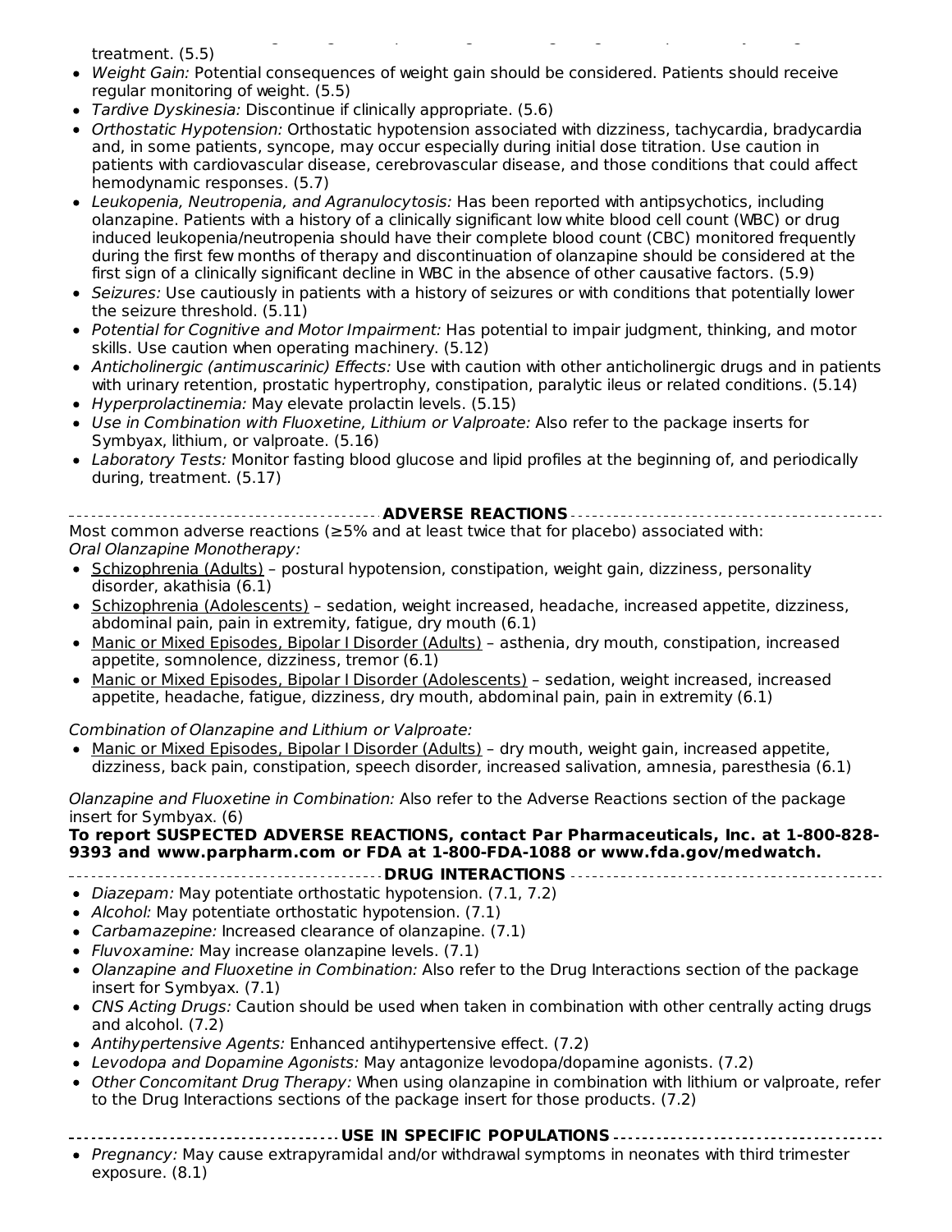treatment. (5.5)

- *Weight Gain:* Potential consequences of weight gain should be considered. Patients should receive regular monitoring of weight. (5.5)
- *Tardive Dyskinesia:* Discontinue if clinically appropriate. (5.6)
- *Orthostatic Hypotension:* Orthostatic hypotension associated with dizziness, tachycardia, bradycardia and, in some patients, syncope, may occur especially during initial dose titration. Use caution in patients with cardiovascular disease, cerebrovascular disease, and those conditions that could affect hemodynamic responses. (5.7)
- *Leukopenia, Neutropenia, and Agranulocytosis:* Has been reported with antipsychotics, including olanzapine. Patients with a history of a clinically significant low white blood cell count (WBC) or drug induced leukopenia/neutropenia should have their complete blood count (CBC) monitored frequently during the first few months of therapy and discontinuation of olanzapine should be considered at the first sign of a clinically significant decline in WBC in the absence of other causative factors. (5.9)
- *Seizures:* Use cautiously in patients with a history of seizures or with conditions that potentially lower the seizure threshold. (5.11)
- *Potential for Cognitive and Motor Impairment:* Has potential to impair judgment, thinking, and motor skills. Use caution when operating machinery. (5.12)
- *Anticholinergic (antimuscarinic) Effects:* Use with caution with other anticholinergic drugs and in patients with urinary retention, prostatic hypertrophy, constipation, paralytic ileus or related conditions. (5.14)
- *Hyperprolactinemia:* May elevate prolactin levels. (5.15)
- *Use in Combination with Fluoxetine, Lithium or Valproate:* Also refer to the package inserts for Symbyax, lithium, or valproate. (5.16)
- *Laboratory Tests:* Monitor fasting blood glucose and lipid profiles at the beginning of, and periodically during, treatment. (5.17)

## ADVERSE REACTIONS

Most common adverse reactions (≥5% and at least twice that for placebo) associated with:

*Oral Olanzapine Monotherapy:*

- Schizophrenia (Adults) – postural hypotension, constipation, weight gain, dizziness, personality disorder, akathisia (6.1)
- Schizophrenia (Adolescents) – sedation, weight increased, headache, increased appetite, dizziness, abdominal pain, pain in extremity, fatigue, dry mouth (6.1)
- Manic or Mixed Episodes, Bipolar I Disorder (Adults) – asthenia, dry mouth, constipation, increased appetite, somnolence, dizziness, tremor (6.1)
- Manic or Mixed Episodes, Bipolar I Disorder (Adolescents) – sedation, weight increased, increased appetite, headache, fatigue, dizziness, dry mouth, abdominal pain, pain in extremity (6.1)

*Combination of Olanzapine and Lithium or Valproate:*

- Manic or Mixed Episodes, Bipolar I Disorder (Adults) – dry mouth, weight gain, increased appetite, dizziness, back pain, constipation, speech disorder, increased salivation, amnesia, paresthesia (6.1)

*Olanzapine and Fluoxetine in Combination:* Also refer to the Adverse Reactions section of the package insert for Symbyax. (6)

**To report SUSPECTED ADVERSE REACTIONS, contact Par Pharmaceuticals, Inc. at 1-800-828-9393 and www.parpharm.com or FDA at 1-800-FDA-1088 or www.fda.gov/medwatch.**

## DRUG INTERACTIONS

- *Diazepam:* May potentiate orthostatic hypotension. (7.1, 7.2)
- *Alcohol:* May potentiate orthostatic hypotension. (7.1)
- *Carbamazepine:* Increased clearance of olanzapine. (7.1)
- *Fluvoxamine:* May increase olanzapine levels. (7.1)
- *Olanzapine and Fluoxetine in Combination:* Also refer to the Drug Interactions section of the package insert for Symbyax. (7.1)
- *CNS Acting Drugs:* Caution should be used when taken in combination with other centrally acting drugs and alcohol. (7.2)
- *Antihypertensive Agents:* Enhanced antihypertensive effect. (7.2)
- *Levodopa and Dopamine Agonists:* May antagonize levodopa/dopamine agonists. (7.2)
- *Other Concomitant Drug Therapy:* When using olanzapine in combination with lithium or valproate, refer to the Drug Interactions sections of the package insert for those products. (7.2)

## USE IN SPECIFIC POPULATIONS

- *Pregnancy:* May cause extrapyramidal and/or withdrawal symptoms in neonates with third trimester exposure. (8.1)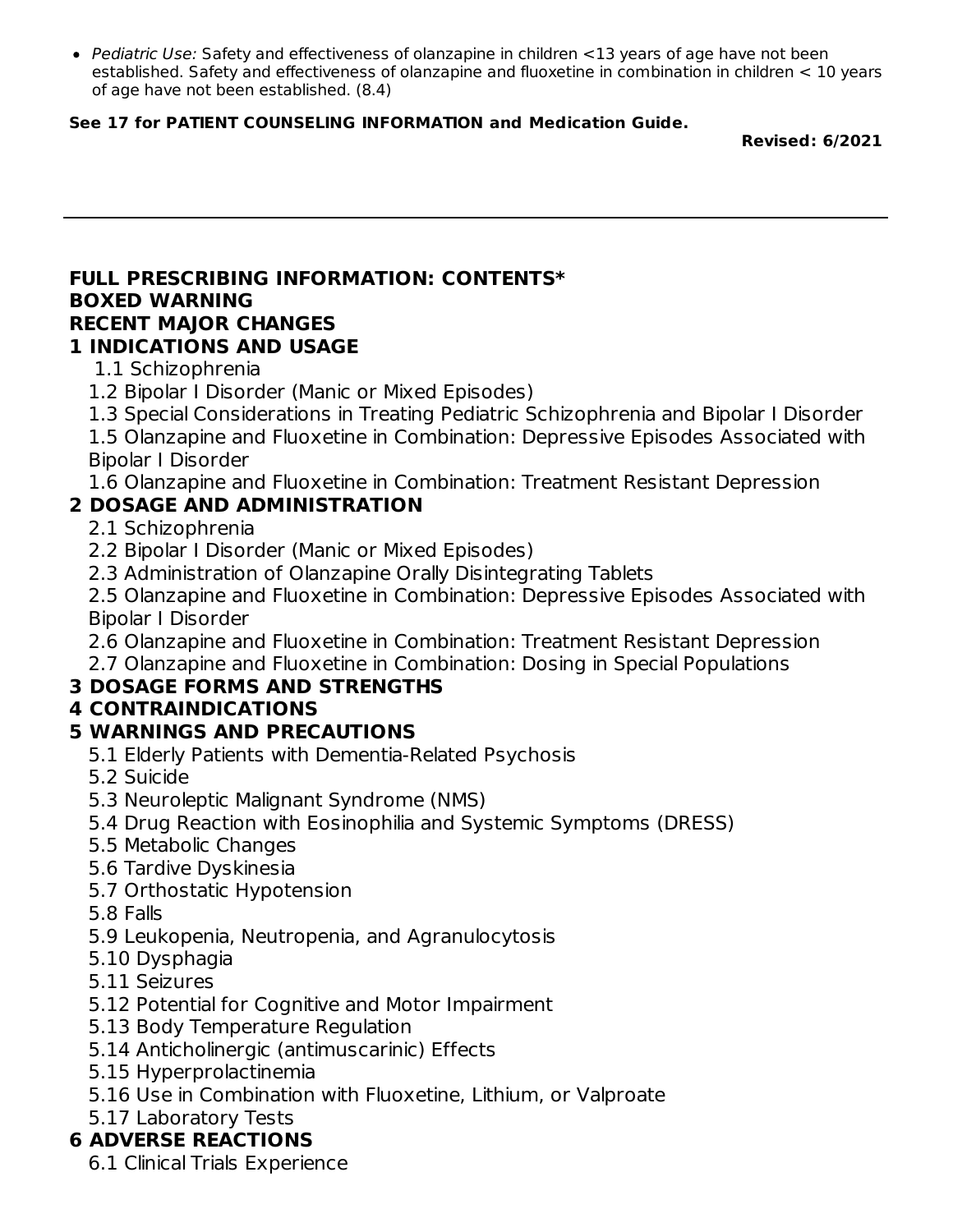- *Pediatric Use:* Safety and effectiveness of olanzapine in children <13 years of age have not been established. Safety and effectiveness of olanzapine and fluoxetine in combination in children < 10 years of age have not been established. (8.4)

**See 17 for PATIENT COUNSELING INFORMATION and Medication Guide.**

**Revised: 6/2021**

---

**FULL PRESCRIBING INFORMATION: CONTENTS***

**BOXED WARNING**

**RECENT MAJOR CHANGES**

**1 INDICATIONS AND USAGE**

- 1.1 Schizophrenia
- 1.2 Bipolar I Disorder (Manic or Mixed Episodes)
- 1.3 Special Considerations in Treating Pediatric Schizophrenia and Bipolar I Disorder
- 1.5 Olanzapine and Fluoxetine in Combination: Depressive Episodes Associated with Bipolar I Disorder
- 1.6 Olanzapine and Fluoxetine in Combination: Treatment Resistant Depression

**2 DOSAGE AND ADMINISTRATION**

- 2.1 Schizophrenia
- 2.2 Bipolar I Disorder (Manic or Mixed Episodes)
- 2.3 Administration of Olanzapine Orally Disintegrating Tablets
- 2.5 Olanzapine and Fluoxetine in Combination: Depressive Episodes Associated with Bipolar I Disorder
- 2.6 Olanzapine and Fluoxetine in Combination: Treatment Resistant Depression
- 2.7 Olanzapine and Fluoxetine in Combination: Dosing in Special Populations

**3 DOSAGE FORMS AND STRENGTHS**

**4 CONTRAINDICATIONS**

**5 WARNINGS AND PRECAUTIONS**

- 5.1 Elderly Patients with Dementia-Related Psychosis
- 5.2 Suicide
- 5.3 Neuroleptic Malignant Syndrome (NMS)
- 5.4 Drug Reaction with Eosinophilia and Systemic Symptoms (DRESS)
- 5.5 Metabolic Changes
- 5.6 Tardive Dyskinesia
- 5.7 Orthostatic Hypotension
- 5.8 Falls
- 5.9 Leukopenia, Neutropenia, and Agranulocytosis
- 5.10 Dysphagia
- 5.11 Seizures
- 5.12 Potential for Cognitive and Motor Impairment
- 5.13 Body Temperature Regulation
- 5.14 Anticholinergic (antimuscarinic) Effects
- 5.15 Hyperprolactinemia
- 5.16 Use in Combination with Fluoxetine, Lithium, or Valproate
- 5.17 Laboratory Tests

**6 ADVERSE REACTIONS**

- 6.1 Clinical Trials Experience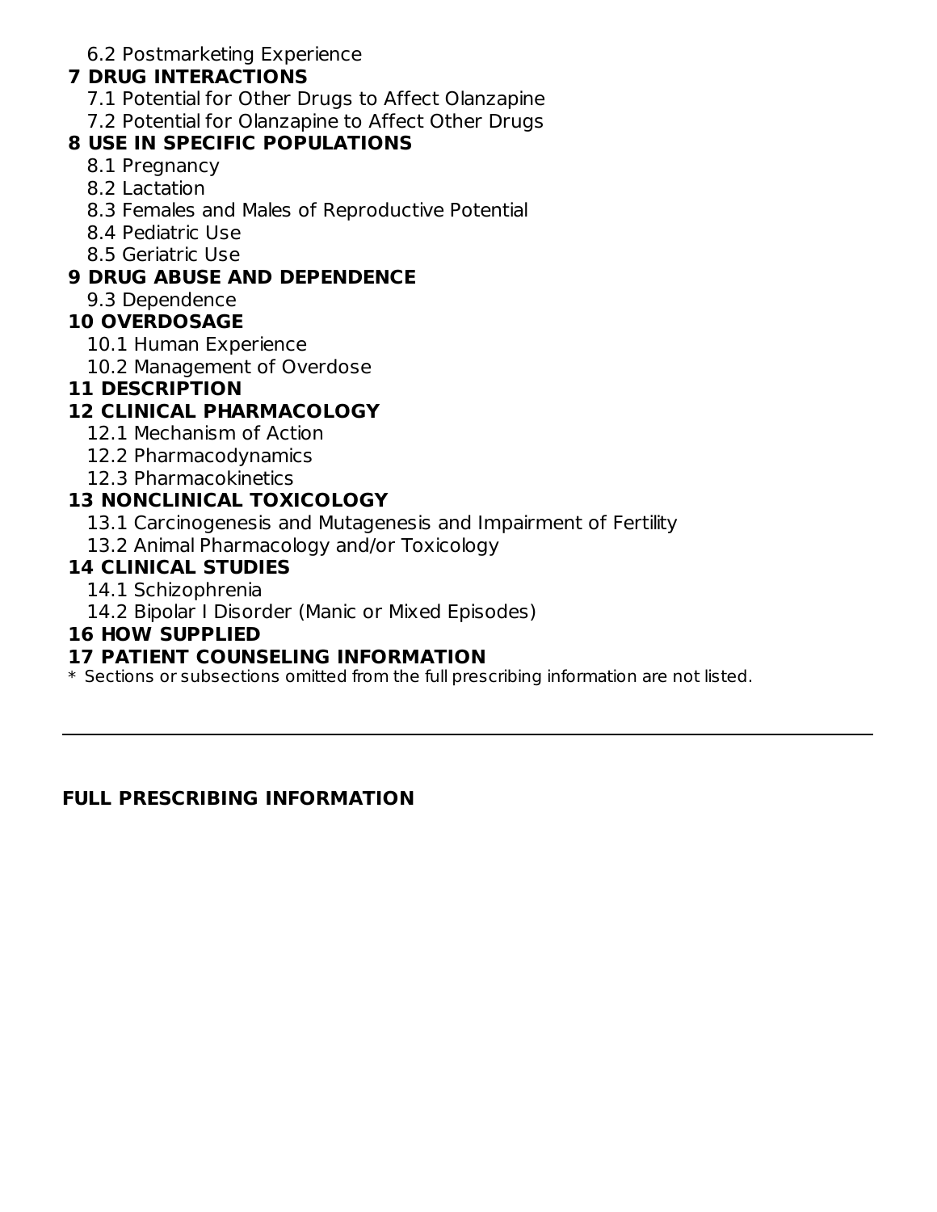6.2 Postmarketing Experience

**7 DRUG INTERACTIONS**

7.1 Potential for Other Drugs to Affect Olanzapine

7.2 Potential for Olanzapine to Affect Other Drugs

**8 USE IN SPECIFIC POPULATIONS**

8.1 Pregnancy

8.2 Lactation

8.3 Females and Males of Reproductive Potential

8.4 Pediatric Use

8.5 Geriatric Use

**9 DRUG ABUSE AND DEPENDENCE**

9.3 Dependence

**10 OVERDOSAGE**

10.1 Human Experience

10.2 Management of Overdose

**11 DESCRIPTION**

**12 CLINICAL PHARMACOLOGY**

12.1 Mechanism of Action

12.2 Pharmacodynamics

12.3 Pharmacokinetics

**13 NONCLINICAL TOXICOLOGY**

13.1 Carcinogenesis and Mutagenesis and Impairment of Fertility

13.2 Animal Pharmacology and/or Toxicology

**14 CLINICAL STUDIES**

14.1 Schizophrenia

14.2 Bipolar I Disorder (Manic or Mixed Episodes)

**16 HOW SUPPLIED**

**17 PATIENT COUNSELING INFORMATION**

* Sections or subsections omitted from the full prescribing information are not listed.

---

**FULL PRESCRIBING INFORMATION**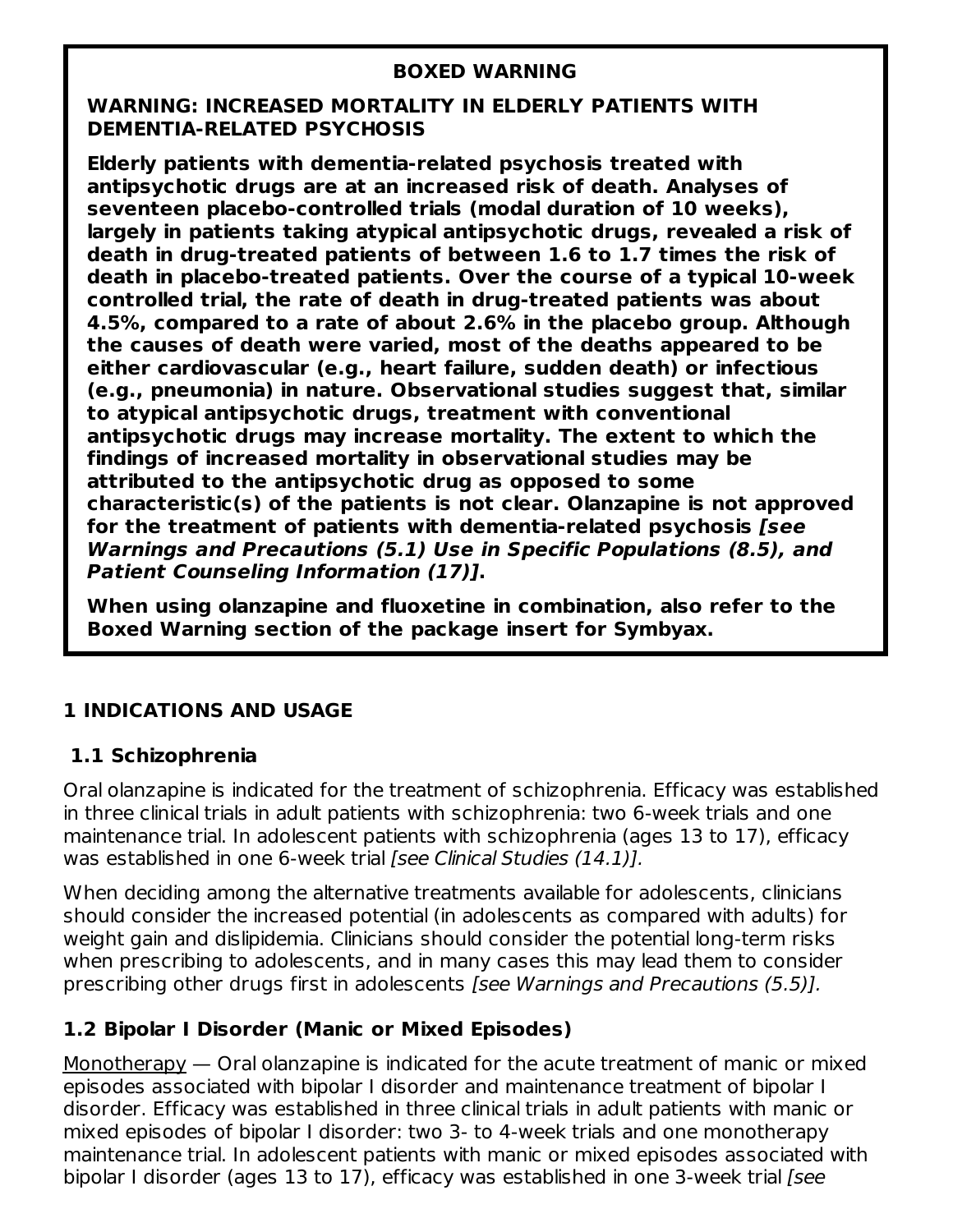**BOXED WARNING**

**WARNING: INCREASED MORTALITY IN ELDERLY PATIENTS WITH DEMENTIA-RELATED PSYCHOSIS**

**Elderly patients with dementia-related psychosis treated with antipsychotic drugs are at an increased risk of death. Analyses of seventeen placebo-controlled trials (modal duration of 10 weeks), largely in patients taking atypical antipsychotic drugs, revealed a risk of death in drug-treated patients of between 1.6 to 1.7 times the risk of death in placebo-treated patients. Over the course of a typical 10-week controlled trial, the rate of death in drug-treated patients was about 4.5%, compared to a rate of about 2.6% in the placebo group. Although the causes of death were varied, most of the deaths appeared to be either cardiovascular (e.g., heart failure, sudden death) or infectious (e.g., pneumonia) in nature. Observational studies suggest that, similar to atypical antipsychotic drugs, treatment with conventional antipsychotic drugs may increase mortality. The extent to which the findings of increased mortality in observational studies may be attributed to the antipsychotic drug as opposed to some characteristic(s) of the patients is not clear. Olanzapine is not approved for the treatment of patients with dementia-related psychosis *[see Warnings and Precautions (5.1) Use in Specific Populations (8.5), and Patient Counseling Information (17)]*.**

**When using olanzapine and fluoxetine in combination, also refer to the Boxed Warning section of the package insert for Symbyax.**

## 1 INDICATIONS AND USAGE

### 1.1 Schizophrenia

Oral olanzapine is indicated for the treatment of schizophrenia. Efficacy was established in three clinical trials in adult patients with schizophrenia: two 6-week trials and one maintenance trial. In adolescent patients with schizophrenia (ages 13 to 17), efficacy was established in one 6-week trial *[see Clinical Studies (14.1)].*

When deciding among the alternative treatments available for adolescents, clinicians should consider the increased potential (in adolescents as compared with adults) for weight gain and dislipidemia. Clinicians should consider the potential long-term risks when prescribing to adolescents, and in many cases this may lead them to consider prescribing other drugs first in adolescents *[see Warnings and Precautions (5.5)].*

### 1.2 Bipolar I Disorder (Manic or Mixed Episodes)

Monotherapy — Oral olanzapine is indicated for the acute treatment of manic or mixed episodes associated with bipolar I disorder and maintenance treatment of bipolar I disorder. Efficacy was established in three clinical trials in adult patients with manic or mixed episodes of bipolar I disorder: two 3- to 4-week trials and one monotherapy maintenance trial. In adolescent patients with manic or mixed episodes associated with bipolar I disorder (ages 13 to 17), efficacy was established in one 3-week trial *[see*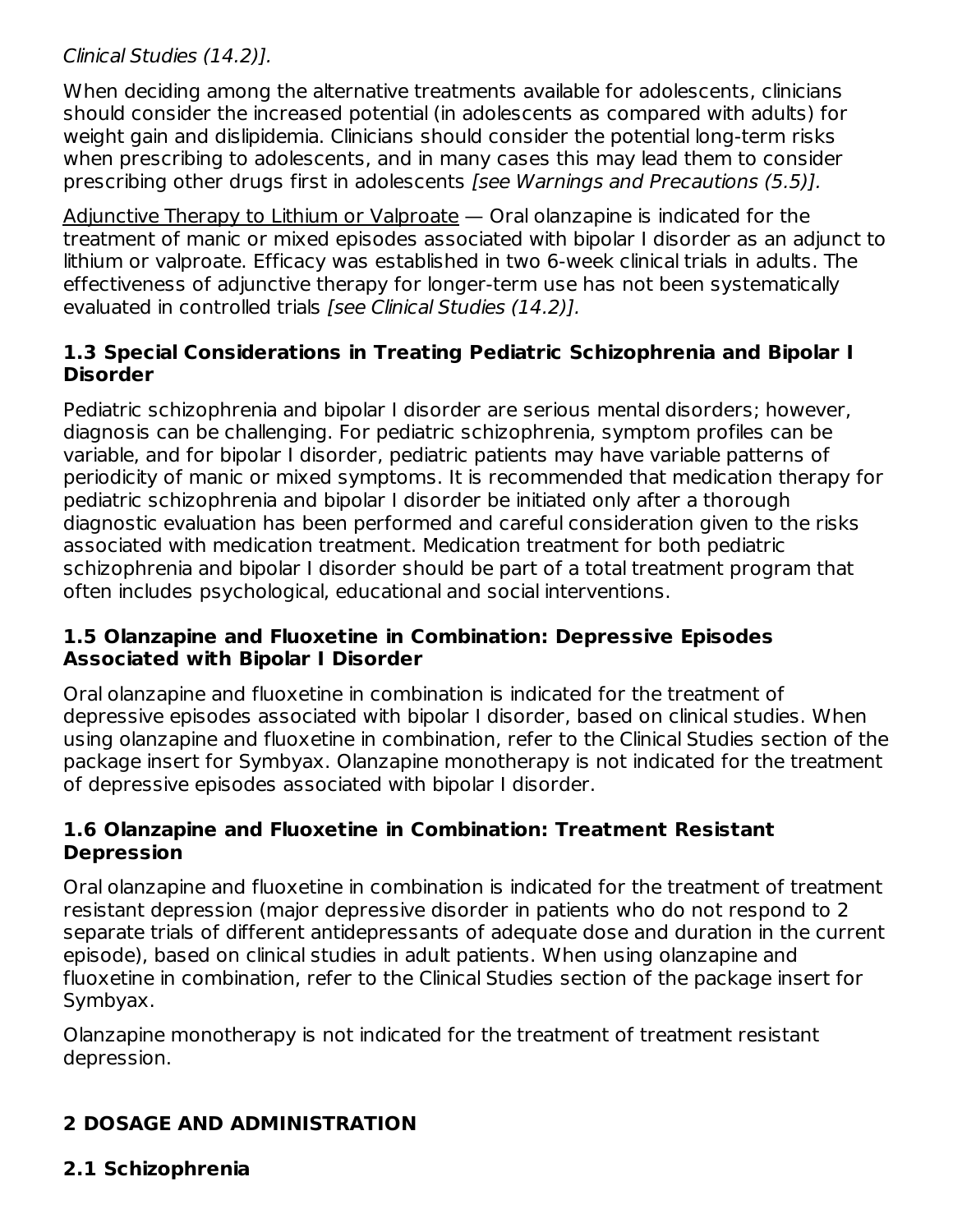*Clinical Studies (14.2)].*

When deciding among the alternative treatments available for adolescents, clinicians should consider the increased potential (in adolescents as compared with adults) for weight gain and dislipidemia. Clinicians should consider the potential long-term risks when prescribing to adolescents, and in many cases this may lead them to consider prescribing other drugs first in adolescents *[see Warnings and Precautions (5.5)].*

<u>Adjunctive Therapy to Lithium or Valproate</u> — Oral olanzapine is indicated for the treatment of manic or mixed episodes associated with bipolar I disorder as an adjunct to lithium or valproate. Efficacy was established in two 6-week clinical trials in adults. The effectiveness of adjunctive therapy for longer-term use has not been systematically evaluated in controlled trials *[see Clinical Studies (14.2)].*

### 1.3 Special Considerations in Treating Pediatric Schizophrenia and Bipolar I Disorder

Pediatric schizophrenia and bipolar I disorder are serious mental disorders; however, diagnosis can be challenging. For pediatric schizophrenia, symptom profiles can be variable, and for bipolar I disorder, pediatric patients may have variable patterns of periodicity of manic or mixed symptoms. It is recommended that medication therapy for pediatric schizophrenia and bipolar I disorder be initiated only after a thorough diagnostic evaluation has been performed and careful consideration given to the risks associated with medication treatment. Medication treatment for both pediatric schizophrenia and bipolar I disorder should be part of a total treatment program that often includes psychological, educational and social interventions.

### 1.5 Olanzapine and Fluoxetine in Combination: Depressive Episodes Associated with Bipolar I Disorder

Oral olanzapine and fluoxetine in combination is indicated for the treatment of depressive episodes associated with bipolar I disorder, based on clinical studies. When using olanzapine and fluoxetine in combination, refer to the Clinical Studies section of the package insert for Symbyax. Olanzapine monotherapy is not indicated for the treatment of depressive episodes associated with bipolar I disorder.

### 1.6 Olanzapine and Fluoxetine in Combination: Treatment Resistant Depression

Oral olanzapine and fluoxetine in combination is indicated for the treatment of treatment resistant depression (major depressive disorder in patients who do not respond to 2 separate trials of different antidepressants of adequate dose and duration in the current episode), based on clinical studies in adult patients. When using olanzapine and fluoxetine in combination, refer to the Clinical Studies section of the package insert for Symbyax.

Olanzapine monotherapy is not indicated for the treatment of treatment resistant depression.

## 2 DOSAGE AND ADMINISTRATION

### 2.1 Schizophrenia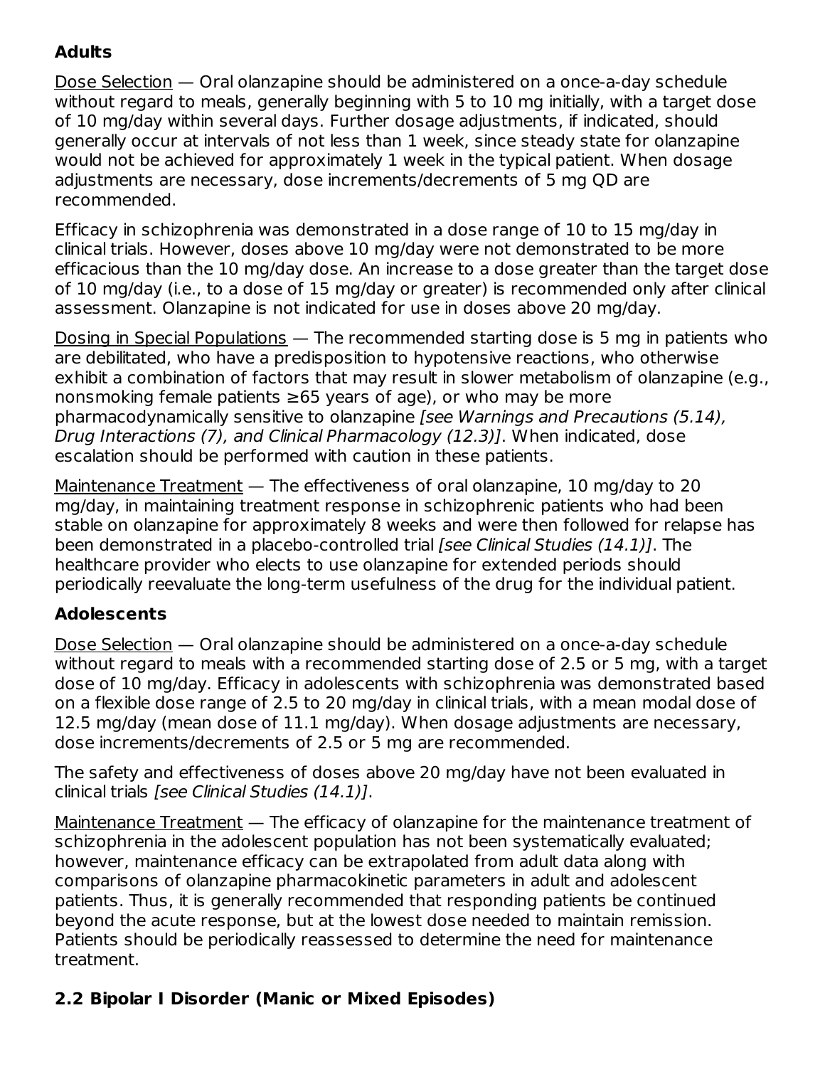**Adults**

Dose Selection — Oral olanzapine should be administered on a once-a-day schedule without regard to meals, generally beginning with 5 to 10 mg initially, with a target dose of 10 mg/day within several days. Further dosage adjustments, if indicated, should generally occur at intervals of not less than 1 week, since steady state for olanzapine would not be achieved for approximately 1 week in the typical patient. When dosage adjustments are necessary, dose increments/decrements of 5 mg QD are recommended.

Efficacy in schizophrenia was demonstrated in a dose range of 10 to 15 mg/day in clinical trials. However, doses above 10 mg/day were not demonstrated to be more efficacious than the 10 mg/day dose. An increase to a dose greater than the target dose of 10 mg/day (i.e., to a dose of 15 mg/day or greater) is recommended only after clinical assessment. Olanzapine is not indicated for use in doses above 20 mg/day.

Dosing in Special Populations — The recommended starting dose is 5 mg in patients who are debilitated, who have a predisposition to hypotensive reactions, who otherwise exhibit a combination of factors that may result in slower metabolism of olanzapine (e.g., nonsmoking female patients ≥65 years of age), or who may be more pharmacodynamically sensitive to olanzapine *[see Warnings and Precautions (5.14), Drug Interactions (7), and Clinical Pharmacology (12.3)]*. When indicated, dose escalation should be performed with caution in these patients.

Maintenance Treatment — The effectiveness of oral olanzapine, 10 mg/day to 20 mg/day, in maintaining treatment response in schizophrenic patients who had been stable on olanzapine for approximately 8 weeks and were then followed for relapse has been demonstrated in a placebo-controlled trial *[see Clinical Studies (14.1)]*. The healthcare provider who elects to use olanzapine for extended periods should periodically reevaluate the long-term usefulness of the drug for the individual patient.

**Adolescents**

Dose Selection — Oral olanzapine should be administered on a once-a-day schedule without regard to meals with a recommended starting dose of 2.5 or 5 mg, with a target dose of 10 mg/day. Efficacy in adolescents with schizophrenia was demonstrated based on a flexible dose range of 2.5 to 20 mg/day in clinical trials, with a mean modal dose of 12.5 mg/day (mean dose of 11.1 mg/day). When dosage adjustments are necessary, dose increments/decrements of 2.5 or 5 mg are recommended.

The safety and effectiveness of doses above 20 mg/day have not been evaluated in clinical trials *[see Clinical Studies (14.1)]*.

Maintenance Treatment — The efficacy of olanzapine for the maintenance treatment of schizophrenia in the adolescent population has not been systematically evaluated; however, maintenance efficacy can be extrapolated from adult data along with comparisons of olanzapine pharmacokinetic parameters in adult and adolescent patients. Thus, it is generally recommended that responding patients be continued beyond the acute response, but at the lowest dose needed to maintain remission. Patients should be periodically reassessed to determine the need for maintenance treatment.

## 2.2 Bipolar I Disorder (Manic or Mixed Episodes)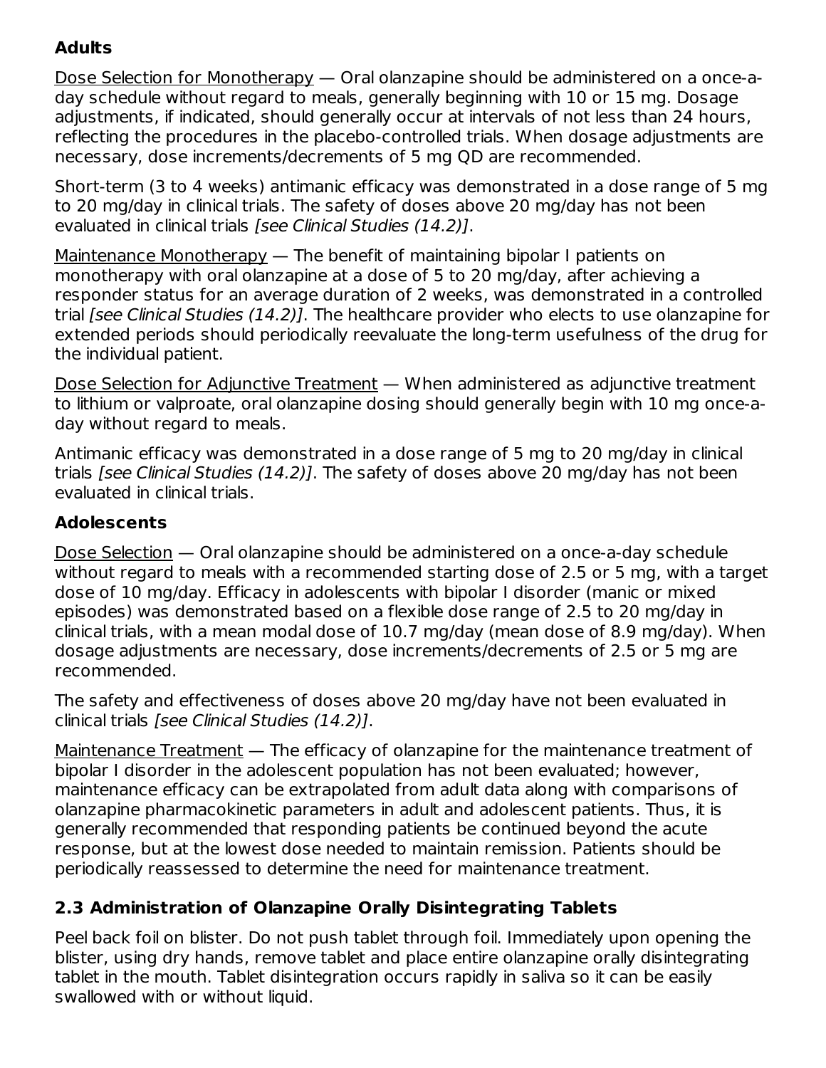**Adults**

Dose Selection for Monotherapy — Oral olanzapine should be administered on a once-a-day schedule without regard to meals, generally beginning with 10 or 15 mg. Dosage adjustments, if indicated, should generally occur at intervals of not less than 24 hours, reflecting the procedures in the placebo-controlled trials. When dosage adjustments are necessary, dose increments/decrements of 5 mg QD are recommended.

Short-term (3 to 4 weeks) antimanic efficacy was demonstrated in a dose range of 5 mg to 20 mg/day in clinical trials. The safety of doses above 20 mg/day has not been evaluated in clinical trials *[see Clinical Studies (14.2)]*.

Maintenance Monotherapy — The benefit of maintaining bipolar I patients on monotherapy with oral olanzapine at a dose of 5 to 20 mg/day, after achieving a responder status for an average duration of 2 weeks, was demonstrated in a controlled trial *[see Clinical Studies (14.2)]*. The healthcare provider who elects to use olanzapine for extended periods should periodically reevaluate the long-term usefulness of the drug for the individual patient.

Dose Selection for Adjunctive Treatment — When administered as adjunctive treatment to lithium or valproate, oral olanzapine dosing should generally begin with 10 mg once-a-day without regard to meals.

Antimanic efficacy was demonstrated in a dose range of 5 mg to 20 mg/day in clinical trials *[see Clinical Studies (14.2)]*. The safety of doses above 20 mg/day has not been evaluated in clinical trials.

**Adolescents**

Dose Selection — Oral olanzapine should be administered on a once-a-day schedule without regard to meals with a recommended starting dose of 2.5 or 5 mg, with a target dose of 10 mg/day. Efficacy in adolescents with bipolar I disorder (manic or mixed episodes) was demonstrated based on a flexible dose range of 2.5 to 20 mg/day in clinical trials, with a mean modal dose of 10.7 mg/day (mean dose of 8.9 mg/day). When dosage adjustments are necessary, dose increments/decrements of 2.5 or 5 mg are recommended.

The safety and effectiveness of doses above 20 mg/day have not been evaluated in clinical trials *[see Clinical Studies (14.2)]*.

Maintenance Treatment — The efficacy of olanzapine for the maintenance treatment of bipolar I disorder in the adolescent population has not been evaluated; however, maintenance efficacy can be extrapolated from adult data along with comparisons of olanzapine pharmacokinetic parameters in adult and adolescent patients. Thus, it is generally recommended that responding patients be continued beyond the acute response, but at the lowest dose needed to maintain remission. Patients should be periodically reassessed to determine the need for maintenance treatment.

### 2.3 Administration of Olanzapine Orally Disintegrating Tablets

Peel back foil on blister. Do not push tablet through foil. Immediately upon opening the blister, using dry hands, remove tablet and place entire olanzapine orally disintegrating tablet in the mouth. Tablet disintegration occurs rapidly in saliva so it can be easily swallowed with or without liquid.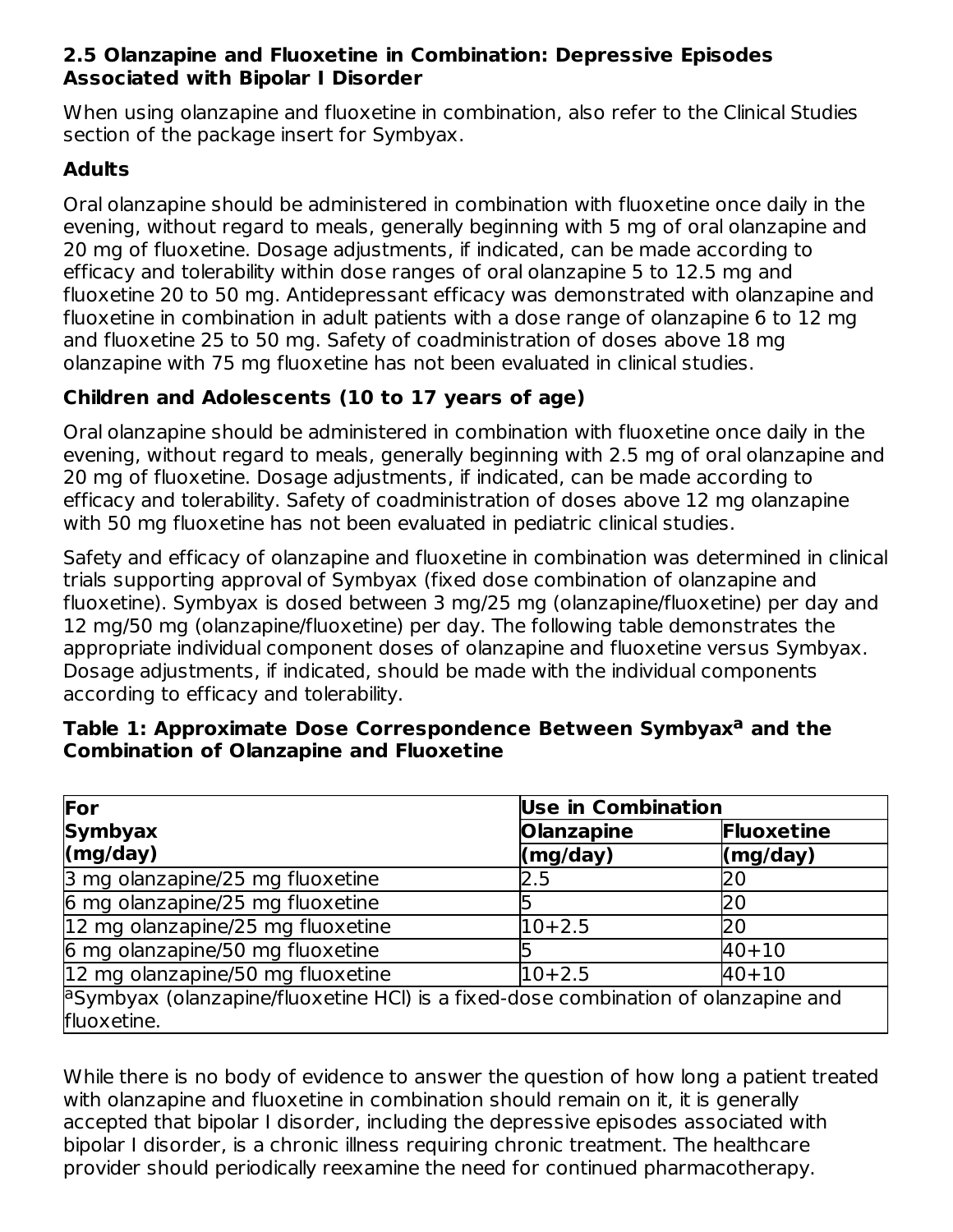### 2.5 Olanzapine and Fluoxetine in Combination: Depressive Episodes Associated with Bipolar I Disorder

When using olanzapine and fluoxetine in combination, also refer to the Clinical Studies section of the package insert for Symbyax.

**Adults**

Oral olanzapine should be administered in combination with fluoxetine once daily in the evening, without regard to meals, generally beginning with 5 mg of oral olanzapine and 20 mg of fluoxetine. Dosage adjustments, if indicated, can be made according to efficacy and tolerability within dose ranges of oral olanzapine 5 to 12.5 mg and fluoxetine 20 to 50 mg. Antidepressant efficacy was demonstrated with olanzapine and fluoxetine in combination in adult patients with a dose range of olanzapine 6 to 12 mg and fluoxetine 25 to 50 mg. Safety of coadministration of doses above 18 mg olanzapine with 75 mg fluoxetine has not been evaluated in clinical studies.

**Children and Adolescents (10 to 17 years of age)**

Oral olanzapine should be administered in combination with fluoxetine once daily in the evening, without regard to meals, generally beginning with 2.5 mg of oral olanzapine and 20 mg of fluoxetine. Dosage adjustments, if indicated, can be made according to efficacy and tolerability. Safety of coadministration of doses above 12 mg olanzapine with 50 mg fluoxetine has not been evaluated in pediatric clinical studies.

Safety and efficacy of olanzapine and fluoxetine in combination was determined in clinical trials supporting approval of Symbyax (fixed dose combination of olanzapine and fluoxetine). Symbyax is dosed between 3 mg/25 mg (olanzapine/fluoxetine) per day and 12 mg/50 mg (olanzapine/fluoxetine) per day. The following table demonstrates the appropriate individual component doses of olanzapine and fluoxetine versus Symbyax. Dosage adjustments, if indicated, should be made with the individual components according to efficacy and tolerability.

**Table 1: Approximate Dose Correspondence Between Symbyax[a] and the Combination of Olanzapine and Fluoxetine**

| For Symbyax (mg/day) | Use in Combination | |
|---|---|---|
| | Olanzapine (mg/day) | Fluoxetine (mg/day) |
| 3 mg olanzapine/25 mg fluoxetine | 2.5 | 20 |
| 6 mg olanzapine/25 mg fluoxetine | 5 | 20 |
| 12 mg olanzapine/25 mg fluoxetine | 10+2.5 | 20 |
| 6 mg olanzapine/50 mg fluoxetine | 5 | 40+10 |
| 12 mg olanzapine/50 mg fluoxetine | 10+2.5 | 40+10 |

[a]Symbyax (olanzapine/fluoxetine HCl) is a fixed-dose combination of olanzapine and fluoxetine.

While there is no body of evidence to answer the question of how long a patient treated with olanzapine and fluoxetine in combination should remain on it, it is generally accepted that bipolar I disorder, including the depressive episodes associated with bipolar I disorder, is a chronic illness requiring chronic treatment. The healthcare provider should periodically reexamine the need for continued pharmacotherapy.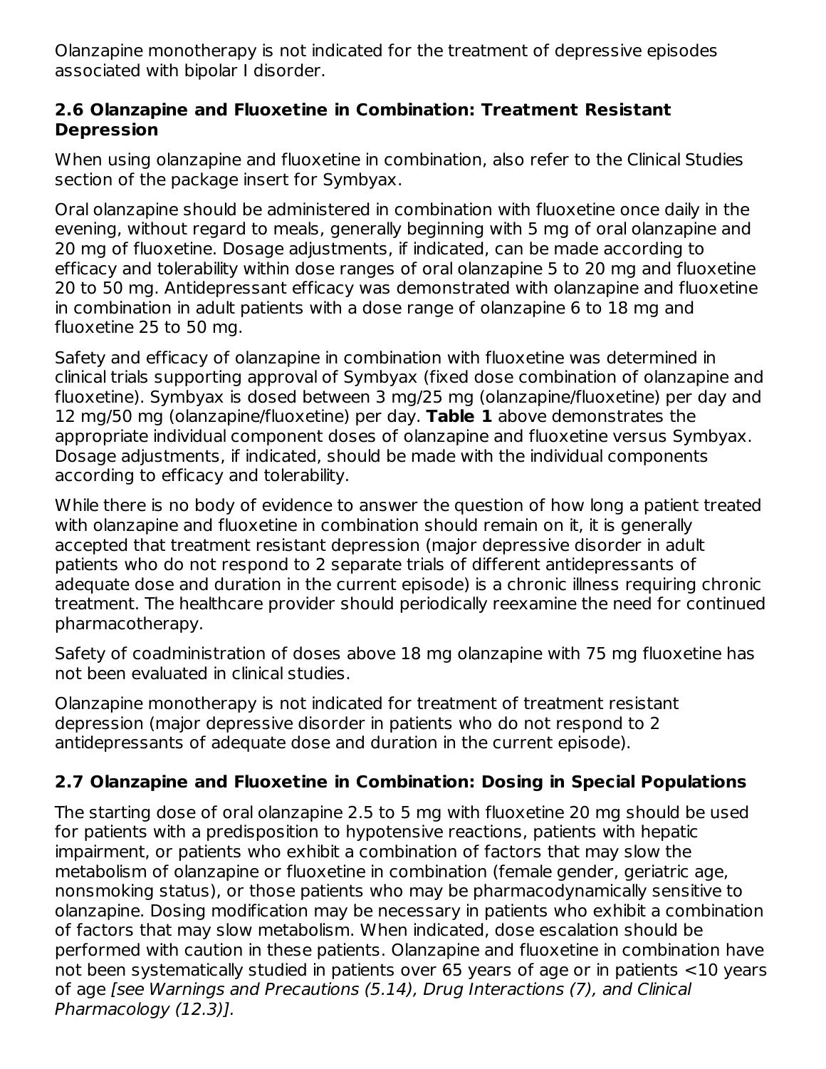Olanzapine monotherapy is not indicated for the treatment of depressive episodes associated with bipolar I disorder.

### 2.6 Olanzapine and Fluoxetine in Combination: Treatment Resistant Depression

When using olanzapine and fluoxetine in combination, also refer to the Clinical Studies section of the package insert for Symbyax.

Oral olanzapine should be administered in combination with fluoxetine once daily in the evening, without regard to meals, generally beginning with 5 mg of oral olanzapine and 20 mg of fluoxetine. Dosage adjustments, if indicated, can be made according to efficacy and tolerability within dose ranges of oral olanzapine 5 to 20 mg and fluoxetine 20 to 50 mg. Antidepressant efficacy was demonstrated with olanzapine and fluoxetine in combination in adult patients with a dose range of olanzapine 6 to 18 mg and fluoxetine 25 to 50 mg.

Safety and efficacy of olanzapine in combination with fluoxetine was determined in clinical trials supporting approval of Symbyax (fixed dose combination of olanzapine and fluoxetine). Symbyax is dosed between 3 mg/25 mg (olanzapine/fluoxetine) per day and 12 mg/50 mg (olanzapine/fluoxetine) per day. **Table 1** above demonstrates the appropriate individual component doses of olanzapine and fluoxetine versus Symbyax. Dosage adjustments, if indicated, should be made with the individual components according to efficacy and tolerability.

While there is no body of evidence to answer the question of how long a patient treated with olanzapine and fluoxetine in combination should remain on it, it is generally accepted that treatment resistant depression (major depressive disorder in adult patients who do not respond to 2 separate trials of different antidepressants of adequate dose and duration in the current episode) is a chronic illness requiring chronic treatment. The healthcare provider should periodically reexamine the need for continued pharmacotherapy.

Safety of coadministration of doses above 18 mg olanzapine with 75 mg fluoxetine has not been evaluated in clinical studies.

Olanzapine monotherapy is not indicated for treatment of treatment resistant depression (major depressive disorder in patients who do not respond to 2 antidepressants of adequate dose and duration in the current episode).

### 2.7 Olanzapine and Fluoxetine in Combination: Dosing in Special Populations

The starting dose of oral olanzapine 2.5 to 5 mg with fluoxetine 20 mg should be used for patients with a predisposition to hypotensive reactions, patients with hepatic impairment, or patients who exhibit a combination of factors that may slow the metabolism of olanzapine or fluoxetine in combination (female gender, geriatric age, nonsmoking status), or those patients who may be pharmacodynamically sensitive to olanzapine. Dosing modification may be necessary in patients who exhibit a combination of factors that may slow metabolism. When indicated, dose escalation should be performed with caution in these patients. Olanzapine and fluoxetine in combination have not been systematically studied in patients over 65 years of age or in patients <10 years of age *[see Warnings and Precautions (5.14), Drug Interactions (7), and Clinical Pharmacology (12.3)]*.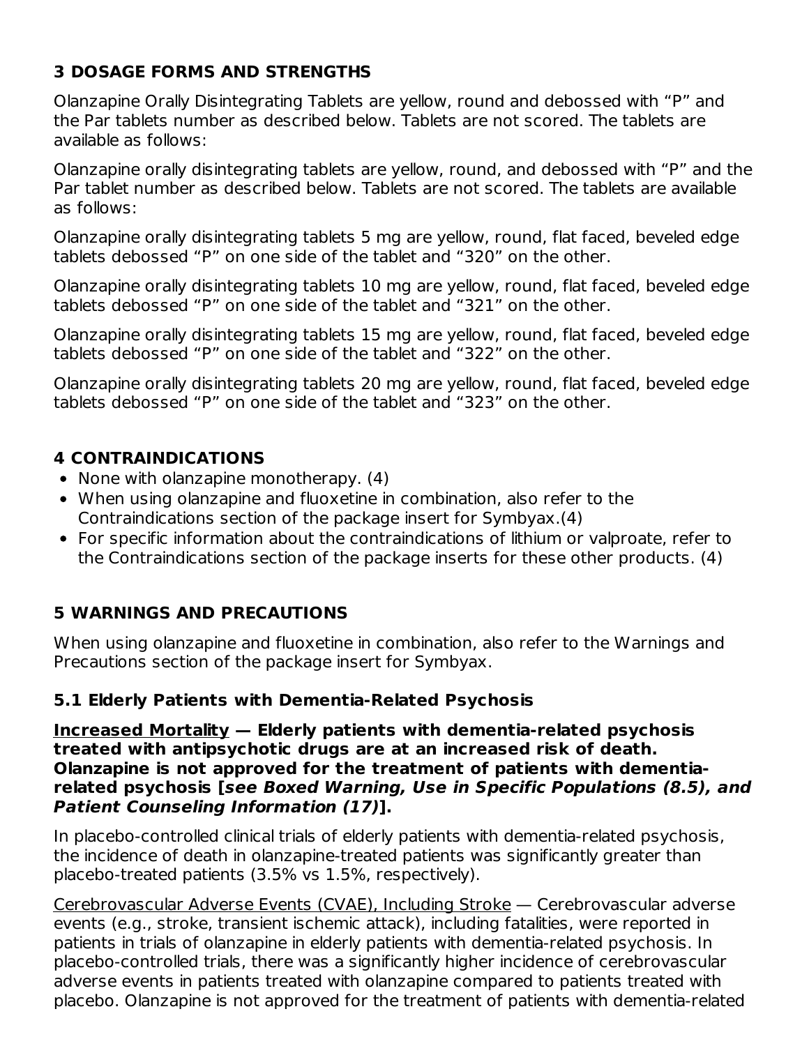## 3 DOSAGE FORMS AND STRENGTHS

Olanzapine Orally Disintegrating Tablets are yellow, round and debossed with “P” and the Par tablets number as described below. Tablets are not scored. The tablets are available as follows:

Olanzapine orally disintegrating tablets are yellow, round, and debossed with “P” and the Par tablet number as described below. Tablets are not scored. The tablets are available as follows:

Olanzapine orally disintegrating tablets 5 mg are yellow, round, flat faced, beveled edge tablets debossed “P” on one side of the tablet and “320” on the other.

Olanzapine orally disintegrating tablets 10 mg are yellow, round, flat faced, beveled edge tablets debossed “P” on one side of the tablet and “321” on the other.

Olanzapine orally disintegrating tablets 15 mg are yellow, round, flat faced, beveled edge tablets debossed “P” on one side of the tablet and “322” on the other.

Olanzapine orally disintegrating tablets 20 mg are yellow, round, flat faced, beveled edge tablets debossed “P” on one side of the tablet and “323” on the other.

## 4 CONTRAINDICATIONS

- None with olanzapine monotherapy. (4)
- When using olanzapine and fluoxetine in combination, also refer to the Contraindications section of the package insert for Symbyax.(4)
- For specific information about the contraindications of lithium or valproate, refer to the Contraindications section of the package inserts for these other products. (4)

## 5 WARNINGS AND PRECAUTIONS

When using olanzapine and fluoxetine in combination, also refer to the Warnings and Precautions section of the package insert for Symbyax.

### 5.1 Elderly Patients with Dementia-Related Psychosis

**Increased Mortality — Elderly patients with dementia-related psychosis treated with antipsychotic drugs are at an increased risk of death. Olanzapine is not approved for the treatment of patients with dementia-related psychosis [*see Boxed Warning, Use in Specific Populations (8.5), and Patient Counseling Information (17)*].**

In placebo-controlled clinical trials of elderly patients with dementia-related psychosis, the incidence of death in olanzapine-treated patients was significantly greater than placebo-treated patients (3.5% vs 1.5%, respectively).

Cerebrovascular Adverse Events (CVAE), Including Stroke — Cerebrovascular adverse events (e.g., stroke, transient ischemic attack), including fatalities, were reported in patients in trials of olanzapine in elderly patients with dementia-related psychosis. In placebo-controlled trials, there was a significantly higher incidence of cerebrovascular adverse events in patients treated with olanzapine compared to patients treated with placebo. Olanzapine is not approved for the treatment of patients with dementia-related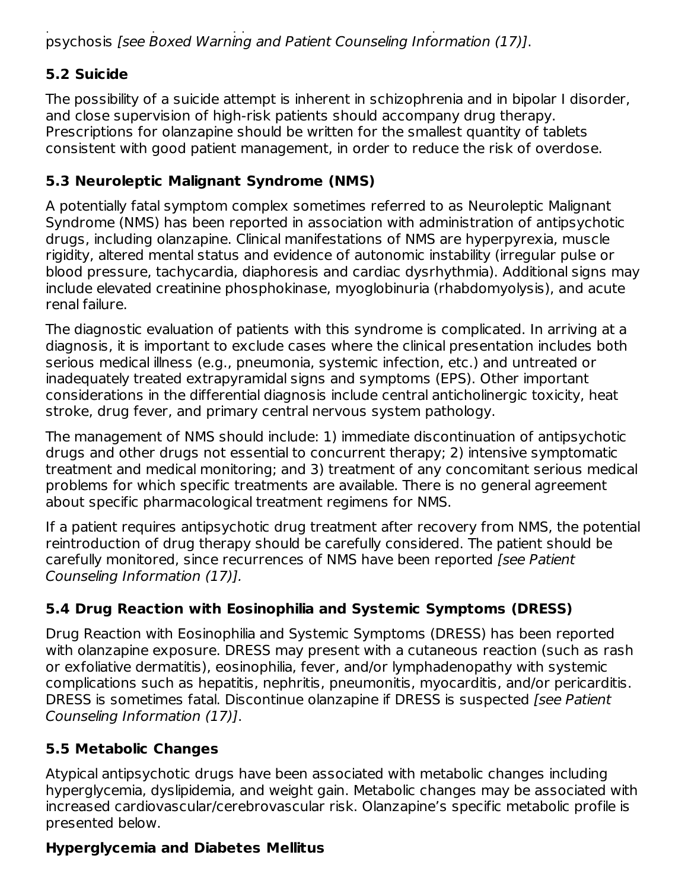psychosis *[see Boxed Warning and Patient Counseling Information (17)]*.

### 5.2 Suicide

The possibility of a suicide attempt is inherent in schizophrenia and in bipolar I disorder, and close supervision of high-risk patients should accompany drug therapy. Prescriptions for olanzapine should be written for the smallest quantity of tablets consistent with good patient management, in order to reduce the risk of overdose.

### 5.3 Neuroleptic Malignant Syndrome (NMS)

A potentially fatal symptom complex sometimes referred to as Neuroleptic Malignant Syndrome (NMS) has been reported in association with administration of antipsychotic drugs, including olanzapine. Clinical manifestations of NMS are hyperpyrexia, muscle rigidity, altered mental status and evidence of autonomic instability (irregular pulse or blood pressure, tachycardia, diaphoresis and cardiac dysrhythmia). Additional signs may include elevated creatinine phosphokinase, myoglobinuria (rhabdomyolysis), and acute renal failure.

The diagnostic evaluation of patients with this syndrome is complicated. In arriving at a diagnosis, it is important to exclude cases where the clinical presentation includes both serious medical illness (e.g., pneumonia, systemic infection, etc.) and untreated or inadequately treated extrapyramidal signs and symptoms (EPS). Other important considerations in the differential diagnosis include central anticholinergic toxicity, heat stroke, drug fever, and primary central nervous system pathology.

The management of NMS should include: 1) immediate discontinuation of antipsychotic drugs and other drugs not essential to concurrent therapy; 2) intensive symptomatic treatment and medical monitoring; and 3) treatment of any concomitant serious medical problems for which specific treatments are available. There is no general agreement about specific pharmacological treatment regimens for NMS.

If a patient requires antipsychotic drug treatment after recovery from NMS, the potential reintroduction of drug therapy should be carefully considered. The patient should be carefully monitored, since recurrences of NMS have been reported *[see Patient Counseling Information (17)].*

### 5.4 Drug Reaction with Eosinophilia and Systemic Symptoms (DRESS)

Drug Reaction with Eosinophilia and Systemic Symptoms (DRESS) has been reported with olanzapine exposure. DRESS may present with a cutaneous reaction (such as rash or exfoliative dermatitis), eosinophilia, fever, and/or lymphadenopathy with systemic complications such as hepatitis, nephritis, pneumonitis, myocarditis, and/or pericarditis. DRESS is sometimes fatal. Discontinue olanzapine if DRESS is suspected *[see Patient Counseling Information (17)]*.

### 5.5 Metabolic Changes

Atypical antipsychotic drugs have been associated with metabolic changes including hyperglycemia, dyslipidemia, and weight gain. Metabolic changes may be associated with increased cardiovascular/cerebrovascular risk. Olanzapine's specific metabolic profile is presented below.

**Hyperglycemia and Diabetes Mellitus**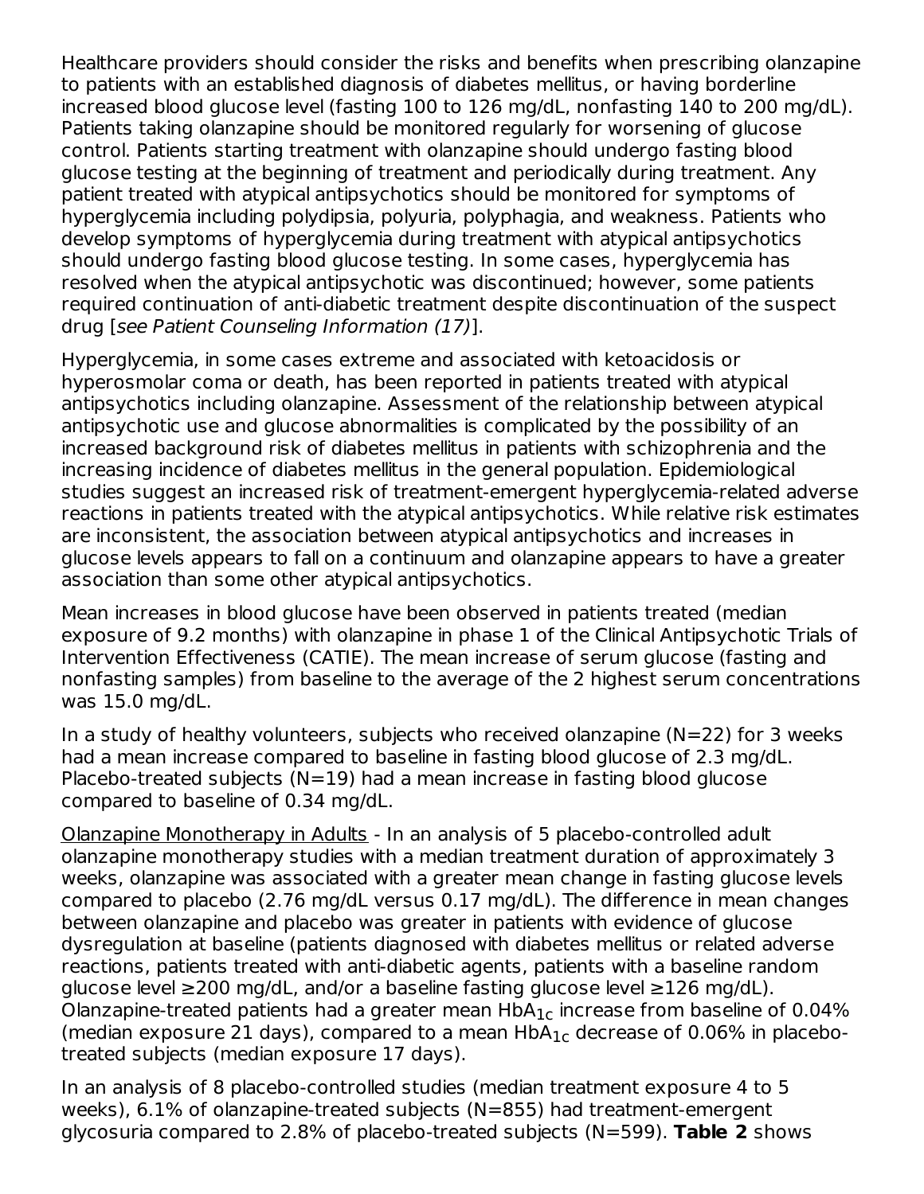Healthcare providers should consider the risks and benefits when prescribing olanzapine to patients with an established diagnosis of diabetes mellitus, or having borderline increased blood glucose level (fasting 100 to 126 mg/dL, nonfasting 140 to 200 mg/dL). Patients taking olanzapine should be monitored regularly for worsening of glucose control. Patients starting treatment with olanzapine should undergo fasting blood glucose testing at the beginning of treatment and periodically during treatment. Any patient treated with atypical antipsychotics should be monitored for symptoms of hyperglycemia including polydipsia, polyuria, polyphagia, and weakness. Patients who develop symptoms of hyperglycemia during treatment with atypical antipsychotics should undergo fasting blood glucose testing. In some cases, hyperglycemia has resolved when the atypical antipsychotic was discontinued; however, some patients required continuation of anti-diabetic treatment despite discontinuation of the suspect drug [*see Patient Counseling Information (17)*].

Hyperglycemia, in some cases extreme and associated with ketoacidosis or hyperosmolar coma or death, has been reported in patients treated with atypical antipsychotics including olanzapine. Assessment of the relationship between atypical antipsychotic use and glucose abnormalities is complicated by the possibility of an increased background risk of diabetes mellitus in patients with schizophrenia and the increasing incidence of diabetes mellitus in the general population. Epidemiological studies suggest an increased risk of treatment-emergent hyperglycemia-related adverse reactions in patients treated with the atypical antipsychotics. While relative risk estimates are inconsistent, the association between atypical antipsychotics and increases in glucose levels appears to fall on a continuum and olanzapine appears to have a greater association than some other atypical antipsychotics.

Mean increases in blood glucose have been observed in patients treated (median exposure of 9.2 months) with olanzapine in phase 1 of the Clinical Antipsychotic Trials of Intervention Effectiveness (CATIE). The mean increase of serum glucose (fasting and nonfasting samples) from baseline to the average of the 2 highest serum concentrations was 15.0 mg/dL.

In a study of healthy volunteers, subjects who received olanzapine (N=22) for 3 weeks had a mean increase compared to baseline in fasting blood glucose of 2.3 mg/dL. Placebo-treated subjects (N=19) had a mean increase in fasting blood glucose compared to baseline of 0.34 mg/dL.

Olanzapine Monotherapy in Adults - In an analysis of 5 placebo-controlled adult olanzapine monotherapy studies with a median treatment duration of approximately 3 weeks, olanzapine was associated with a greater mean change in fasting glucose levels compared to placebo (2.76 mg/dL versus 0.17 mg/dL). The difference in mean changes between olanzapine and placebo was greater in patients with evidence of glucose dysregulation at baseline (patients diagnosed with diabetes mellitus or related adverse reactions, patients treated with anti-diabetic agents, patients with a baseline random glucose level ≥200 mg/dL, and/or a baseline fasting glucose level ≥126 mg/dL). Olanzapine-treated patients had a greater mean $HbA_{1c}$ increase from baseline of 0.04% (median exposure 21 days), compared to a mean $HbA_{1c}$ decrease of 0.06% in placebo-treated subjects (median exposure 17 days).

In an analysis of 8 placebo-controlled studies (median treatment exposure 4 to 5 weeks), 6.1% of olanzapine-treated subjects (N=855) had treatment-emergent glycosuria compared to 2.8% of placebo-treated subjects (N=599). **Table 2** shows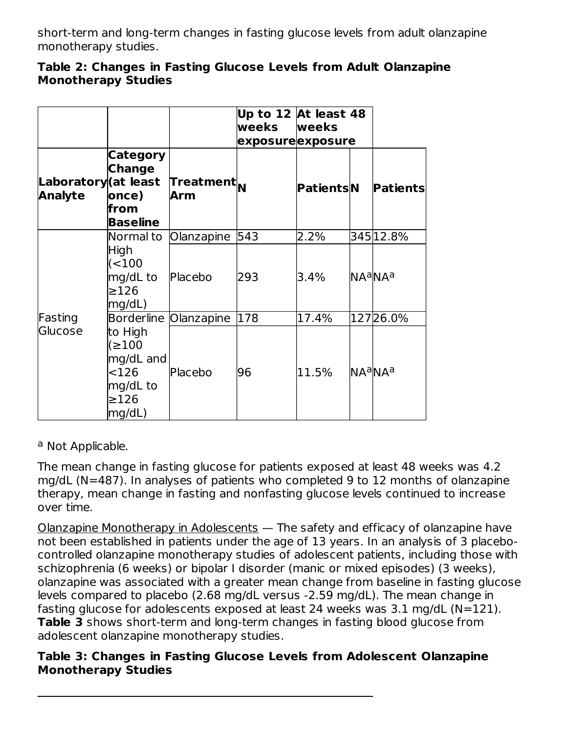short-term and long-term changes in fasting glucose levels from adult olanzapine monotherapy studies.

**Table 2: Changes in Fasting Glucose Levels from Adult Olanzapine Monotherapy Studies**

| | | | Up to 12 weeks exposure | | At least 48 weeks exposure | |
|---|---|---|---|---|---|---|
| **Laboratory Analyte** | **Category Change (at least once) from Baseline** | **Treatment Arm** | **N** | **Patients** | **N** | **Patients** |
| Fasting Glucose | Normal to High (<100 mg/dL to ≥126 mg/dL) | Olanzapine | 543 | 2.2% | 345 | 12.8% |
| | | Placebo | 293 | 3.4% | NA[a] | NA[a] |
| | Borderline to High (≥100 mg/dL and <126 mg/dL to ≥126 mg/dL) | Olanzapine | 178 | 17.4% | 127 | 26.0% |
| | | Placebo | 96 | 11.5% | NA[a] | NA[a] |

[a] Not Applicable.

The mean change in fasting glucose for patients exposed at least 48 weeks was 4.2 mg/dL (N=487). In analyses of patients who completed 9 to 12 months of olanzapine therapy, mean change in fasting and nonfasting glucose levels continued to increase over time.

Olanzapine Monotherapy in Adolescents — The safety and efficacy of olanzapine have not been established in patients under the age of 13 years. In an analysis of 3 placebo-controlled olanzapine monotherapy studies of adolescent patients, including those with schizophrenia (6 weeks) or bipolar I disorder (manic or mixed episodes) (3 weeks), olanzapine was associated with a greater mean change from baseline in fasting glucose levels compared to placebo (2.68 mg/dL versus -2.59 mg/dL). The mean change in fasting glucose for adolescents exposed at least 24 weeks was 3.1 mg/dL (N=121). **Table 3** shows short-term and long-term changes in fasting blood glucose from adolescent olanzapine monotherapy studies.

**Table 3: Changes in Fasting Glucose Levels from Adolescent Olanzapine Monotherapy Studies**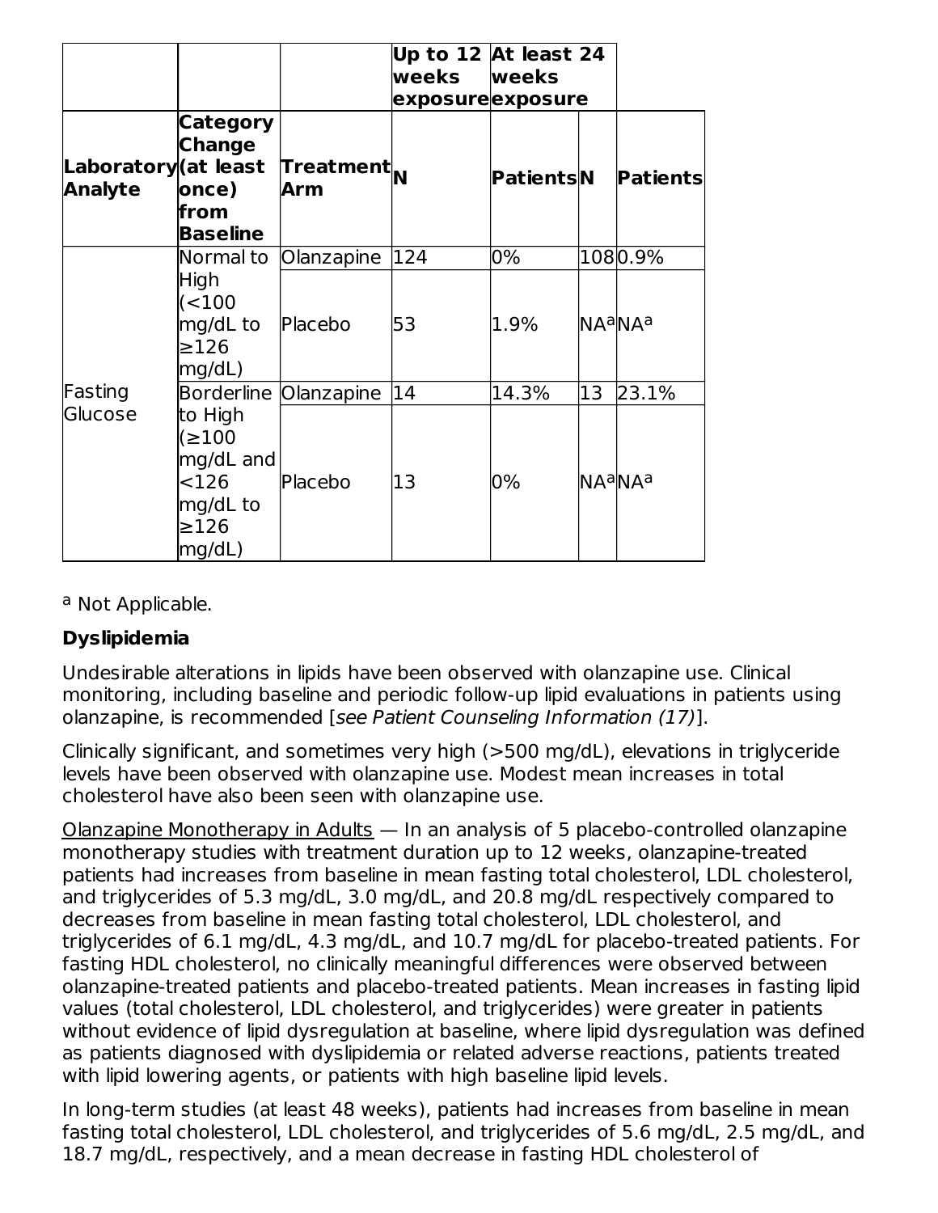| | | | Up to 12 weeks exposure | | At least 24 weeks exposure | |
|---|---|---|---|---|---|---|
| Laboratory Analyte | Category Change (at least once) from Baseline | Treatment Arm | N | Patients | N | Patients |
| Fasting Glucose | Normal to High (<100 mg/dL to ≥126 mg/dL) | Olanzapine | 124 | 0% | 108 | 0.9% |
| | | Placebo | 53 | 1.9% | NA[a] | NA[a] |
| | Borderline to High (≥100 mg/dL and <126 mg/dL to ≥126 mg/dL) | Olanzapine | 14 | 14.3% | 13 | 23.1% |
| | | Placebo | 13 | 0% | NA[a] | NA[a] |

[a] Not Applicable.

**Dyslipidemia**

Undesirable alterations in lipids have been observed with olanzapine use. Clinical monitoring, including baseline and periodic follow-up lipid evaluations in patients using olanzapine, is recommended [*see Patient Counseling Information (17)*].

Clinically significant, and sometimes very high (>500 mg/dL), elevations in triglyceride levels have been observed with olanzapine use. Modest mean increases in total cholesterol have also been seen with olanzapine use.

Olanzapine Monotherapy in Adults — In an analysis of 5 placebo-controlled olanzapine monotherapy studies with treatment duration up to 12 weeks, olanzapine-treated patients had increases from baseline in mean fasting total cholesterol, LDL cholesterol, and triglycerides of 5.3 mg/dL, 3.0 mg/dL, and 20.8 mg/dL respectively compared to decreases from baseline in mean fasting total cholesterol, LDL cholesterol, and triglycerides of 6.1 mg/dL, 4.3 mg/dL, and 10.7 mg/dL for placebo-treated patients. For fasting HDL cholesterol, no clinically meaningful differences were observed between olanzapine-treated patients and placebo-treated patients. Mean increases in fasting lipid values (total cholesterol, LDL cholesterol, and triglycerides) were greater in patients without evidence of lipid dysregulation at baseline, where lipid dysregulation was defined as patients diagnosed with dyslipidemia or related adverse reactions, patients treated with lipid lowering agents, or patients with high baseline lipid levels.

In long-term studies (at least 48 weeks), patients had increases from baseline in mean fasting total cholesterol, LDL cholesterol, and triglycerides of 5.6 mg/dL, 2.5 mg/dL, and 18.7 mg/dL, respectively, and a mean decrease in fasting HDL cholesterol of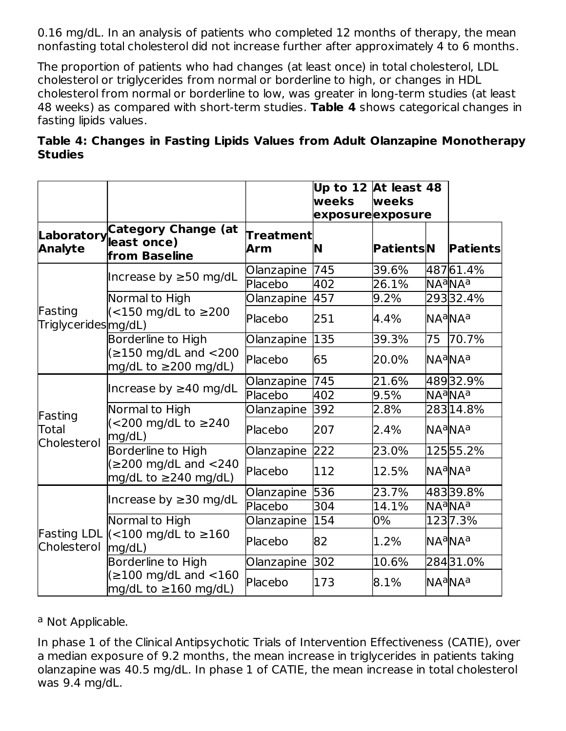0.16 mg/dL. In an analysis of patients who completed 12 months of therapy, the mean nonfasting total cholesterol did not increase further after approximately 4 to 6 months.

The proportion of patients who had changes (at least once) in total cholesterol, LDL cholesterol or triglycerides from normal or borderline to high, or changes in HDL cholesterol from normal or borderline to low, was greater in long-term studies (at least 48 weeks) as compared with short-term studies. **Table 4** shows categorical changes in fasting lipids values.

**Table 4: Changes in Fasting Lipids Values from Adult Olanzapine Monotherapy Studies**

| | | | Up to 12 weeks exposure | | At least 48 weeks exposure | |
|---|---|---|---|---|---|---|
| **Laboratory Analyte** | **Category Change (at least once) from Baseline** | **Treatment Arm** | **N** | **Patients** | **N** | **Patients** |
| Fasting Triglycerides | Increase by ≥50 mg/dL | Olanzapine | 745 | 39.6% | 487 | 61.4% |
| | | Placebo | 402 | 26.1% | NA[a] | NA[a] |
| | Normal to High (<150 mg/dL to ≥200 mg/dL) | Olanzapine | 457 | 9.2% | 293 | 32.4% |
| | | Placebo | 251 | 4.4% | NA[a] | NA[a] |
| | Borderline to High (≥150 mg/dL and <200 mg/dL to ≥200 mg/dL) | Olanzapine | 135 | 39.3% | 75 | 70.7% |
| | | Placebo | 65 | 20.0% | NA[a] | NA[a] |
| Fasting Total Cholesterol | Increase by ≥40 mg/dL | Olanzapine | 745 | 21.6% | 489 | 32.9% |
| | | Placebo | 402 | 9.5% | NA[a] | NA[a] |
| | Normal to High (<200 mg/dL to ≥240 mg/dL) | Olanzapine | 392 | 2.8% | 283 | 14.8% |
| | | Placebo | 207 | 2.4% | NA[a] | NA[a] |
| | Borderline to High (≥200 mg/dL and <240 mg/dL to ≥240 mg/dL) | Olanzapine | 222 | 23.0% | 125 | 55.2% |
| | | Placebo | 112 | 12.5% | NA[a] | NA[a] |
| Fasting LDL Cholesterol | Increase by ≥30 mg/dL | Olanzapine | 536 | 23.7% | 483 | 39.8% |
| | | Placebo | 304 | 14.1% | NA[a] | NA[a] |
| | Normal to High (<100 mg/dL to ≥160 mg/dL) | Olanzapine | 154 | 0% | 123 | 7.3% |
| | | Placebo | 82 | 1.2% | NA[a] | NA[a] |
| | Borderline to High (≥100 mg/dL and <160 mg/dL to ≥160 mg/dL) | Olanzapine | 302 | 10.6% | 284 | 31.0% |
| | | Placebo | 173 | 8.1% | NA[a] | NA[a] |

[a] Not Applicable.

In phase 1 of the Clinical Antipsychotic Trials of Intervention Effectiveness (CATIE), over a median exposure of 9.2 months, the mean increase in triglycerides in patients taking olanzapine was 40.5 mg/dL. In phase 1 of CATIE, the mean increase in total cholesterol was 9.4 mg/dL.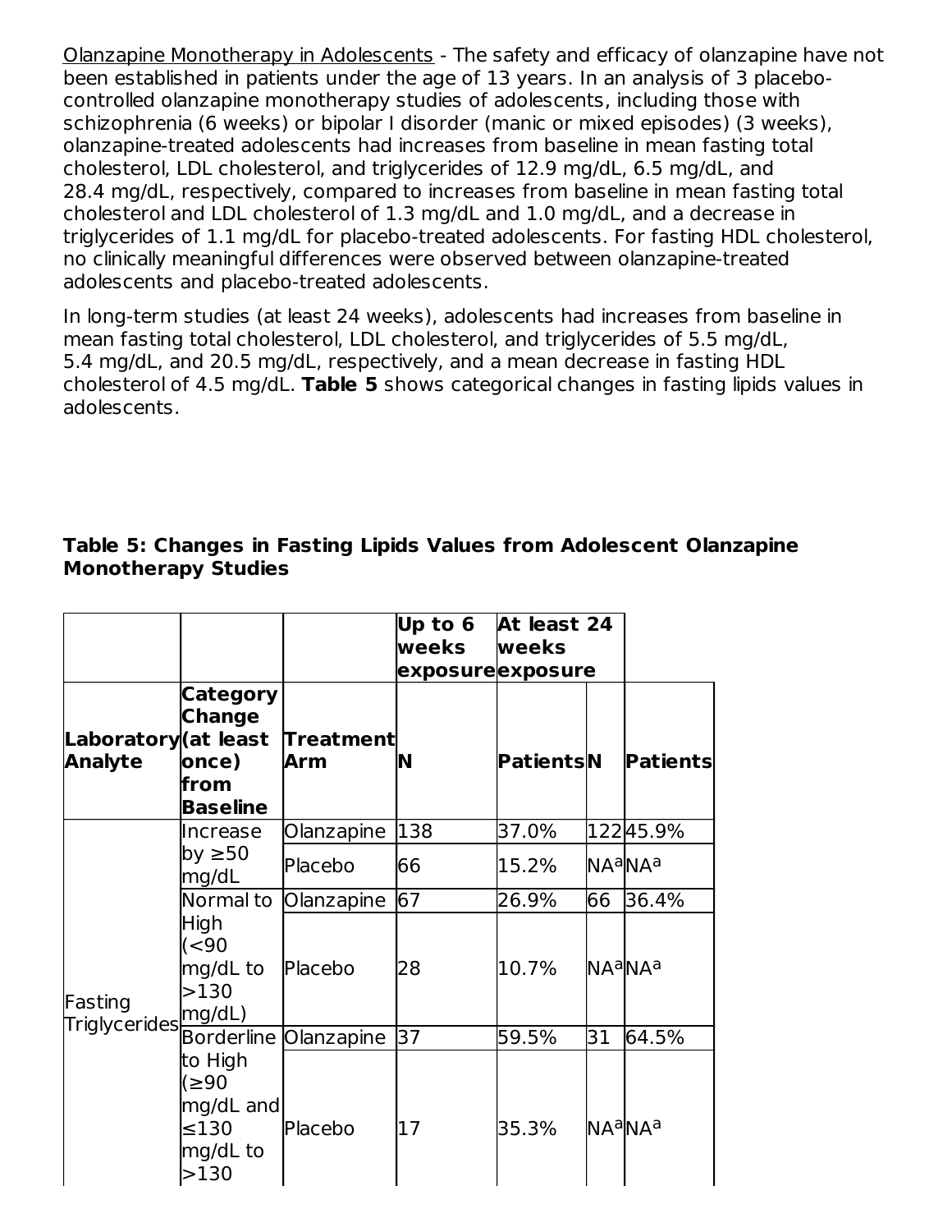Olanzapine Monotherapy in Adolescents - The safety and efficacy of olanzapine have not been established in patients under the age of 13 years. In an analysis of 3 placebo-controlled olanzapine monotherapy studies of adolescents, including those with schizophrenia (6 weeks) or bipolar I disorder (manic or mixed episodes) (3 weeks), olanzapine-treated adolescents had increases from baseline in mean fasting total cholesterol, LDL cholesterol, and triglycerides of 12.9 mg/dL, 6.5 mg/dL, and 28.4 mg/dL, respectively, compared to increases from baseline in mean fasting total cholesterol and LDL cholesterol of 1.3 mg/dL and 1.0 mg/dL, and a decrease in triglycerides of 1.1 mg/dL for placebo-treated adolescents. For fasting HDL cholesterol, no clinically meaningful differences were observed between olanzapine-treated adolescents and placebo-treated adolescents.

In long-term studies (at least 24 weeks), adolescents had increases from baseline in mean fasting total cholesterol, LDL cholesterol, and triglycerides of 5.5 mg/dL, 5.4 mg/dL, and 20.5 mg/dL, respectively, and a mean decrease in fasting HDL cholesterol of 4.5 mg/dL. **Table 5** shows categorical changes in fasting lipids values in adolescents.

**Table 5: Changes in Fasting Lipids Values from Adolescent Olanzapine Monotherapy Studies**

| | | | Up to 6 weeks exposure | | At least 24 weeks exposure | |
|---|---|---|---|---|---|---|
| **Laboratory Analyte** | **Category Change (at least once) from Baseline** | **Treatment Arm** | **N** | **Patients** | **N** | **Patients** |
| Fasting Triglycerides | Increase by ≥50 mg/dL | Olanzapine | 138 | 37.0% | 122 | 45.9% |
| | | Placebo | 66 | 15.2% | NA[a] | NA[a] |
| | Normal to High (<90 mg/dL to >130 mg/dL) | Olanzapine | 67 | 26.9% | 66 | 36.4% |
| | | Placebo | 28 | 10.7% | NA[a] | NA[a] |
| | Borderline to High (≥90 mg/dL and ≤130 mg/dL to >130 | Olanzapine | 37 | 59.5% | 31 | 64.5% |
| | | Placebo | 17 | 35.3% | NA[a] | NA[a] |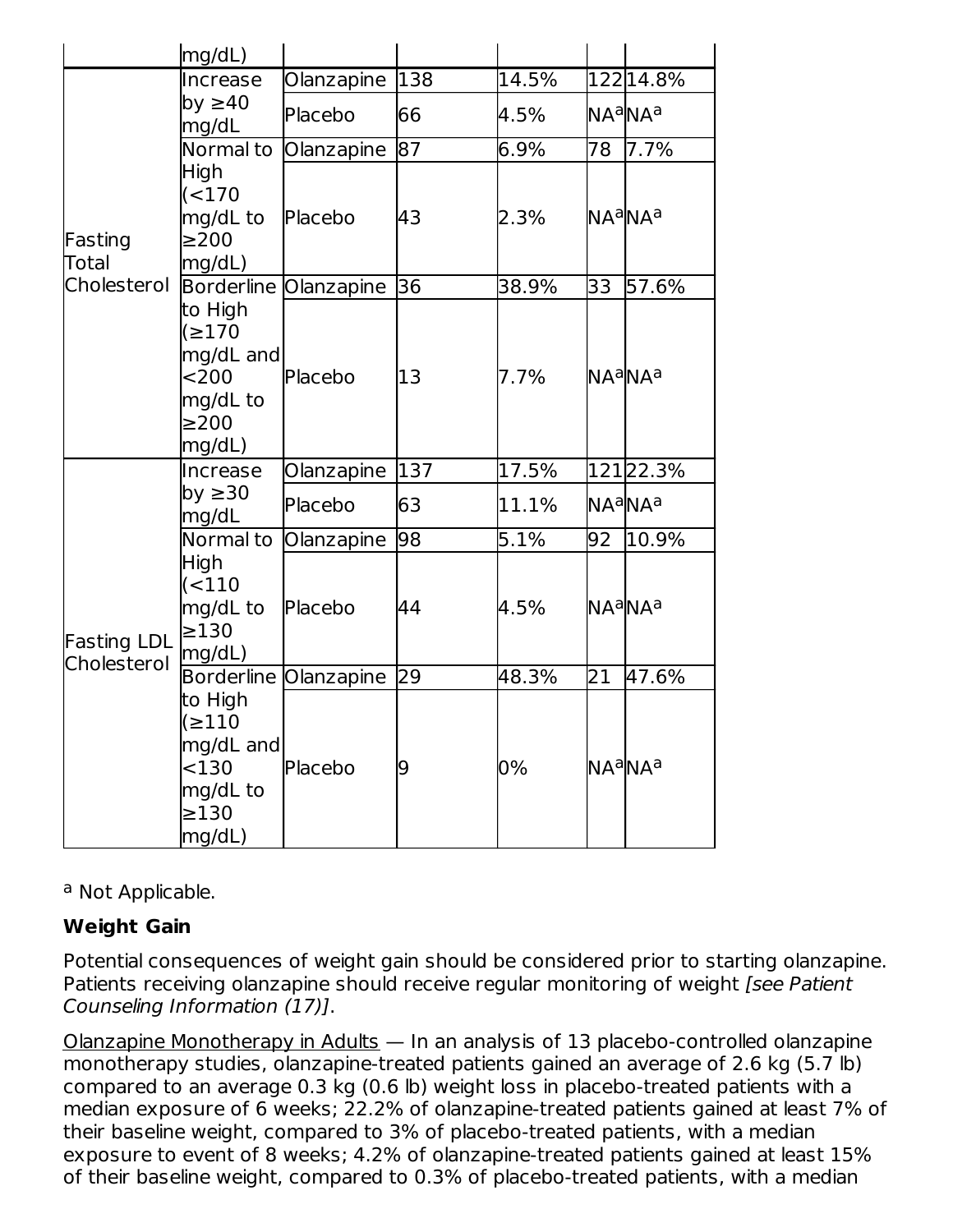| | mg/dL) | | | | | |
|---|---|---|---|---|---|---|
| Fasting Total Cholesterol | Increase by ≥40 mg/dL | Olanzapine | 138 | 14.5% | 122 | 14.8% |
| | | Placebo | 66 | 4.5% | NA[a] | NA[a] |
| | Normal to High (<170 mg/dL to ≥200 mg/dL) | Olanzapine | 87 | 6.9% | 78 | 7.7% |
| | | Placebo | 43 | 2.3% | NA[a] | NA[a] |
| | Borderline to High (≥170 mg/dL and <200 mg/dL to ≥200 mg/dL) | Olanzapine | 36 | 38.9% | 33 | 57.6% |
| | | Placebo | 13 | 7.7% | NA[a] | NA[a] |
| Fasting LDL Cholesterol | Increase by ≥30 mg/dL | Olanzapine | 137 | 17.5% | 121 | 22.3% |
| | | Placebo | 63 | 11.1% | NA[a] | NA[a] |
| | Normal to High (<110 mg/dL to ≥130 mg/dL) | Olanzapine | 98 | 5.1% | 92 | 10.9% |
| | | Placebo | 44 | 4.5% | NA[a] | NA[a] |
| | Borderline to High (≥110 mg/dL and <130 mg/dL to ≥130 mg/dL) | Olanzapine | 29 | 48.3% | 21 | 47.6% |
| | | Placebo | 9 | 0% | NA[a] | NA[a] |

[a] Not Applicable.

**Weight Gain**

Potential consequences of weight gain should be considered prior to starting olanzapine. Patients receiving olanzapine should receive regular monitoring of weight *[see Patient Counseling Information (17)]*.

Olanzapine Monotherapy in Adults — In an analysis of 13 placebo-controlled olanzapine monotherapy studies, olanzapine-treated patients gained an average of 2.6 kg (5.7 lb) compared to an average 0.3 kg (0.6 lb) weight loss in placebo-treated patients with a median exposure of 6 weeks; 22.2% of olanzapine-treated patients gained at least 7% of their baseline weight, compared to 3% of placebo-treated patients, with a median exposure to event of 8 weeks; 4.2% of olanzapine-treated patients gained at least 15% of their baseline weight, compared to 0.3% of placebo-treated patients, with a median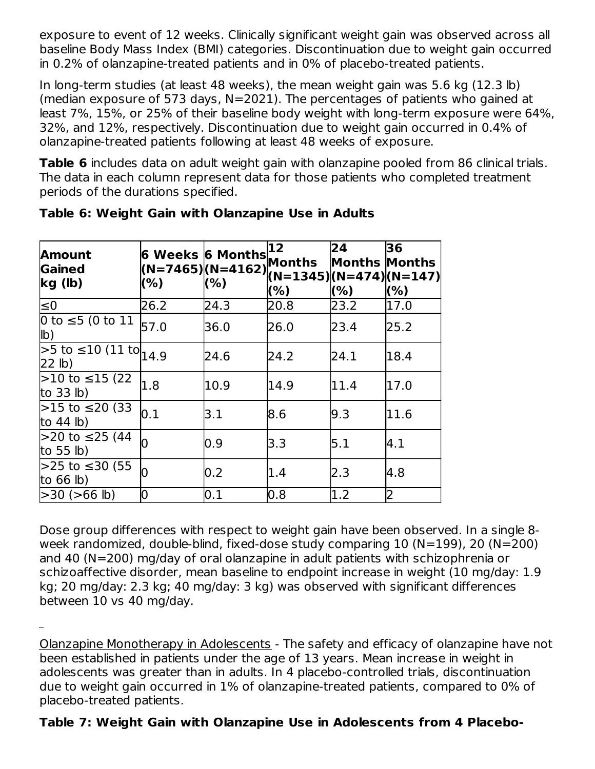exposure to event of 12 weeks. Clinically significant weight gain was observed across all baseline Body Mass Index (BMI) categories. Discontinuation due to weight gain occurred in 0.2% of olanzapine-treated patients and in 0% of placebo-treated patients.

In long-term studies (at least 48 weeks), the mean weight gain was 5.6 kg (12.3 lb) (median exposure of 573 days, N=2021). The percentages of patients who gained at least 7%, 15%, or 25% of their baseline body weight with long-term exposure were 64%, 32%, and 12%, respectively. Discontinuation due to weight gain occurred in 0.4% of olanzapine-treated patients following at least 48 weeks of exposure.

**Table 6** includes data on adult weight gain with olanzapine pooled from 86 clinical trials. The data in each column represent data for those patients who completed treatment periods of the durations specified.

**Table 6: Weight Gain with Olanzapine Use in Adults**

| Amount Gained kg (lb) | 6 Weeks (N=7465) (%) | 6 Months (N=4162) (%) | 12 Months (N=1345) (%) | 24 Months (N=474) (%) | 36 Months (N=147) (%) |
|---|---|---|---|---|---|
| ≤0 | 26.2 | 24.3 | 20.8 | 23.2 | 17.0 |
| 0 to ≤5 (0 to 11 lb) | 57.0 | 36.0 | 26.0 | 23.4 | 25.2 |
| >5 to ≤10 (11 to 22 lb) | 14.9 | 24.6 | 24.2 | 24.1 | 18.4 |
| >10 to ≤15 (22 to 33 lb) | 1.8 | 10.9 | 14.9 | 11.4 | 17.0 |
| >15 to ≤20 (33 to 44 lb) | 0.1 | 3.1 | 8.6 | 9.3 | 11.6 |
| >20 to ≤25 (44 to 55 lb) | 0 | 0.9 | 3.3 | 5.1 | 4.1 |
| >25 to ≤30 (55 to 66 lb) | 0 | 0.2 | 1.4 | 2.3 | 4.8 |
| >30 (>66 lb) | 0 | 0.1 | 0.8 | 1.2 | 2 |

Dose group differences with respect to weight gain have been observed. In a single 8-week randomized, double-blind, fixed-dose study comparing 10 (N=199), 20 (N=200) and 40 (N=200) mg/day of oral olanzapine in adult patients with schizophrenia or schizoaffective disorder, mean baseline to endpoint increase in weight (10 mg/day: 1.9 kg; 20 mg/day: 2.3 kg; 40 mg/day: 3 kg) was observed with significant differences between 10 vs 40 mg/day.

Olanzapine Monotherapy in Adolescents - The safety and efficacy of olanzapine have not been established in patients under the age of 13 years. Mean increase in weight in adolescents was greater than in adults. In 4 placebo-controlled trials, discontinuation due to weight gain occurred in 1% of olanzapine-treated patients, compared to 0% of placebo-treated patients.

**Table 7: Weight Gain with Olanzapine Use in Adolescents from 4 Placebo-**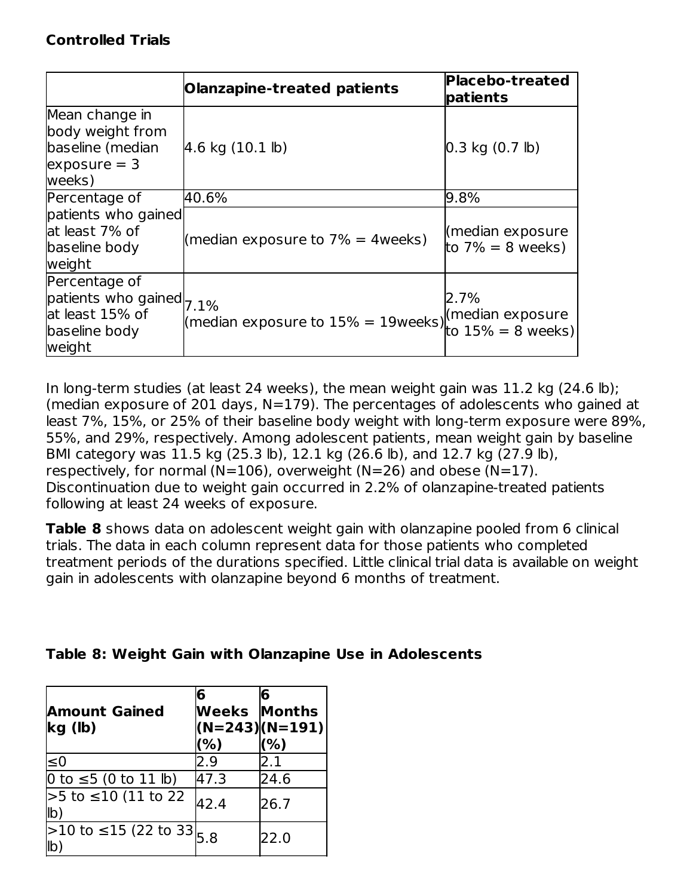**Controlled Trials**

| | Olanzapine-treated patients | Placebo-treated patients |
|---|---|---|
| Mean change in body weight from baseline (median exposure = 3 weeks) | 4.6 kg (10.1 lb) | 0.3 kg (0.7 lb) |
| Percentage of patients who gained at least 7% of baseline body weight | 40.6% (median exposure to 7% = 4weeks) | 9.8% (median exposure to 7% = 8 weeks) |
| Percentage of patients who gained at least 15% of baseline body weight | 7.1% (median exposure to 15% = 19weeks) | 2.7% (median exposure to 15% = 8 weeks) |

In long-term studies (at least 24 weeks), the mean weight gain was 11.2 kg (24.6 lb); (median exposure of 201 days, N=179). The percentages of adolescents who gained at least 7%, 15%, or 25% of their baseline body weight with long-term exposure were 89%, 55%, and 29%, respectively. Among adolescent patients, mean weight gain by baseline BMI category was 11.5 kg (25.3 lb), 12.1 kg (26.6 lb), and 12.7 kg (27.9 lb), respectively, for normal (N=106), overweight (N=26) and obese (N=17). Discontinuation due to weight gain occurred in 2.2% of olanzapine-treated patients following at least 24 weeks of exposure.

**Table 8** shows data on adolescent weight gain with olanzapine pooled from 6 clinical trials. The data in each column represent data for those patients who completed treatment periods of the durations specified. Little clinical trial data is available on weight gain in adolescents with olanzapine beyond 6 months of treatment.

**Table 8: Weight Gain with Olanzapine Use in Adolescents**

| Amount Gained kg (lb) | 6 Weeks (N=243) (%) | 6 Months (N=191) (%) |
|---|---|---|
| ≤0 | 2.9 | 2.1 |
| 0 to ≤5 (0 to 11 lb) | 47.3 | 24.6 |
| >5 to ≤10 (11 to 22 lb) | 42.4 | 26.7 |
| >10 to ≤15 (22 to 33 lb) | 5.8 | 22.0 |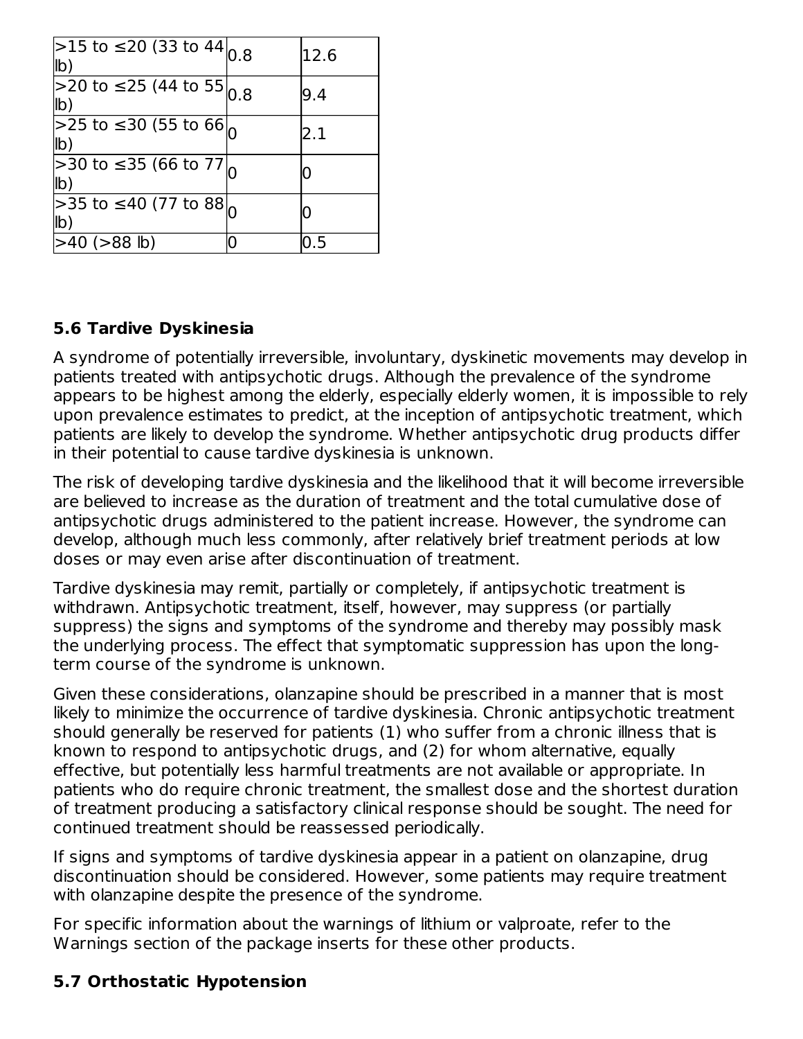| | | |
|---|---|---|
| >15 to ≤20 (33 to 44 lb) | 0.8 | 12.6 |
| >20 to ≤25 (44 to 55 lb) | 0.8 | 9.4 |
| >25 to ≤30 (55 to 66 lb) | 0 | 2.1 |
| >30 to ≤35 (66 to 77 lb) | 0 | 0 |
| >35 to ≤40 (77 to 88 lb) | 0 | 0 |
| >40 (>88 lb) | 0 | 0.5 |

### 5.6 Tardive Dyskinesia

A syndrome of potentially irreversible, involuntary, dyskinetic movements may develop in patients treated with antipsychotic drugs. Although the prevalence of the syndrome appears to be highest among the elderly, especially elderly women, it is impossible to rely upon prevalence estimates to predict, at the inception of antipsychotic treatment, which patients are likely to develop the syndrome. Whether antipsychotic drug products differ in their potential to cause tardive dyskinesia is unknown.

The risk of developing tardive dyskinesia and the likelihood that it will become irreversible are believed to increase as the duration of treatment and the total cumulative dose of antipsychotic drugs administered to the patient increase. However, the syndrome can develop, although much less commonly, after relatively brief treatment periods at low doses or may even arise after discontinuation of treatment.

Tardive dyskinesia may remit, partially or completely, if antipsychotic treatment is withdrawn. Antipsychotic treatment, itself, however, may suppress (or partially suppress) the signs and symptoms of the syndrome and thereby may possibly mask the underlying process. The effect that symptomatic suppression has upon the long-term course of the syndrome is unknown.

Given these considerations, olanzapine should be prescribed in a manner that is most likely to minimize the occurrence of tardive dyskinesia. Chronic antipsychotic treatment should generally be reserved for patients (1) who suffer from a chronic illness that is known to respond to antipsychotic drugs, and (2) for whom alternative, equally effective, but potentially less harmful treatments are not available or appropriate. In patients who do require chronic treatment, the smallest dose and the shortest duration of treatment producing a satisfactory clinical response should be sought. The need for continued treatment should be reassessed periodically.

If signs and symptoms of tardive dyskinesia appear in a patient on olanzapine, drug discontinuation should be considered. However, some patients may require treatment with olanzapine despite the presence of the syndrome.

For specific information about the warnings of lithium or valproate, refer to the Warnings section of the package inserts for these other products.

### 5.7 Orthostatic Hypotension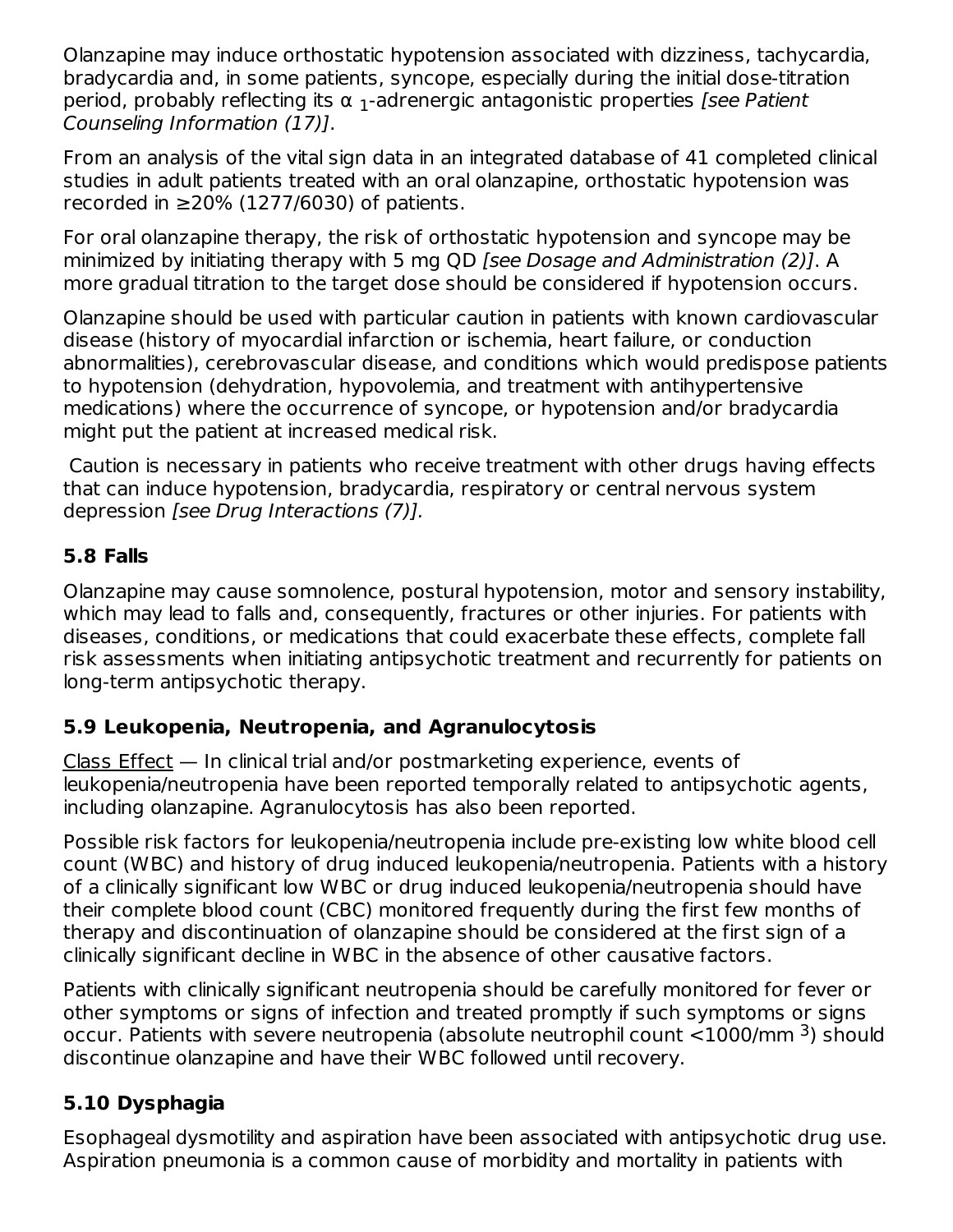Olanzapine may induce orthostatic hypotension associated with dizziness, tachycardia, bradycardia and, in some patients, syncope, especially during the initial dose-titration period, probably reflecting its $\alpha_1$-adrenergic antagonistic properties *[see Patient Counseling Information (17)]*.

From an analysis of the vital sign data in an integrated database of 41 completed clinical studies in adult patients treated with an oral olanzapine, orthostatic hypotension was recorded in ≥20% (1277/6030) of patients.

For oral olanzapine therapy, the risk of orthostatic hypotension and syncope may be minimized by initiating therapy with 5 mg QD *[see Dosage and Administration (2)]*. A more gradual titration to the target dose should be considered if hypotension occurs.

Olanzapine should be used with particular caution in patients with known cardiovascular disease (history of myocardial infarction or ischemia, heart failure, or conduction abnormalities), cerebrovascular disease, and conditions which would predispose patients to hypotension (dehydration, hypovolemia, and treatment with antihypertensive medications) where the occurrence of syncope, or hypotension and/or bradycardia might put the patient at increased medical risk.

Caution is necessary in patients who receive treatment with other drugs having effects that can induce hypotension, bradycardia, respiratory or central nervous system depression *[see Drug Interactions (7)].*

### 5.8 Falls

Olanzapine may cause somnolence, postural hypotension, motor and sensory instability, which may lead to falls and, consequently, fractures or other injuries. For patients with diseases, conditions, or medications that could exacerbate these effects, complete fall risk assessments when initiating antipsychotic treatment and recurrently for patients on long-term antipsychotic therapy.

### 5.9 Leukopenia, Neutropenia, and Agranulocytosis

Class Effect — In clinical trial and/or postmarketing experience, events of leukopenia/neutropenia have been reported temporally related to antipsychotic agents, including olanzapine. Agranulocytosis has also been reported.

Possible risk factors for leukopenia/neutropenia include pre-existing low white blood cell count (WBC) and history of drug induced leukopenia/neutropenia. Patients with a history of a clinically significant low WBC or drug induced leukopenia/neutropenia should have their complete blood count (CBC) monitored frequently during the first few months of therapy and discontinuation of olanzapine should be considered at the first sign of a clinically significant decline in WBC in the absence of other causative factors.

Patients with clinically significant neutropenia should be carefully monitored for fever or other symptoms or signs of infection and treated promptly if such symptoms or signs occur. Patients with severe neutropenia (absolute neutrophil count <1000/mm $^3$) should discontinue olanzapine and have their WBC followed until recovery.

### 5.10 Dysphagia

Esophageal dysmotility and aspiration have been associated with antipsychotic drug use. Aspiration pneumonia is a common cause of morbidity and mortality in patients with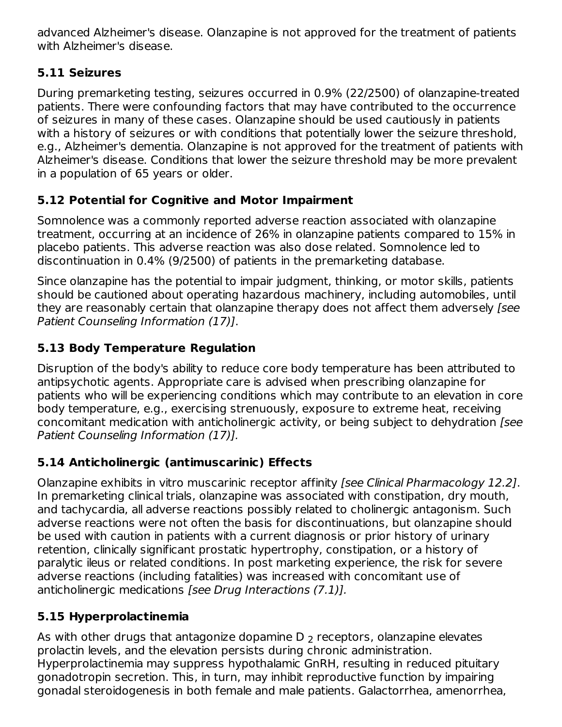advanced Alzheimer's disease. Olanzapine is not approved for the treatment of patients with Alzheimer's disease.

### 5.11 Seizures

During premarketing testing, seizures occurred in 0.9% (22/2500) of olanzapine-treated patients. There were confounding factors that may have contributed to the occurrence of seizures in many of these cases. Olanzapine should be used cautiously in patients with a history of seizures or with conditions that potentially lower the seizure threshold, e.g., Alzheimer's dementia. Olanzapine is not approved for the treatment of patients with Alzheimer's disease. Conditions that lower the seizure threshold may be more prevalent in a population of 65 years or older.

### 5.12 Potential for Cognitive and Motor Impairment

Somnolence was a commonly reported adverse reaction associated with olanzapine treatment, occurring at an incidence of 26% in olanzapine patients compared to 15% in placebo patients. This adverse reaction was also dose related. Somnolence led to discontinuation in 0.4% (9/2500) of patients in the premarketing database.

Since olanzapine has the potential to impair judgment, thinking, or motor skills, patients should be cautioned about operating hazardous machinery, including automobiles, until they are reasonably certain that olanzapine therapy does not affect them adversely *[see Patient Counseling Information (17)]*.

### 5.13 Body Temperature Regulation

Disruption of the body's ability to reduce core body temperature has been attributed to antipsychotic agents. Appropriate care is advised when prescribing olanzapine for patients who will be experiencing conditions which may contribute to an elevation in core body temperature, e.g., exercising strenuously, exposure to extreme heat, receiving concomitant medication with anticholinergic activity, or being subject to dehydration *[see Patient Counseling Information (17)].*

### 5.14 Anticholinergic (antimuscarinic) Effects

Olanzapine exhibits in vitro muscarinic receptor affinity *[see Clinical Pharmacology 12.2]*. In premarketing clinical trials, olanzapine was associated with constipation, dry mouth, and tachycardia, all adverse reactions possibly related to cholinergic antagonism. Such adverse reactions were not often the basis for discontinuations, but olanzapine should be used with caution in patients with a current diagnosis or prior history of urinary retention, clinically significant prostatic hypertrophy, constipation, or a history of paralytic ileus or related conditions. In post marketing experience, the risk for severe adverse reactions (including fatalities) was increased with concomitant use of anticholinergic medications *[see Drug Interactions (7.1)].*

### 5.15 Hyperprolactinemia

As with other drugs that antagonize dopamine $D_2$ receptors, olanzapine elevates prolactin levels, and the elevation persists during chronic administration. Hyperprolactinemia may suppress hypothalamic GnRH, resulting in reduced pituitary gonadotropin secretion. This, in turn, may inhibit reproductive function by impairing gonadal steroidogenesis in both female and male patients. Galactorrhea, amenorrhea,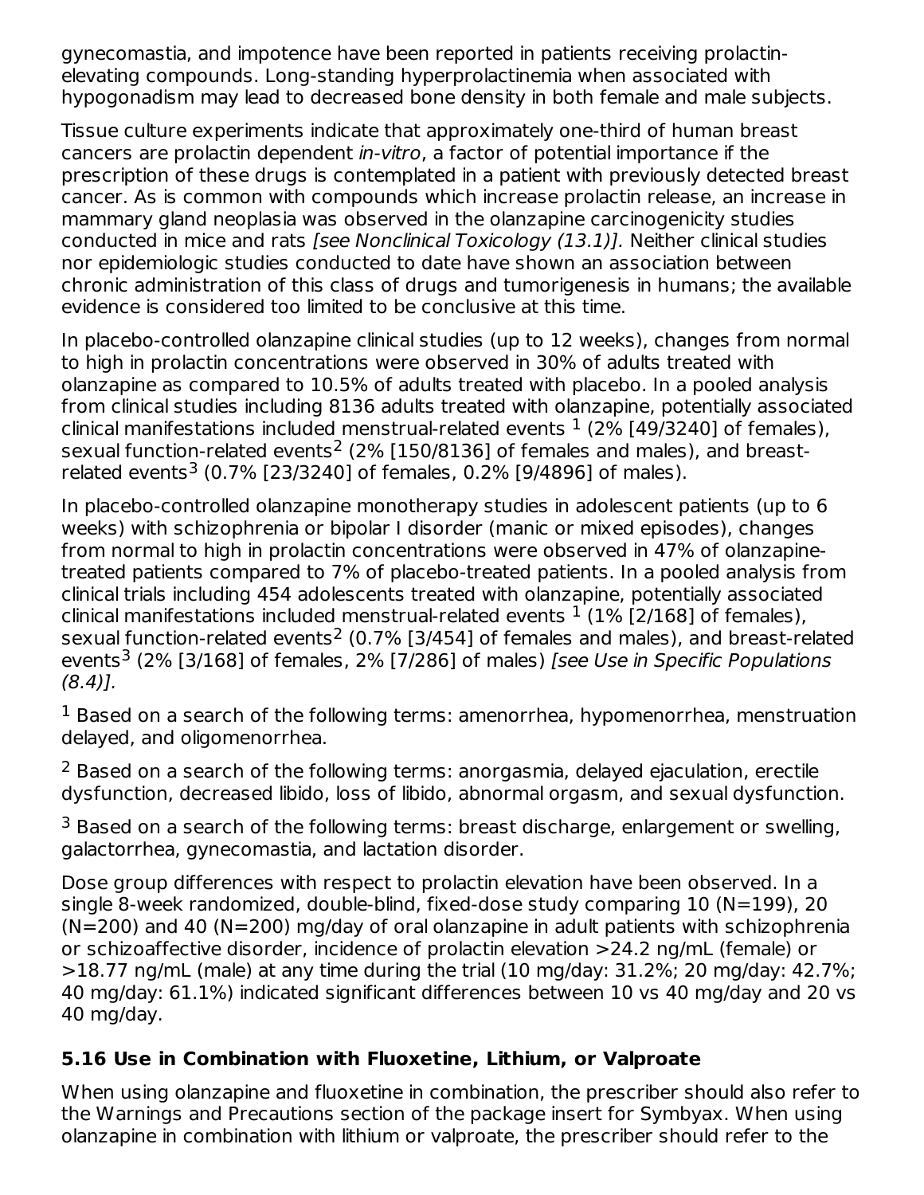gynecomastia, and impotence have been reported in patients receiving prolactin-elevating compounds. Long-standing hyperprolactinemia when associated with hypogonadism may lead to decreased bone density in both female and male subjects.

Tissue culture experiments indicate that approximately one-third of human breast cancers are prolactin dependent *in-vitro*, a factor of potential importance if the prescription of these drugs is contemplated in a patient with previously detected breast cancer. As is common with compounds which increase prolactin release, an increase in mammary gland neoplasia was observed in the olanzapine carcinogenicity studies conducted in mice and rats *[see Nonclinical Toxicology (13.1)]*. Neither clinical studies nor epidemiologic studies conducted to date have shown an association between chronic administration of this class of drugs and tumorigenesis in humans; the available evidence is considered too limited to be conclusive at this time.

In placebo-controlled olanzapine clinical studies (up to 12 weeks), changes from normal to high in prolactin concentrations were observed in 30% of adults treated with olanzapine as compared to 10.5% of adults treated with placebo. In a pooled analysis from clinical studies including 8136 adults treated with olanzapine, potentially associated clinical manifestations included menstrual-related events [1] (2% [49/3240] of females), sexual function-related events[2] (2% [150/8136] of females and males), and breast-related events[3] (0.7% [23/3240] of females, 0.2% [9/4896] of males).

In placebo-controlled olanzapine monotherapy studies in adolescent patients (up to 6 weeks) with schizophrenia or bipolar I disorder (manic or mixed episodes), changes from normal to high in prolactin concentrations were observed in 47% of olanzapine-treated patients compared to 7% of placebo-treated patients. In a pooled analysis from clinical trials including 454 adolescents treated with olanzapine, potentially associated clinical manifestations included menstrual-related events [1] (1% [2/168] of females), sexual function-related events[2] (0.7% [3/454] of females and males), and breast-related events[3] (2% [3/168] of females, 2% [7/286] of males) *[see Use in Specific Populations (8.4)]*.

[1] Based on a search of the following terms: amenorrhea, hypomenorrhea, menstruation delayed, and oligomenorrhea.

[2] Based on a search of the following terms: anorgasmia, delayed ejaculation, erectile dysfunction, decreased libido, loss of libido, abnormal orgasm, and sexual dysfunction.

[3] Based on a search of the following terms: breast discharge, enlargement or swelling, galactorrhea, gynecomastia, and lactation disorder.

Dose group differences with respect to prolactin elevation have been observed. In a single 8-week randomized, double-blind, fixed-dose study comparing 10 (N=199), 20 (N=200) and 40 (N=200) mg/day of oral olanzapine in adult patients with schizophrenia or schizoaffective disorder, incidence of prolactin elevation >24.2 ng/mL (female) or >18.77 ng/mL (male) at any time during the trial (10 mg/day: 31.2%; 20 mg/day: 42.7%; 40 mg/day: 61.1%) indicated significant differences between 10 vs 40 mg/day and 20 vs 40 mg/day.

### 5.16 Use in Combination with Fluoxetine, Lithium, or Valproate

When using olanzapine and fluoxetine in combination, the prescriber should also refer to the Warnings and Precautions section of the package insert for Symbyax. When using olanzapine in combination with lithium or valproate, the prescriber should refer to the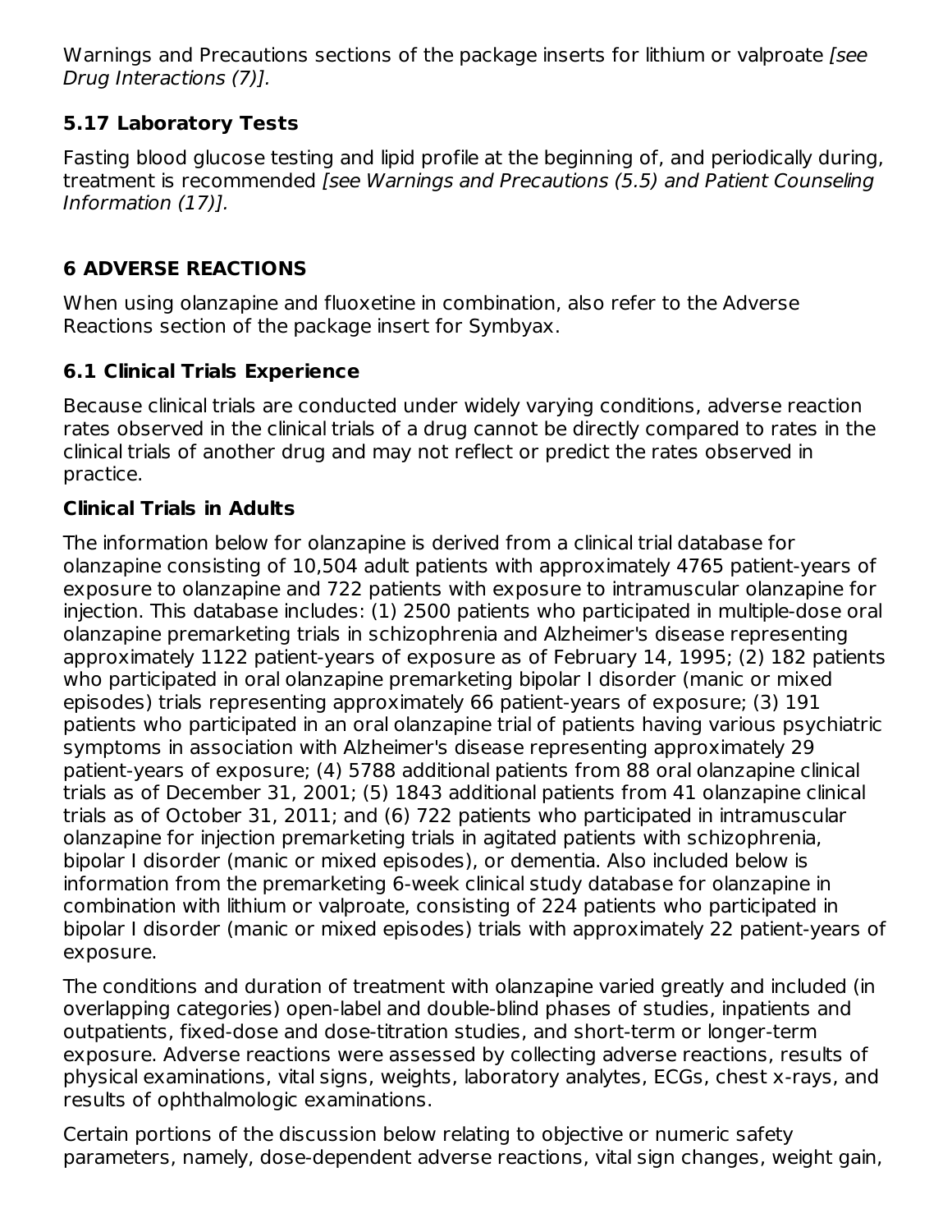Warnings and Precautions sections of the package inserts for lithium or valproate *[see Drug Interactions (7)]*.

### 5.17 Laboratory Tests

Fasting blood glucose testing and lipid profile at the beginning of, and periodically during, treatment is recommended *[see Warnings and Precautions (5.5) and Patient Counseling Information (17)]*.

## 6 ADVERSE REACTIONS

When using olanzapine and fluoxetine in combination, also refer to the Adverse Reactions section of the package insert for Symbyax.

### 6.1 Clinical Trials Experience

Because clinical trials are conducted under widely varying conditions, adverse reaction rates observed in the clinical trials of a drug cannot be directly compared to rates in the clinical trials of another drug and may not reflect or predict the rates observed in practice.

**Clinical Trials in Adults**

The information below for olanzapine is derived from a clinical trial database for olanzapine consisting of 10,504 adult patients with approximately 4765 patient-years of exposure to olanzapine and 722 patients with exposure to intramuscular olanzapine for injection. This database includes: (1) 2500 patients who participated in multiple-dose oral olanzapine premarketing trials in schizophrenia and Alzheimer's disease representing approximately 1122 patient-years of exposure as of February 14, 1995; (2) 182 patients who participated in oral olanzapine premarketing bipolar I disorder (manic or mixed episodes) trials representing approximately 66 patient-years of exposure; (3) 191 patients who participated in an oral olanzapine trial of patients having various psychiatric symptoms in association with Alzheimer's disease representing approximately 29 patient-years of exposure; (4) 5788 additional patients from 88 oral olanzapine clinical trials as of December 31, 2001; (5) 1843 additional patients from 41 olanzapine clinical trials as of October 31, 2011; and (6) 722 patients who participated in intramuscular olanzapine for injection premarketing trials in agitated patients with schizophrenia, bipolar I disorder (manic or mixed episodes), or dementia. Also included below is information from the premarketing 6-week clinical study database for olanzapine in combination with lithium or valproate, consisting of 224 patients who participated in bipolar I disorder (manic or mixed episodes) trials with approximately 22 patient-years of exposure.

The conditions and duration of treatment with olanzapine varied greatly and included (in overlapping categories) open-label and double-blind phases of studies, inpatients and outpatients, fixed-dose and dose-titration studies, and short-term or longer-term exposure. Adverse reactions were assessed by collecting adverse reactions, results of physical examinations, vital signs, weights, laboratory analytes, ECGs, chest x-rays, and results of ophthalmologic examinations.

Certain portions of the discussion below relating to objective or numeric safety parameters, namely, dose-dependent adverse reactions, vital sign changes, weight gain,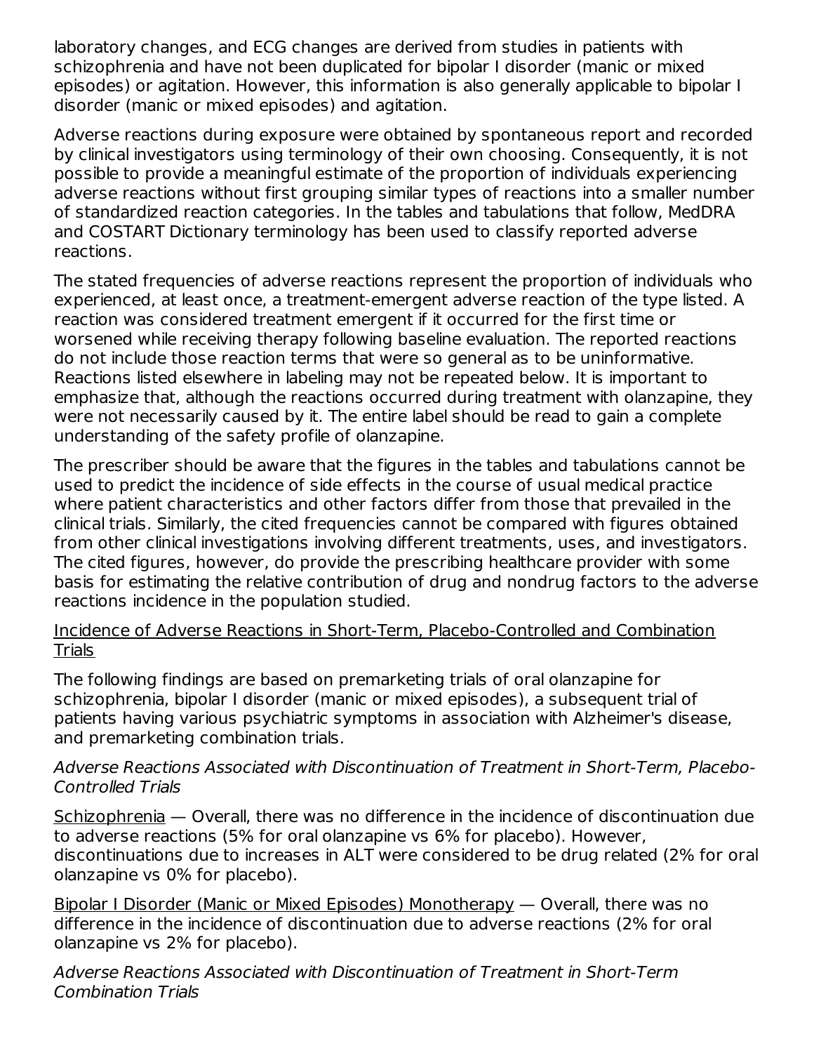laboratory changes, and ECG changes are derived from studies in patients with schizophrenia and have not been duplicated for bipolar I disorder (manic or mixed episodes) or agitation. However, this information is also generally applicable to bipolar I disorder (manic or mixed episodes) and agitation.

Adverse reactions during exposure were obtained by spontaneous report and recorded by clinical investigators using terminology of their own choosing. Consequently, it is not possible to provide a meaningful estimate of the proportion of individuals experiencing adverse reactions without first grouping similar types of reactions into a smaller number of standardized reaction categories. In the tables and tabulations that follow, MedDRA and COSTART Dictionary terminology has been used to classify reported adverse reactions.

The stated frequencies of adverse reactions represent the proportion of individuals who experienced, at least once, a treatment-emergent adverse reaction of the type listed. A reaction was considered treatment emergent if it occurred for the first time or worsened while receiving therapy following baseline evaluation. The reported reactions do not include those reaction terms that were so general as to be uninformative. Reactions listed elsewhere in labeling may not be repeated below. It is important to emphasize that, although the reactions occurred during treatment with olanzapine, they were not necessarily caused by it. The entire label should be read to gain a complete understanding of the safety profile of olanzapine.

The prescriber should be aware that the figures in the tables and tabulations cannot be used to predict the incidence of side effects in the course of usual medical practice where patient characteristics and other factors differ from those that prevailed in the clinical trials. Similarly, the cited frequencies cannot be compared with figures obtained from other clinical investigations involving different treatments, uses, and investigators. The cited figures, however, do provide the prescribing healthcare provider with some basis for estimating the relative contribution of drug and nondrug factors to the adverse reactions incidence in the population studied.

Incidence of Adverse Reactions in Short-Term, Placebo-Controlled and Combination Trials

The following findings are based on premarketing trials of oral olanzapine for schizophrenia, bipolar I disorder (manic or mixed episodes), a subsequent trial of patients having various psychiatric symptoms in association with Alzheimer's disease, and premarketing combination trials.

*Adverse Reactions Associated with Discontinuation of Treatment in Short-Term, Placebo-Controlled Trials*

Schizophrenia — Overall, there was no difference in the incidence of discontinuation due to adverse reactions (5% for oral olanzapine vs 6% for placebo). However, discontinuations due to increases in ALT were considered to be drug related (2% for oral olanzapine vs 0% for placebo).

Bipolar I Disorder (Manic or Mixed Episodes) Monotherapy — Overall, there was no difference in the incidence of discontinuation due to adverse reactions (2% for oral olanzapine vs 2% for placebo).

*Adverse Reactions Associated with Discontinuation of Treatment in Short-Term Combination Trials*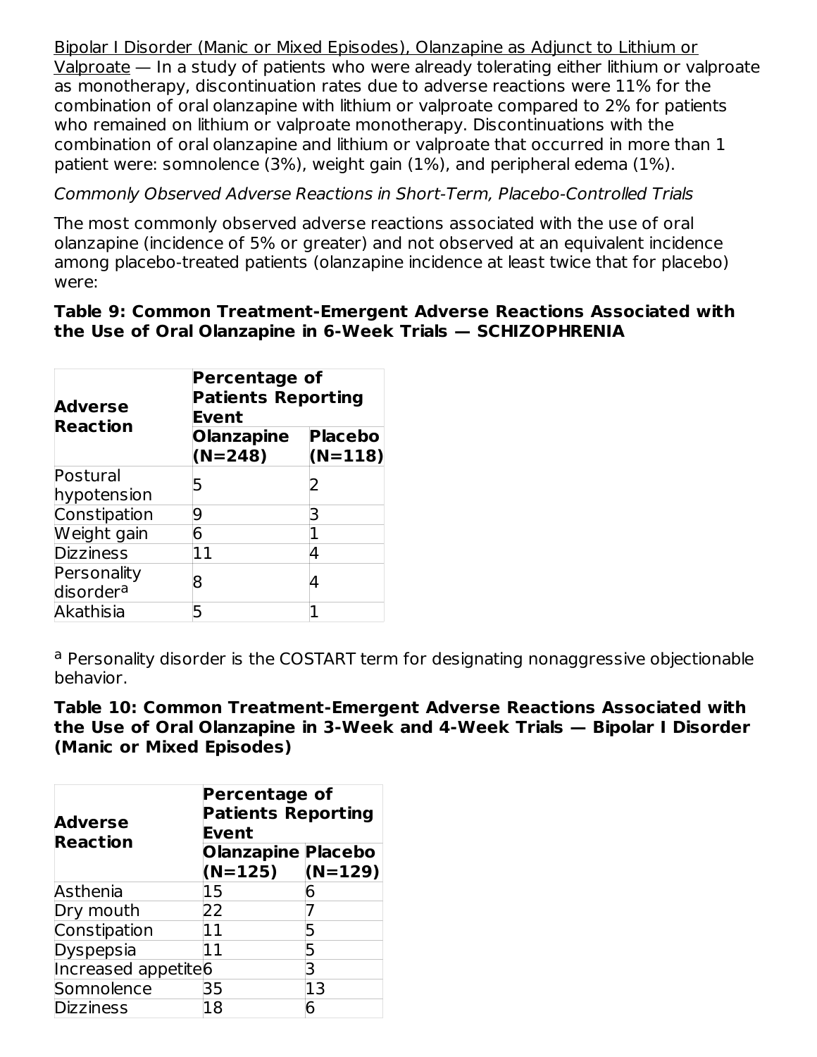Bipolar I Disorder (Manic or Mixed Episodes), Olanzapine as Adjunct to Lithium or Valproate — In a study of patients who were already tolerating either lithium or valproate as monotherapy, discontinuation rates due to adverse reactions were 11% for the combination of oral olanzapine with lithium or valproate compared to 2% for patients who remained on lithium or valproate monotherapy. Discontinuations with the combination of oral olanzapine and lithium or valproate that occurred in more than 1 patient were: somnolence (3%), weight gain (1%), and peripheral edema (1%).

*Commonly Observed Adverse Reactions in Short-Term, Placebo-Controlled Trials*

The most commonly observed adverse reactions associated with the use of oral olanzapine (incidence of 5% or greater) and not observed at an equivalent incidence among placebo-treated patients (olanzapine incidence at least twice that for placebo) were:

**Table 9: Common Treatment-Emergent Adverse Reactions Associated with the Use of Oral Olanzapine in 6-Week Trials — SCHIZOPHRENIA**

| Adverse Reaction | Percentage of Patients Reporting Event | |
|---|---|---|
| | Olanzapine (N=248) | Placebo (N=118) |
| Postural hypotension | 5 | 2 |
| Constipation | 9 | 3 |
| Weight gain | 6 | 1 |
| Dizziness | 11 | 4 |
| Personality disorder[a] | 8 | 4 |
| Akathisia | 5 | 1 |

[a] Personality disorder is the COSTART term for designating nonaggressive objectionable behavior.

**Table 10: Common Treatment-Emergent Adverse Reactions Associated with the Use of Oral Olanzapine in 3-Week and 4-Week Trials — Bipolar I Disorder (Manic or Mixed Episodes)**

| Adverse Reaction | Percentage of Patients Reporting Event | |
|---|---|---|
| | Olanzapine (N=125) | Placebo (N=129) |
| Asthenia | 15 | 6 |
| Dry mouth | 22 | 7 |
| Constipation | 11 | 5 |
| Dyspepsia | 11 | 5 |
| Increased appetite | 6 | 3 |
| Somnolence | 35 | 13 |
| Dizziness | 18 | 6 |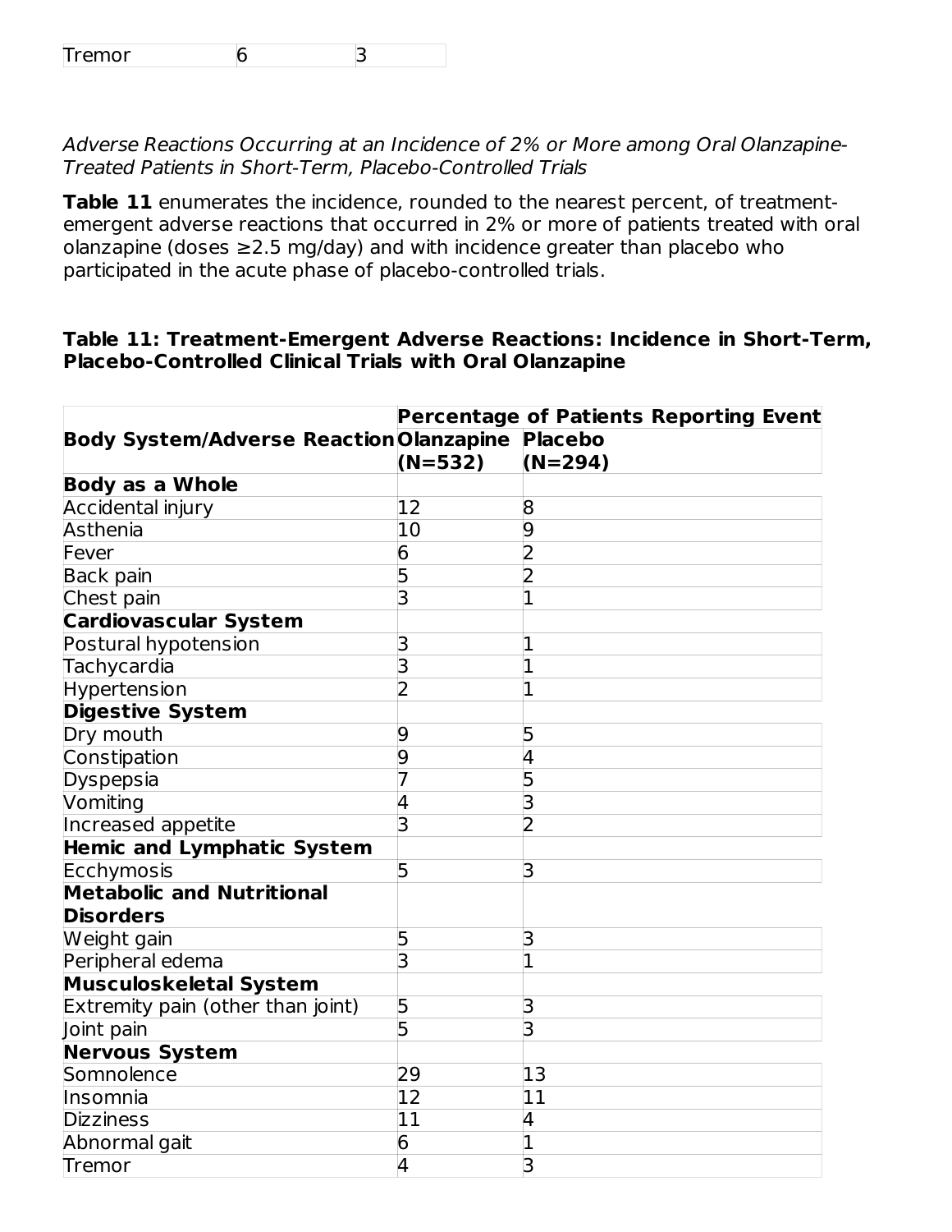| Tremor | 6 | 3 |
|---|---|---|

*Adverse Reactions Occurring at an Incidence of 2% or More among Oral Olanzapine-Treated Patients in Short-Term, Placebo-Controlled Trials*

**Table 11** enumerates the incidence, rounded to the nearest percent, of treatment-emergent adverse reactions that occurred in 2% or more of patients treated with oral olanzapine (doses ≥2.5 mg/day) and with incidence greater than placebo who participated in the acute phase of placebo-controlled trials.

**Table 11: Treatment-Emergent Adverse Reactions: Incidence in Short-Term, Placebo-Controlled Clinical Trials with Oral Olanzapine**

| | **Percentage of Patients Reporting Event** | |
|---|---|---|
| **Body System/Adverse Reaction** | **Olanzapine (N=532)** | **Placebo (N=294)** |
| **Body as a Whole** | | |
| Accidental injury | 12 | 8 |
| Asthenia | 10 | 9 |
| Fever | 6 | 2 |
| Back pain | 5 | 2 |
| Chest pain | 3 | 1 |
| **Cardiovascular System** | | |
| Postural hypotension | 3 | 1 |
| Tachycardia | 3 | 1 |
| Hypertension | 2 | 1 |
| **Digestive System** | | |
| Dry mouth | 9 | 5 |
| Constipation | 9 | 4 |
| Dyspepsia | 7 | 5 |
| Vomiting | 4 | 3 |
| Increased appetite | 3 | 2 |
| **Hemic and Lymphatic System** | | |
| Ecchymosis | 5 | 3 |
| **Metabolic and Nutritional Disorders** | | |
| Weight gain | 5 | 3 |
| Peripheral edema | 3 | 1 |
| **Musculoskeletal System** | | |
| Extremity pain (other than joint) | 5 | 3 |
| Joint pain | 5 | 3 |
| **Nervous System** | | |
| Somnolence | 29 | 13 |
| Insomnia | 12 | 11 |
| Dizziness | 11 | 4 |
| Abnormal gait | 6 | 1 |
| Tremor | 4 | 3 |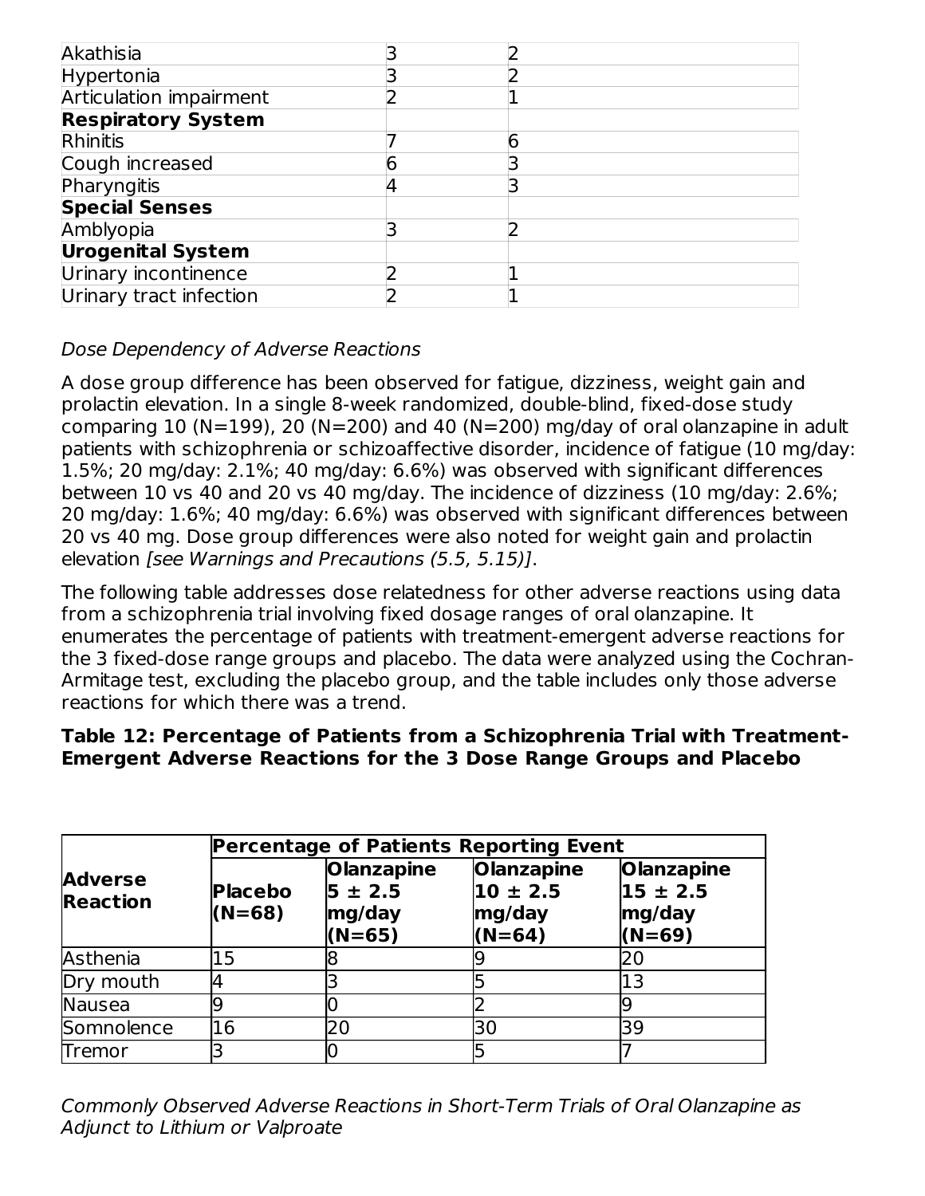| | | |
|---|---|---|
| Akathisia | 3 | 2 |
| Hypertonia | 3 | 2 |
| Articulation impairment | 2 | 1 |
| **Respiratory System** | | |
| Rhinitis | 7 | 6 |
| Cough increased | 6 | 3 |
| Pharyngitis | 4 | 3 |
| **Special Senses** | | |
| Amblyopia | 3 | 2 |
| **Urogenital System** | | |
| Urinary incontinence | 2 | 1 |
| Urinary tract infection | 2 | 1 |

*Dose Dependency of Adverse Reactions*

A dose group difference has been observed for fatigue, dizziness, weight gain and prolactin elevation. In a single 8-week randomized, double-blind, fixed-dose study comparing 10 (N=199), 20 (N=200) and 40 (N=200) mg/day of oral olanzapine in adult patients with schizophrenia or schizoaffective disorder, incidence of fatigue (10 mg/day: 1.5%; 20 mg/day: 2.1%; 40 mg/day: 6.6%) was observed with significant differences between 10 vs 40 and 20 vs 40 mg/day. The incidence of dizziness (10 mg/day: 2.6%; 20 mg/day: 1.6%; 40 mg/day: 6.6%) was observed with significant differences between 20 vs 40 mg. Dose group differences were also noted for weight gain and prolactin elevation *[see Warnings and Precautions (5.5, 5.15)]*.

The following table addresses dose relatedness for other adverse reactions using data from a schizophrenia trial involving fixed dosage ranges of oral olanzapine. It enumerates the percentage of patients with treatment-emergent adverse reactions for the 3 fixed-dose range groups and placebo. The data were analyzed using the Cochran-Armitage test, excluding the placebo group, and the table includes only those adverse reactions for which there was a trend.

**Table 12: Percentage of Patients from a Schizophrenia Trial with Treatment-Emergent Adverse Reactions for the 3 Dose Range Groups and Placebo**

| **Adverse Reaction** | **Percentage of Patients Reporting Event** | | | |
|---|---|---|---|---|
| | **Placebo (N=68)** | **Olanzapine 5 ± 2.5 mg/day (N=65)** | **Olanzapine 10 ± 2.5 mg/day (N=64)** | **Olanzapine 15 ± 2.5 mg/day (N=69)** |
| Asthenia | 15 | 8 | 9 | 20 |
| Dry mouth | 4 | 3 | 5 | 13 |
| Nausea | 9 | 0 | 2 | 9 |
| Somnolence | 16 | 20 | 30 | 39 |
| Tremor | 3 | 0 | 5 | 7 |

*Commonly Observed Adverse Reactions in Short-Term Trials of Oral Olanzapine as Adjunct to Lithium or Valproate*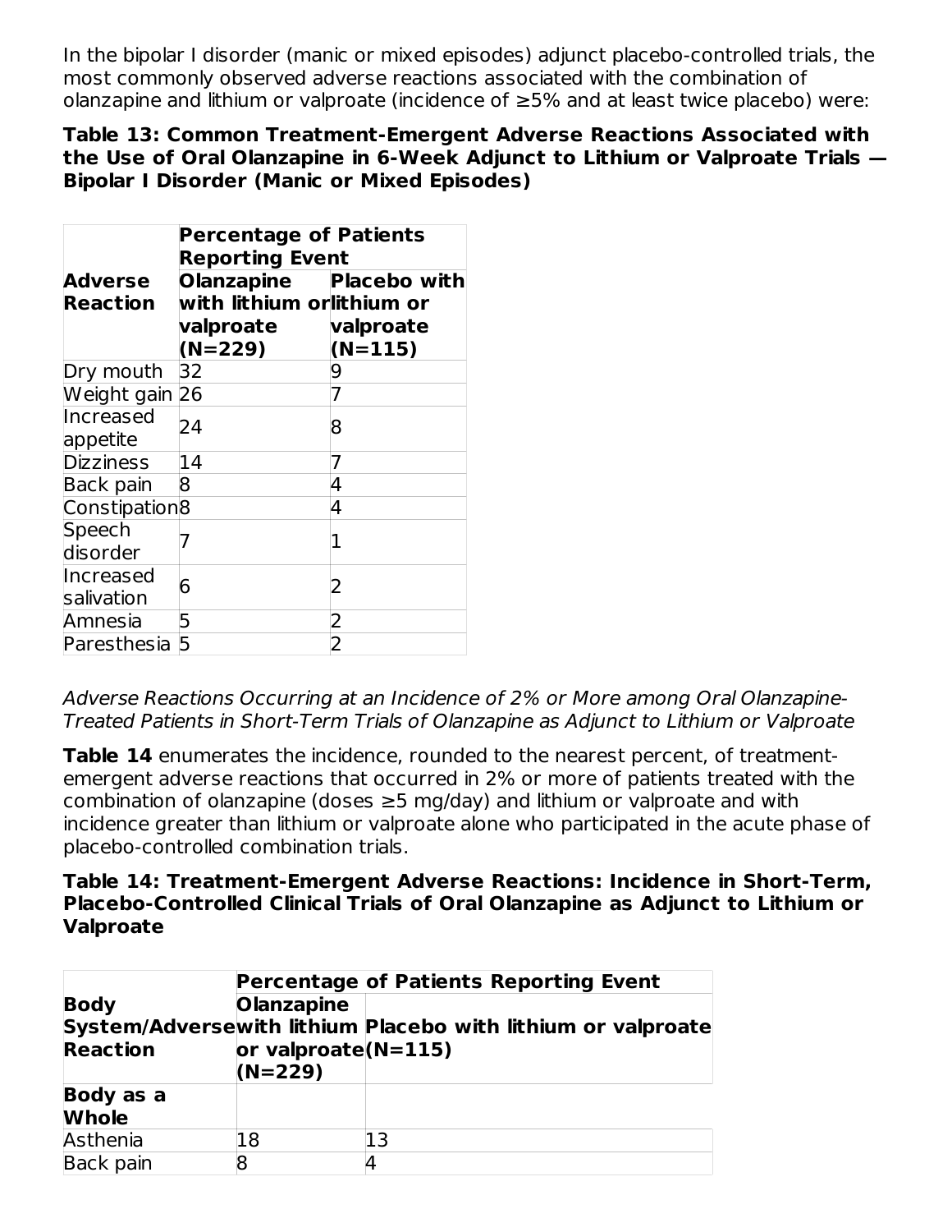In the bipolar I disorder (manic or mixed episodes) adjunct placebo-controlled trials, the most commonly observed adverse reactions associated with the combination of olanzapine and lithium or valproate (incidence of ≥5% and at least twice placebo) were:

**Table 13: Common Treatment-Emergent Adverse Reactions Associated with the Use of Oral Olanzapine in 6-Week Adjunct to Lithium or Valproate Trials — Bipolar I Disorder (Manic or Mixed Episodes)**

| Adverse Reaction | Percentage of Patients Reporting Event | |
|---|---|---|
| | Olanzapine with lithium or valproate (N=229) | Placebo with lithium or valproate (N=115) |
| Dry mouth | 32 | 9 |
| Weight gain | 26 | 7 |
| Increased appetite | 24 | 8 |
| Dizziness | 14 | 7 |
| Back pain | 8 | 4 |
| Constipation | 8 | 4 |
| Speech disorder | 7 | 1 |
| Increased salivation | 6 | 2 |
| Amnesia | 5 | 2 |
| Paresthesia | 5 | 2 |

*Adverse Reactions Occurring at an Incidence of 2% or More among Oral Olanzapine-Treated Patients in Short-Term Trials of Olanzapine as Adjunct to Lithium or Valproate*

**Table 14** enumerates the incidence, rounded to the nearest percent, of treatment-emergent adverse reactions that occurred in 2% or more of patients treated with the combination of olanzapine (doses ≥5 mg/day) and lithium or valproate and with incidence greater than lithium or valproate alone who participated in the acute phase of placebo-controlled combination trials.

**Table 14: Treatment-Emergent Adverse Reactions: Incidence in Short-Term, Placebo-Controlled Clinical Trials of Oral Olanzapine as Adjunct to Lithium or Valproate**

| Body System/Adverse Reaction | Percentage of Patients Reporting Event | |
|---|---|---|
| | Olanzapine with lithium or valproate (N=229) | Placebo with lithium or valproate (N=115) |
| **Body as a Whole** | | |
| Asthenia | 18 | 13 |
| Back pain | 8 | 4 |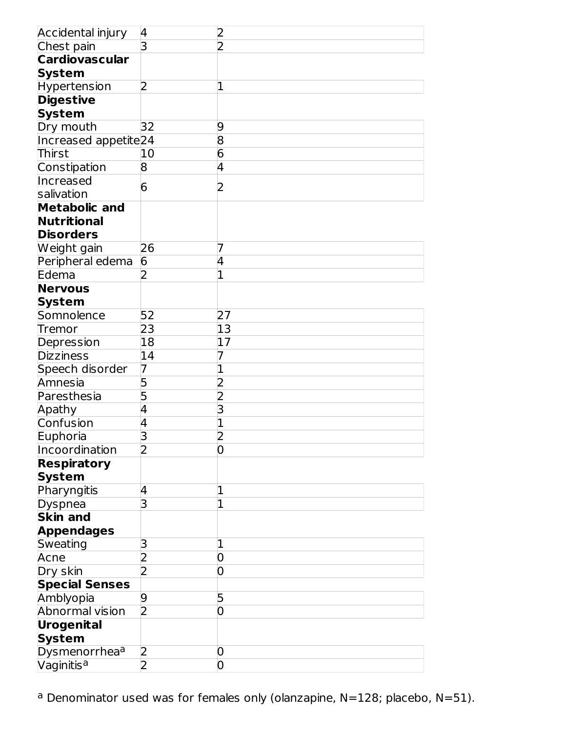| | | |
|---|---|---|
| Accidental injury | 4 | 2 |
| Chest pain | 3 | 2 |
| **Cardiovascular System** | | |
| Hypertension | 2 | 1 |
| **Digestive System** | | |
| Dry mouth | 32 | 9 |
| Increased appetite | 24 | 8 |
| Thirst | 10 | 6 |
| Constipation | 8 | 4 |
| Increased salivation | 6 | 2 |
| **Metabolic and Nutritional Disorders** | | |
| Weight gain | 26 | 7 |
| Peripheral edema | 6 | 4 |
| Edema | 2 | 1 |
| **Nervous System** | | |
| Somnolence | 52 | 27 |
| Tremor | 23 | 13 |
| Depression | 18 | 17 |
| Dizziness | 14 | 7 |
| Speech disorder | 7 | 1 |
| Amnesia | 5 | 2 |
| Paresthesia | 5 | 2 |
| Apathy | 4 | 3 |
| Confusion | 4 | 1 |
| Euphoria | 3 | 2 |
| Incoordination | 2 | 0 |
| **Respiratory System** | | |
| Pharyngitis | 4 | 1 |
| Dyspnea | 3 | 1 |
| **Skin and Appendages** | | |
| Sweating | 3 | 1 |
| Acne | 2 | 0 |
| Dry skin | 2 | 0 |
| **Special Senses** | | |
| Amblyopia | 9 | 5 |
| Abnormal vision | 2 | 0 |
| **Urogenital System** | | |
| Dysmenorrhea[a] | 2 | 0 |
| Vaginitis[a] | 2 | 0 |

[a] Denominator used was for females only (olanzapine, N=128; placebo, N=51).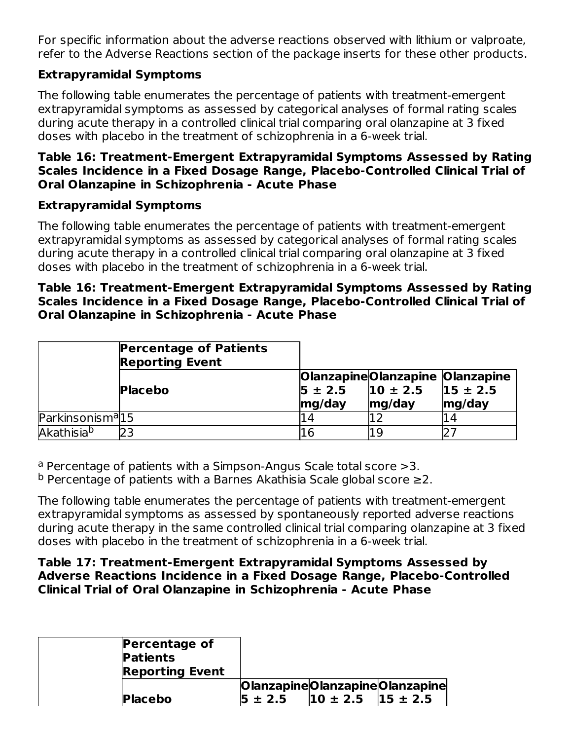For specific information about the adverse reactions observed with lithium or valproate, refer to the Adverse Reactions section of the package inserts for these other products.

**Extrapyramidal Symptoms**

The following table enumerates the percentage of patients with treatment-emergent extrapyramidal symptoms as assessed by categorical analyses of formal rating scales during acute therapy in a controlled clinical trial comparing oral olanzapine at 3 fixed doses with placebo in the treatment of schizophrenia in a 6-week trial.

**Table 16: Treatment-Emergent Extrapyramidal Symptoms Assessed by Rating Scales Incidence in a Fixed Dosage Range, Placebo-Controlled Clinical Trial of Oral Olanzapine in Schizophrenia - Acute Phase**

**Extrapyramidal Symptoms**

The following table enumerates the percentage of patients with treatment-emergent extrapyramidal symptoms as assessed by categorical analyses of formal rating scales during acute therapy in a controlled clinical trial comparing oral olanzapine at 3 fixed doses with placebo in the treatment of schizophrenia in a 6-week trial.

**Table 16: Treatment-Emergent Extrapyramidal Symptoms Assessed by Rating Scales Incidence in a Fixed Dosage Range, Placebo-Controlled Clinical Trial of Oral Olanzapine in Schizophrenia - Acute Phase**

| | **Percentage of Patients Reporting Event** | | | |
|---|---|---|---|---|
| | **Placebo** | **Olanzapine 5 ± 2.5 mg/day** | **Olanzapine 10 ± 2.5 mg/day** | **Olanzapine 15 ± 2.5 mg/day** |
| Parkinsonism[a] | 15 | 14 | 12 | 14 |
| Akathisia[b] | 23 | 16 | 19 | 27 |

[a] Percentage of patients with a Simpson-Angus Scale total score >3.
[b] Percentage of patients with a Barnes Akathisia Scale global score ≥2.

The following table enumerates the percentage of patients with treatment-emergent extrapyramidal symptoms as assessed by spontaneously reported adverse reactions during acute therapy in the same controlled clinical trial comparing olanzapine at 3 fixed doses with placebo in the treatment of schizophrenia in a 6-week trial.

**Table 17: Treatment-Emergent Extrapyramidal Symptoms Assessed by Adverse Reactions Incidence in a Fixed Dosage Range, Placebo-Controlled Clinical Trial of Oral Olanzapine in Schizophrenia - Acute Phase**

| | **Percentage of Patients Reporting Event** | | | |
|---|---|---|---|---|
| | **Placebo** | **Olanzapine 5 ± 2.5** | **Olanzapine 10 ± 2.5** | **Olanzapine 15 ± 2.5** |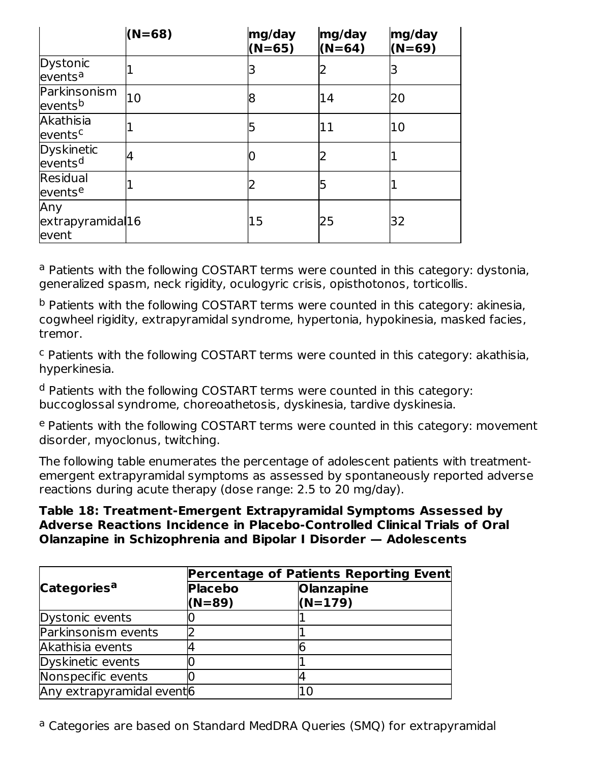| | (N=68) | mg/day (N=65) | mg/day (N=64) | mg/day (N=69) |
|---|---|---|---|---|
| Dystonic events[a] | 1 | 3 | 2 | 3 |
| Parkinsonism events[b] | 10 | 8 | 14 | 20 |
| Akathisia events[c] | 1 | 5 | 11 | 10 |
| Dyskinetic events[d] | 4 | 0 | 2 | 1 |
| Residual events[e] | 1 | 2 | 5 | 1 |
| Any extrapyramidal event | 16 | 15 | 25 | 32 |

[a] Patients with the following COSTART terms were counted in this category: dystonia, generalized spasm, neck rigidity, oculogyric crisis, opisthotonos, torticollis.

[b] Patients with the following COSTART terms were counted in this category: akinesia, cogwheel rigidity, extrapyramidal syndrome, hypertonia, hypokinesia, masked facies, tremor.

[c] Patients with the following COSTART terms were counted in this category: akathisia, hyperkinesia.

[d] Patients with the following COSTART terms were counted in this category: buccoglossal syndrome, choreoathetosis, dyskinesia, tardive dyskinesia.

[e] Patients with the following COSTART terms were counted in this category: movement disorder, myoclonus, twitching.

The following table enumerates the percentage of adolescent patients with treatment-emergent extrapyramidal symptoms as assessed by spontaneously reported adverse reactions during acute therapy (dose range: 2.5 to 20 mg/day).

**Table 18: Treatment-Emergent Extrapyramidal Symptoms Assessed by Adverse Reactions Incidence in Placebo-Controlled Clinical Trials of Oral Olanzapine in Schizophrenia and Bipolar I Disorder — Adolescents**

| Categories[a] | Percentage of Patients Reporting Event | |
|---|---|---|
| | Placebo (N=89) | Olanzapine (N=179) |
| Dystonic events | 0 | 1 |
| Parkinsonism events | 2 | 1 |
| Akathisia events | 4 | 6 |
| Dyskinetic events | 0 | 1 |
| Nonspecific events | 0 | 4 |
| Any extrapyramidal event | 6 | 10 |

[a] Categories are based on Standard MedDRA Queries (SMQ) for extrapyramidal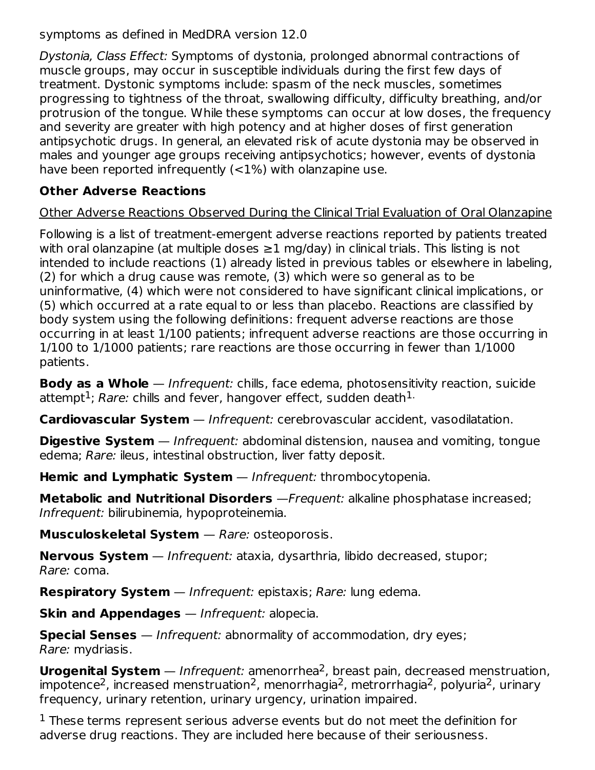symptoms as defined in MedDRA version 12.0

*Dystonia, Class Effect:* Symptoms of dystonia, prolonged abnormal contractions of muscle groups, may occur in susceptible individuals during the first few days of treatment. Dystonic symptoms include: spasm of the neck muscles, sometimes progressing to tightness of the throat, swallowing difficulty, difficulty breathing, and/or protrusion of the tongue. While these symptoms can occur at low doses, the frequency and severity are greater with high potency and at higher doses of first generation antipsychotic drugs. In general, an elevated risk of acute dystonia may be observed in males and younger age groups receiving antipsychotics; however, events of dystonia have been reported infrequently (<1%) with olanzapine use.

**Other Adverse Reactions**

Other Adverse Reactions Observed During the Clinical Trial Evaluation of Oral Olanzapine

Following is a list of treatment-emergent adverse reactions reported by patients treated with oral olanzapine (at multiple doses ≥1 mg/day) in clinical trials. This listing is not intended to include reactions (1) already listed in previous tables or elsewhere in labeling, (2) for which a drug cause was remote, (3) which were so general as to be uninformative, (4) which were not considered to have significant clinical implications, or (5) which occurred at a rate equal to or less than placebo. Reactions are classified by body system using the following definitions: frequent adverse reactions are those occurring in at least 1/100 patients; infrequent adverse reactions are those occurring in 1/100 to 1/1000 patients; rare reactions are those occurring in fewer than 1/1000 patients.

**Body as a Whole** — *Infrequent:* chills, face edema, photosensitivity reaction, suicide attempt[1]; *Rare:* chills and fever, hangover effect, sudden death[1].

**Cardiovascular System** — *Infrequent:* cerebrovascular accident, vasodilatation.

**Digestive System** — *Infrequent:* abdominal distension, nausea and vomiting, tongue edema; *Rare:* ileus, intestinal obstruction, liver fatty deposit.

**Hemic and Lymphatic System** — *Infrequent:* thrombocytopenia.

**Metabolic and Nutritional Disorders** —*Frequent:* alkaline phosphatase increased; *Infrequent:* bilirubinemia, hypoproteinemia.

**Musculoskeletal System** — *Rare:* osteoporosis.

**Nervous System** — *Infrequent:* ataxia, dysarthria, libido decreased, stupor; *Rare:* coma.

**Respiratory System** — *Infrequent:* epistaxis; *Rare:* lung edema.

**Skin and Appendages** — *Infrequent:* alopecia.

**Special Senses** — *Infrequent:* abnormality of accommodation, dry eyes; *Rare:* mydriasis.

**Urogenital System** — *Infrequent:* amenorrhea[2], breast pain, decreased menstruation, impotence[2], increased menstruation[2], menorrhagia[2], metrorrhagia[2], polyuria[2], urinary frequency, urinary retention, urinary urgency, urination impaired.

[1] These terms represent serious adverse events but do not meet the definition for adverse drug reactions. They are included here because of their seriousness.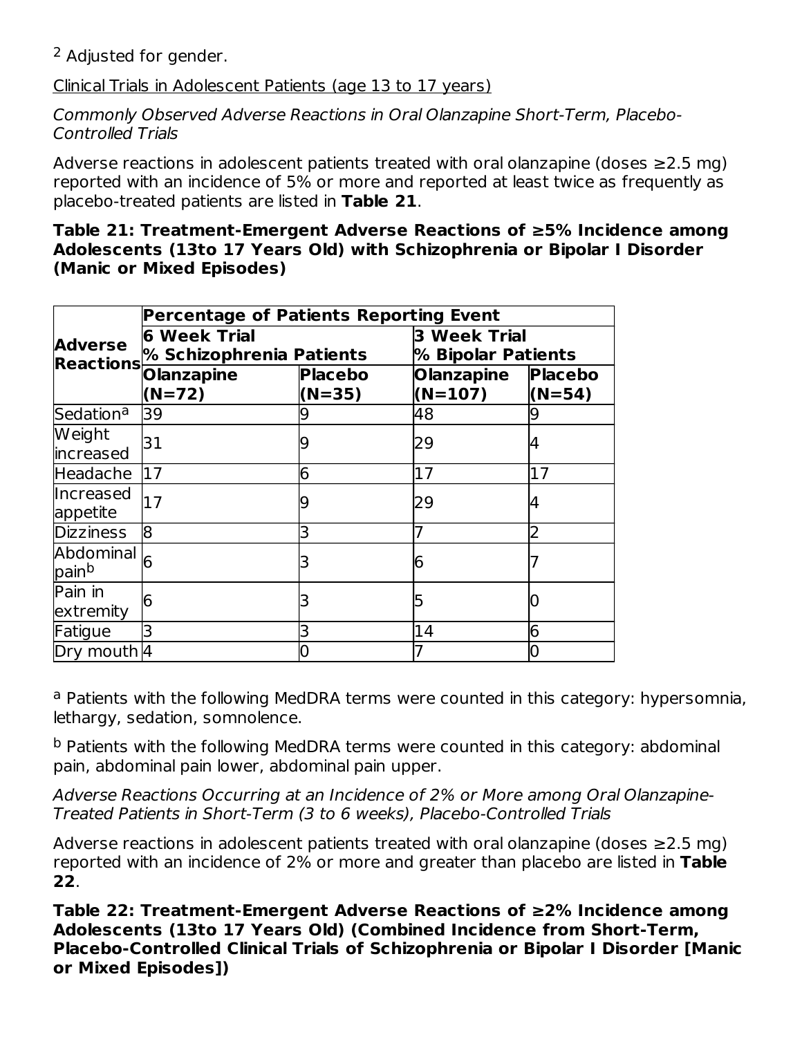[2] Adjusted for gender.

Clinical Trials in Adolescent Patients (age 13 to 17 years)

*Commonly Observed Adverse Reactions in Oral Olanzapine Short-Term, Placebo-Controlled Trials*

Adverse reactions in adolescent patients treated with oral olanzapine (doses ≥2.5 mg) reported with an incidence of 5% or more and reported at least twice as frequently as placebo-treated patients are listed in **Table 21**.

**Table 21: Treatment-Emergent Adverse Reactions of ≥5% Incidence among Adolescents (13to 17 Years Old) with Schizophrenia or Bipolar I Disorder (Manic or Mixed Episodes)**

| Adverse Reactions | Percentage of Patients Reporting Event | | | |
|---|---|---|---|---|
| | 6 Week Trial % Schizophrenia Patients | | 3 Week Trial % Bipolar Patients | |
| | Olanzapine (N=72) | Placebo (N=35) | Olanzapine (N=107) | Placebo (N=54) |
| Sedation[a] | 39 | 9 | 48 | 9 |
| Weight increased | 31 | 9 | 29 | 4 |
| Headache | 17 | 6 | 17 | 17 |
| Increased appetite | 17 | 9 | 29 | 4 |
| Dizziness | 8 | 3 | 7 | 2 |
| Abdominal pain[b] | 6 | 3 | 6 | 7 |
| Pain in extremity | 6 | 3 | 5 | 0 |
| Fatigue | 3 | 3 | 14 | 6 |
| Dry mouth | 4 | 0 | 7 | 0 |

[a] Patients with the following MedDRA terms were counted in this category: hypersomnia, lethargy, sedation, somnolence.

[b] Patients with the following MedDRA terms were counted in this category: abdominal pain, abdominal pain lower, abdominal pain upper.

*Adverse Reactions Occurring at an Incidence of 2% or More among Oral Olanzapine-Treated Patients in Short-Term (3 to 6 weeks), Placebo-Controlled Trials*

Adverse reactions in adolescent patients treated with oral olanzapine (doses ≥2.5 mg) reported with an incidence of 2% or more and greater than placebo are listed in **Table 22**.

**Table 22: Treatment-Emergent Adverse Reactions of ≥2% Incidence among Adolescents (13to 17 Years Old) (Combined Incidence from Short-Term, Placebo-Controlled Clinical Trials of Schizophrenia or Bipolar I Disorder [Manic or Mixed Episodes])**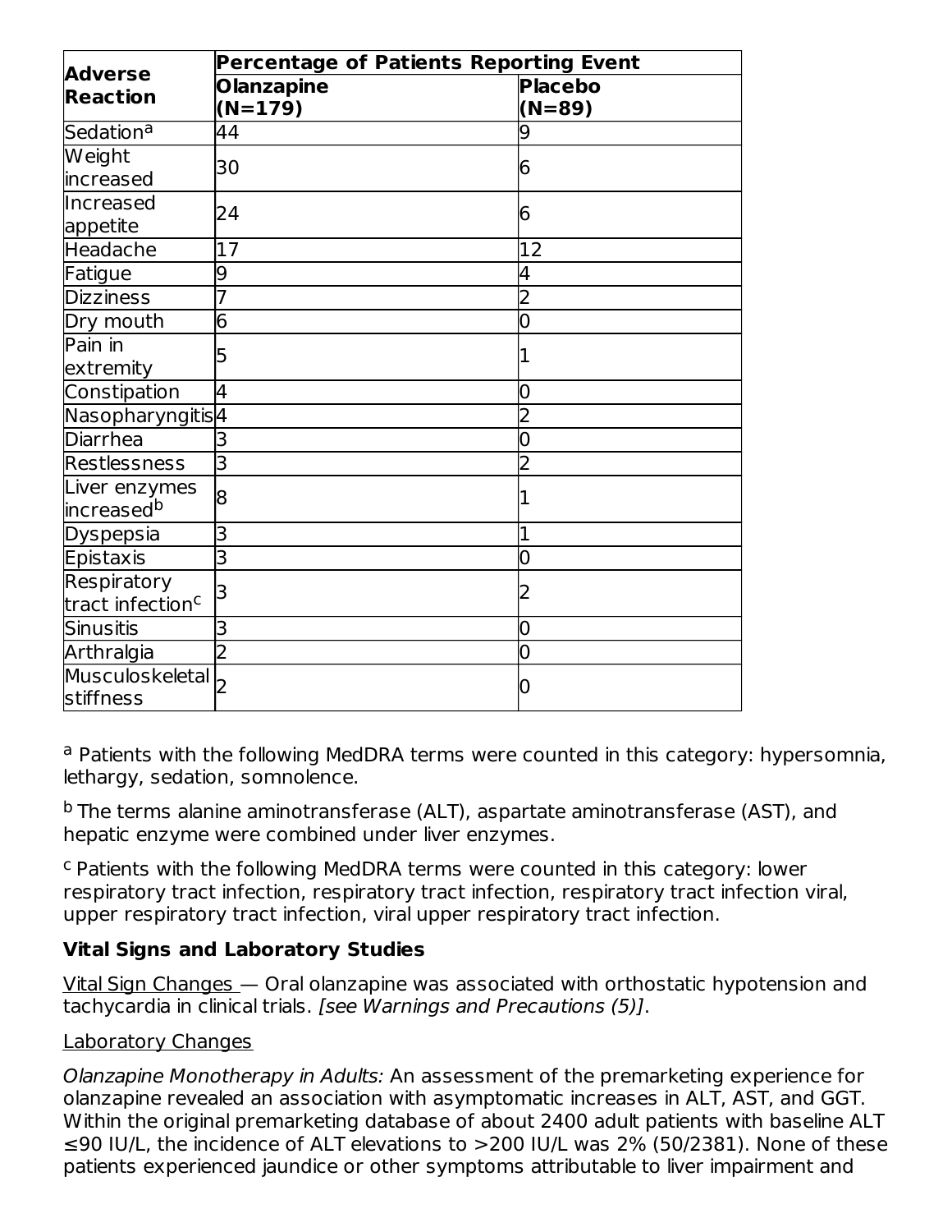| Adverse Reaction | Percentage of Patients Reporting Event | |
|---|---|---|
| | **Olanzapine (N=179)** | **Placebo (N=89)** |
| Sedation[a] | 44 | 9 |
| Weight increased | 30 | 6 |
| Increased appetite | 24 | 6 |
| Headache | 17 | 12 |
| Fatigue | 9 | 4 |
| Dizziness | 7 | 2 |
| Dry mouth | 6 | 0 |
| Pain in extremity | 5 | 1 |
| Constipation | 4 | 0 |
| Nasopharyngitis | 4 | 2 |
| Diarrhea | 3 | 0 |
| Restlessness | 3 | 2 |
| Liver enzymes increased[b] | 8 | 1 |
| Dyspepsia | 3 | 1 |
| Epistaxis | 3 | 0 |
| Respiratory tract infection[c] | 3 | 2 |
| Sinusitis | 3 | 0 |
| Arthralgia | 2 | 0 |
| Musculoskeletal stiffness | 2 | 0 |

[a] Patients with the following MedDRA terms were counted in this category: hypersomnia, lethargy, sedation, somnolence.

[b] The terms alanine aminotransferase (ALT), aspartate aminotransferase (AST), and hepatic enzyme were combined under liver enzymes.

[c] Patients with the following MedDRA terms were counted in this category: lower respiratory tract infection, respiratory tract infection, respiratory tract infection viral, upper respiratory tract infection, viral upper respiratory tract infection.

**Vital Signs and Laboratory Studies**

Vital Sign Changes — Oral olanzapine was associated with orthostatic hypotension and tachycardia in clinical trials. *[see Warnings and Precautions (5)]*.

Laboratory Changes

*Olanzapine Monotherapy in Adults:* An assessment of the premarketing experience for olanzapine revealed an association with asymptomatic increases in ALT, AST, and GGT. Within the original premarketing database of about 2400 adult patients with baseline ALT ≤90 IU/L, the incidence of ALT elevations to >200 IU/L was 2% (50/2381). None of these patients experienced jaundice or other symptoms attributable to liver impairment and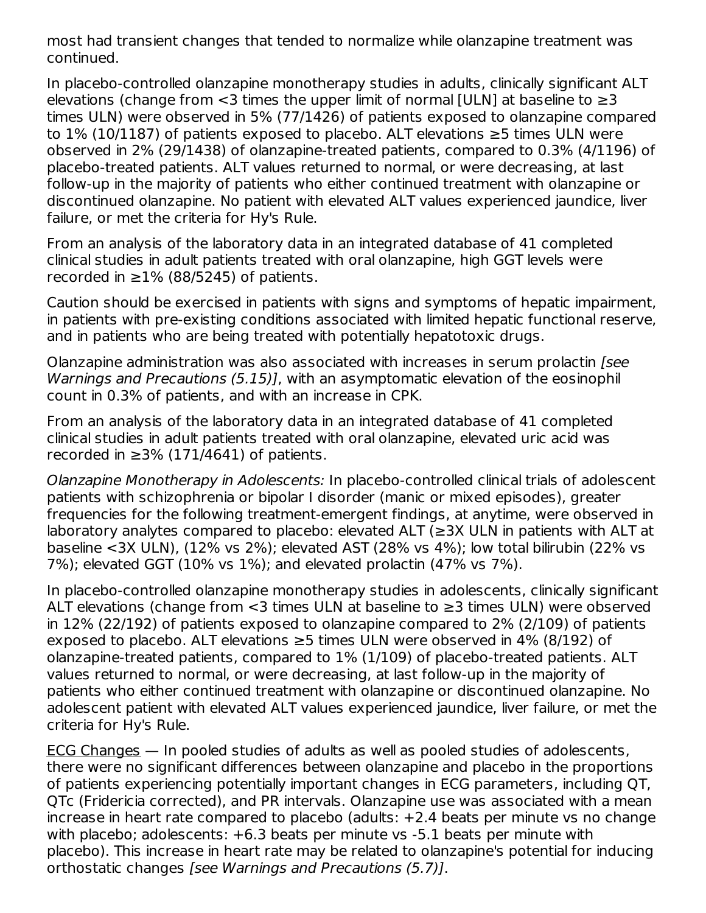most had transient changes that tended to normalize while olanzapine treatment was continued.

In placebo-controlled olanzapine monotherapy studies in adults, clinically significant ALT elevations (change from <3 times the upper limit of normal [ULN] at baseline to ≥3 times ULN) were observed in 5% (77/1426) of patients exposed to olanzapine compared to 1% (10/1187) of patients exposed to placebo. ALT elevations ≥5 times ULN were observed in 2% (29/1438) of olanzapine-treated patients, compared to 0.3% (4/1196) of placebo-treated patients. ALT values returned to normal, or were decreasing, at last follow-up in the majority of patients who either continued treatment with olanzapine or discontinued olanzapine. No patient with elevated ALT values experienced jaundice, liver failure, or met the criteria for Hy's Rule.

From an analysis of the laboratory data in an integrated database of 41 completed clinical studies in adult patients treated with oral olanzapine, high GGT levels were recorded in ≥1% (88/5245) of patients.

Caution should be exercised in patients with signs and symptoms of hepatic impairment, in patients with pre-existing conditions associated with limited hepatic functional reserve, and in patients who are being treated with potentially hepatotoxic drugs.

Olanzapine administration was also associated with increases in serum prolactin *[see Warnings and Precautions (5.15)]*, with an asymptomatic elevation of the eosinophil count in 0.3% of patients, and with an increase in CPK.

From an analysis of the laboratory data in an integrated database of 41 completed clinical studies in adult patients treated with oral olanzapine, elevated uric acid was recorded in ≥3% (171/4641) of patients.

*Olanzapine Monotherapy in Adolescents:* In placebo-controlled clinical trials of adolescent patients with schizophrenia or bipolar I disorder (manic or mixed episodes), greater frequencies for the following treatment-emergent findings, at anytime, were observed in laboratory analytes compared to placebo: elevated ALT (≥3X ULN in patients with ALT at baseline <3X ULN), (12% vs 2%); elevated AST (28% vs 4%); low total bilirubin (22% vs 7%); elevated GGT (10% vs 1%); and elevated prolactin (47% vs 7%).

In placebo-controlled olanzapine monotherapy studies in adolescents, clinically significant ALT elevations (change from <3 times ULN at baseline to ≥3 times ULN) were observed in 12% (22/192) of patients exposed to olanzapine compared to 2% (2/109) of patients exposed to placebo. ALT elevations ≥5 times ULN were observed in 4% (8/192) of olanzapine-treated patients, compared to 1% (1/109) of placebo-treated patients. ALT values returned to normal, or were decreasing, at last follow-up in the majority of patients who either continued treatment with olanzapine or discontinued olanzapine. No adolescent patient with elevated ALT values experienced jaundice, liver failure, or met the criteria for Hy's Rule.

<u>ECG Changes</u> — In pooled studies of adults as well as pooled studies of adolescents, there were no significant differences between olanzapine and placebo in the proportions of patients experiencing potentially important changes in ECG parameters, including QT, QTc (Fridericia corrected), and PR intervals. Olanzapine use was associated with a mean increase in heart rate compared to placebo (adults: +2.4 beats per minute vs no change with placebo; adolescents: +6.3 beats per minute vs -5.1 beats per minute with placebo). This increase in heart rate may be related to olanzapine's potential for inducing orthostatic changes *[see Warnings and Precautions (5.7)]*.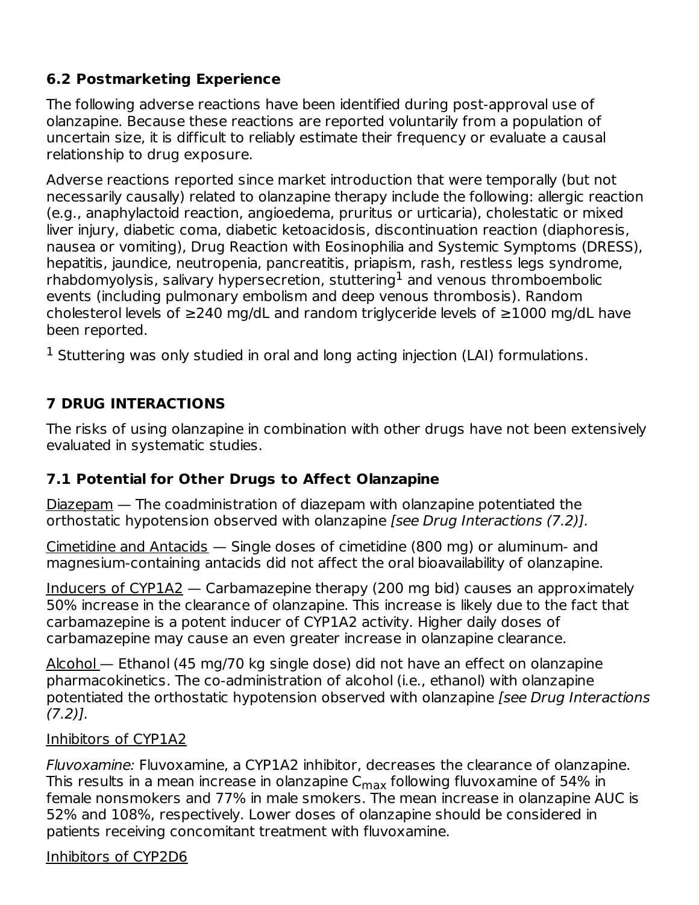### 6.2 Postmarketing Experience

The following adverse reactions have been identified during post-approval use of olanzapine. Because these reactions are reported voluntarily from a population of uncertain size, it is difficult to reliably estimate their frequency or evaluate a causal relationship to drug exposure.

Adverse reactions reported since market introduction that were temporally (but not necessarily causally) related to olanzapine therapy include the following: allergic reaction (e.g., anaphylactoid reaction, angioedema, pruritus or urticaria), cholestatic or mixed liver injury, diabetic coma, diabetic ketoacidosis, discontinuation reaction (diaphoresis, nausea or vomiting), Drug Reaction with Eosinophilia and Systemic Symptoms (DRESS), hepatitis, jaundice, neutropenia, pancreatitis, priapism, rash, restless legs syndrome, rhabdomyolysis, salivary hypersecretion, stuttering[1] and venous thromboembolic events (including pulmonary embolism and deep venous thrombosis). Random cholesterol levels of ≥240 mg/dL and random triglyceride levels of ≥1000 mg/dL have been reported.

[1] Stuttering was only studied in oral and long acting injection (LAI) formulations.

## 7 DRUG INTERACTIONS

The risks of using olanzapine in combination with other drugs have not been extensively evaluated in systematic studies.

### 7.1 Potential for Other Drugs to Affect Olanzapine

Diazepam — The coadministration of diazepam with olanzapine potentiated the orthostatic hypotension observed with olanzapine *[see Drug Interactions (7.2)].*

Cimetidine and Antacids — Single doses of cimetidine (800 mg) or aluminum- and magnesium-containing antacids did not affect the oral bioavailability of olanzapine.

Inducers of CYP1A2 — Carbamazepine therapy (200 mg bid) causes an approximately 50% increase in the clearance of olanzapine. This increase is likely due to the fact that carbamazepine is a potent inducer of CYP1A2 activity. Higher daily doses of carbamazepine may cause an even greater increase in olanzapine clearance.

Alcohol — Ethanol (45 mg/70 kg single dose) did not have an effect on olanzapine pharmacokinetics. The co-administration of alcohol (i.e., ethanol) with olanzapine potentiated the orthostatic hypotension observed with olanzapine *[see Drug Interactions (7.2)].*

Inhibitors of CYP1A2

*Fluvoxamine:* Fluvoxamine, a CYP1A2 inhibitor, decreases the clearance of olanzapine. This results in a mean increase in olanzapine $C_{max}$ following fluvoxamine of 54% in female nonsmokers and 77% in male smokers. The mean increase in olanzapine AUC is 52% and 108%, respectively. Lower doses of olanzapine should be considered in patients receiving concomitant treatment with fluvoxamine.

Inhibitors of CYP2D6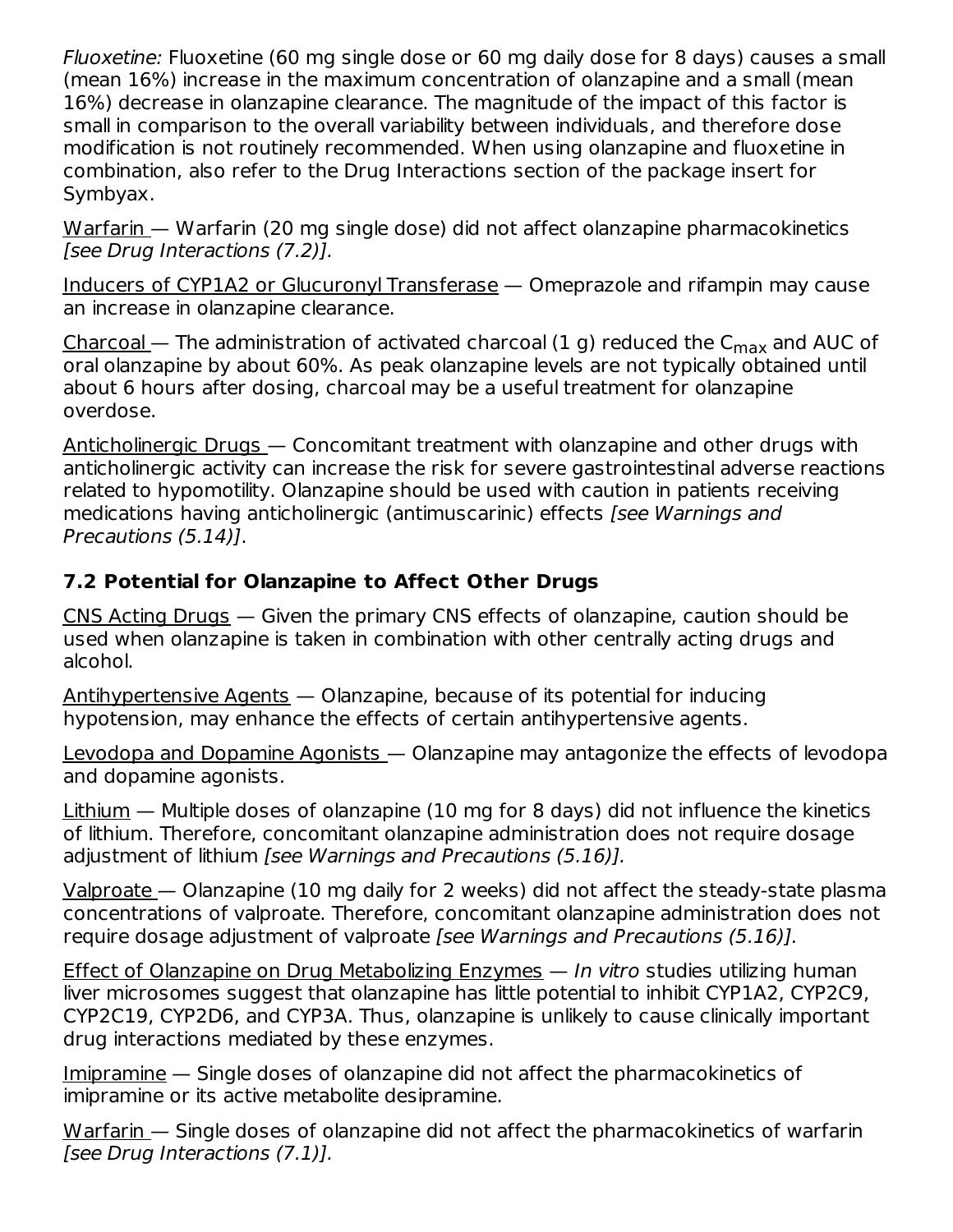*Fluoxetine:* Fluoxetine (60 mg single dose or 60 mg daily dose for 8 days) causes a small (mean 16%) increase in the maximum concentration of olanzapine and a small (mean 16%) decrease in olanzapine clearance. The magnitude of the impact of this factor is small in comparison to the overall variability between individuals, and therefore dose modification is not routinely recommended. When using olanzapine and fluoxetine in combination, also refer to the Drug Interactions section of the package insert for Symbyax.

Warfarin — Warfarin (20 mg single dose) did not affect olanzapine pharmacokinetics *[see Drug Interactions (7.2)].*

Inducers of CYP1A2 or Glucuronyl Transferase — Omeprazole and rifampin may cause an increase in olanzapine clearance.

Charcoal — The administration of activated charcoal (1 g) reduced the $C_{max}$ and AUC of oral olanzapine by about 60%. As peak olanzapine levels are not typically obtained until about 6 hours after dosing, charcoal may be a useful treatment for olanzapine overdose.

Anticholinergic Drugs — Concomitant treatment with olanzapine and other drugs with anticholinergic activity can increase the risk for severe gastrointestinal adverse reactions related to hypomotility. Olanzapine should be used with caution in patients receiving medications having anticholinergic (antimuscarinic) effects *[see Warnings and Precautions (5.14)]*.

### 7.2 Potential for Olanzapine to Affect Other Drugs

CNS Acting Drugs — Given the primary CNS effects of olanzapine, caution should be used when olanzapine is taken in combination with other centrally acting drugs and alcohol.

Antihypertensive Agents — Olanzapine, because of its potential for inducing hypotension, may enhance the effects of certain antihypertensive agents.

Levodopa and Dopamine Agonists — Olanzapine may antagonize the effects of levodopa and dopamine agonists.

Lithium — Multiple doses of olanzapine (10 mg for 8 days) did not influence the kinetics of lithium. Therefore, concomitant olanzapine administration does not require dosage adjustment of lithium *[see Warnings and Precautions (5.16)].*

Valproate — Olanzapine (10 mg daily for 2 weeks) did not affect the steady-state plasma concentrations of valproate. Therefore, concomitant olanzapine administration does not require dosage adjustment of valproate *[see Warnings and Precautions (5.16)].*

Effect of Olanzapine on Drug Metabolizing Enzymes — *In vitro* studies utilizing human liver microsomes suggest that olanzapine has little potential to inhibit CYP1A2, CYP2C9, CYP2C19, CYP2D6, and CYP3A. Thus, olanzapine is unlikely to cause clinically important drug interactions mediated by these enzymes.

Imipramine — Single doses of olanzapine did not affect the pharmacokinetics of imipramine or its active metabolite desipramine.

Warfarin — Single doses of olanzapine did not affect the pharmacokinetics of warfarin *[see Drug Interactions (7.1)].*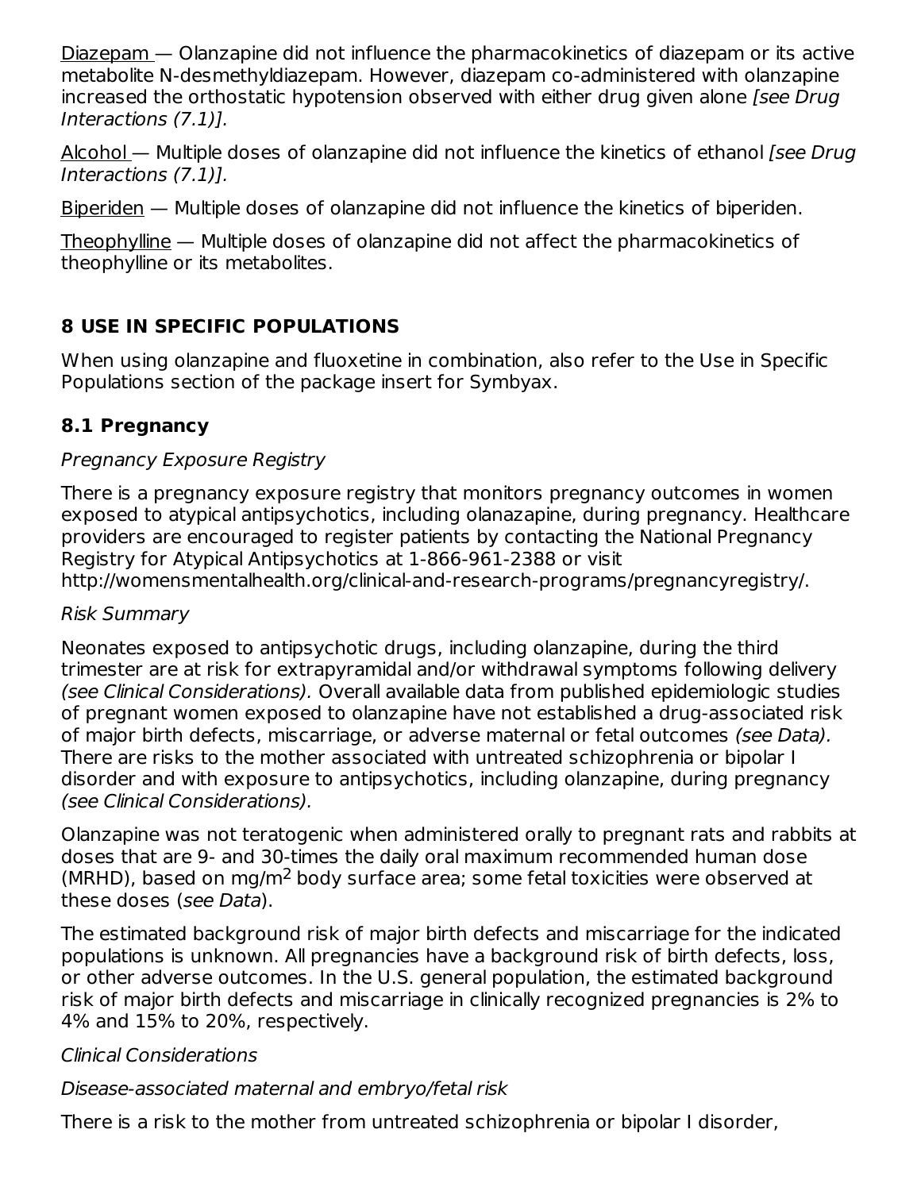Diazepam — Olanzapine did not influence the pharmacokinetics of diazepam or its active metabolite N-desmethyldiazepam. However, diazepam co-administered with olanzapine increased the orthostatic hypotension observed with either drug given alone *[see Drug Interactions (7.1)]*.

Alcohol — Multiple doses of olanzapine did not influence the kinetics of ethanol *[see Drug Interactions (7.1)]*.

Biperiden — Multiple doses of olanzapine did not influence the kinetics of biperiden.

Theophylline — Multiple doses of olanzapine did not affect the pharmacokinetics of theophylline or its metabolites.

## 8 USE IN SPECIFIC POPULATIONS

When using olanzapine and fluoxetine in combination, also refer to the Use in Specific Populations section of the package insert for Symbyax.

### 8.1 Pregnancy

*Pregnancy Exposure Registry*

There is a pregnancy exposure registry that monitors pregnancy outcomes in women exposed to atypical antipsychotics, including olanazapine, during pregnancy. Healthcare providers are encouraged to register patients by contacting the National Pregnancy Registry for Atypical Antipsychotics at 1-866-961-2388 or visit http://womensmentalhealth.org/clinical-and-research-programs/pregnancyregistry/.

*Risk Summary*

Neonates exposed to antipsychotic drugs, including olanzapine, during the third trimester are at risk for extrapyramidal and/or withdrawal symptoms following delivery *(see Clinical Considerations).* Overall available data from published epidemiologic studies of pregnant women exposed to olanzapine have not established a drug-associated risk of major birth defects, miscarriage, or adverse maternal or fetal outcomes *(see Data).* There are risks to the mother associated with untreated schizophrenia or bipolar I disorder and with exposure to antipsychotics, including olanzapine, during pregnancy *(see Clinical Considerations).*

Olanzapine was not teratogenic when administered orally to pregnant rats and rabbits at doses that are 9- and 30-times the daily oral maximum recommended human dose (MRHD), based on mg/$m^2$ body surface area; some fetal toxicities were observed at these doses (*see Data*).

The estimated background risk of major birth defects and miscarriage for the indicated populations is unknown. All pregnancies have a background risk of birth defects, loss, or other adverse outcomes. In the U.S. general population, the estimated background risk of major birth defects and miscarriage in clinically recognized pregnancies is 2% to 4% and 15% to 20%, respectively.

*Clinical Considerations*

*Disease-associated maternal and embryo/fetal risk*

There is a risk to the mother from untreated schizophrenia or bipolar I disorder,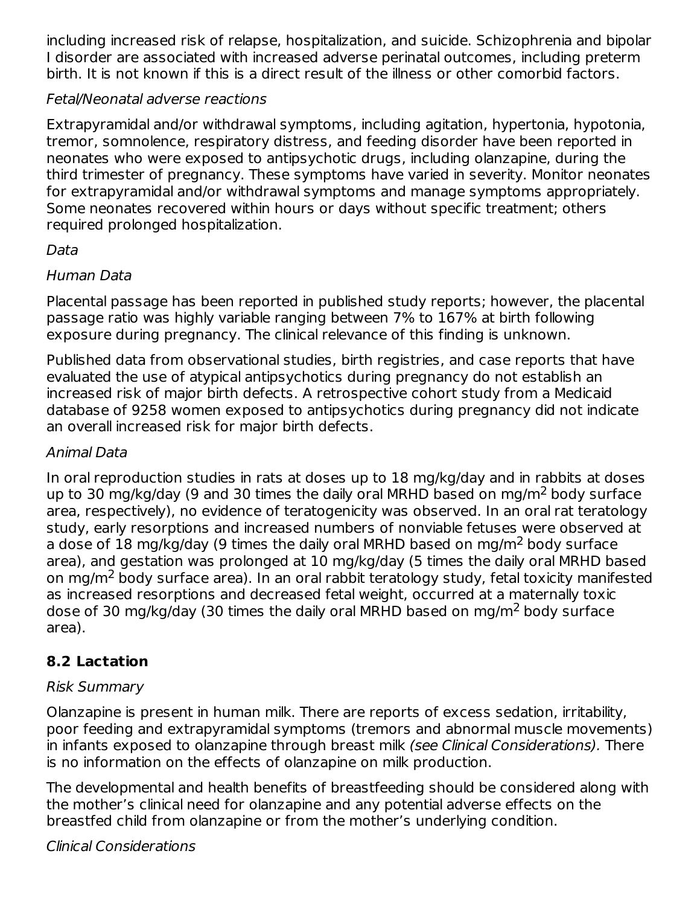including increased risk of relapse, hospitalization, and suicide. Schizophrenia and bipolar I disorder are associated with increased adverse perinatal outcomes, including preterm birth. It is not known if this is a direct result of the illness or other comorbid factors.

*Fetal/Neonatal adverse reactions*

Extrapyramidal and/or withdrawal symptoms, including agitation, hypertonia, hypotonia, tremor, somnolence, respiratory distress, and feeding disorder have been reported in neonates who were exposed to antipsychotic drugs, including olanzapine, during the third trimester of pregnancy. These symptoms have varied in severity. Monitor neonates for extrapyramidal and/or withdrawal symptoms and manage symptoms appropriately. Some neonates recovered within hours or days without specific treatment; others required prolonged hospitalization.

*Data*

*Human Data*

Placental passage has been reported in published study reports; however, the placental passage ratio was highly variable ranging between 7% to 167% at birth following exposure during pregnancy. The clinical relevance of this finding is unknown.

Published data from observational studies, birth registries, and case reports that have evaluated the use of atypical antipsychotics during pregnancy do not establish an increased risk of major birth defects. A retrospective cohort study from a Medicaid database of 9258 women exposed to antipsychotics during pregnancy did not indicate an overall increased risk for major birth defects.

*Animal Data*

In oral reproduction studies in rats at doses up to 18 mg/kg/day and in rabbits at doses up to 30 mg/kg/day (9 and 30 times the daily oral MRHD based on mg/$m^2$ body surface area, respectively), no evidence of teratogenicity was observed. In an oral rat teratology study, early resorptions and increased numbers of nonviable fetuses were observed at a dose of 18 mg/kg/day (9 times the daily oral MRHD based on mg/$m^2$ body surface area), and gestation was prolonged at 10 mg/kg/day (5 times the daily oral MRHD based on mg/$m^2$ body surface area). In an oral rabbit teratology study, fetal toxicity manifested as increased resorptions and decreased fetal weight, occurred at a maternally toxic dose of 30 mg/kg/day (30 times the daily oral MRHD based on mg/$m^2$ body surface area).

## 8.2 Lactation

*Risk Summary*

Olanzapine is present in human milk. There are reports of excess sedation, irritability, poor feeding and extrapyramidal symptoms (tremors and abnormal muscle movements) in infants exposed to olanzapine through breast milk *(see Clinical Considerations).* There is no information on the effects of olanzapine on milk production.

The developmental and health benefits of breastfeeding should be considered along with the mother's clinical need for olanzapine and any potential adverse effects on the breastfed child from olanzapine or from the mother's underlying condition.

*Clinical Considerations*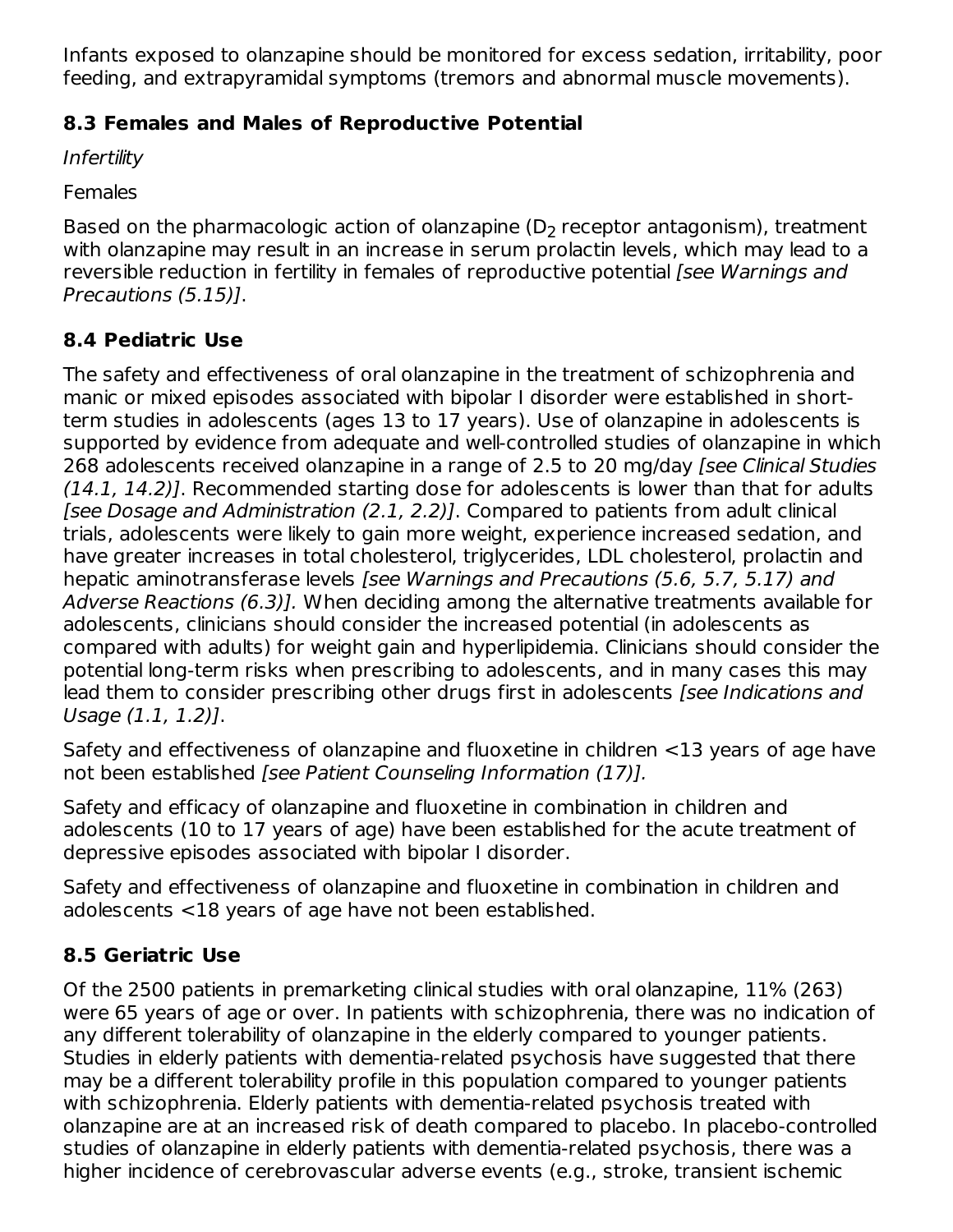Infants exposed to olanzapine should be monitored for excess sedation, irritability, poor feeding, and extrapyramidal symptoms (tremors and abnormal muscle movements).

## 8.3 Females and Males of Reproductive Potential

*Infertility*

Females

Based on the pharmacologic action of olanzapine ($D_2$ receptor antagonism), treatment with olanzapine may result in an increase in serum prolactin levels, which may lead to a reversible reduction in fertility in females of reproductive potential *[see Warnings and Precautions (5.15)]*.

## 8.4 Pediatric Use

The safety and effectiveness of oral olanzapine in the treatment of schizophrenia and manic or mixed episodes associated with bipolar I disorder were established in short-term studies in adolescents (ages 13 to 17 years). Use of olanzapine in adolescents is supported by evidence from adequate and well-controlled studies of olanzapine in which 268 adolescents received olanzapine in a range of 2.5 to 20 mg/day *[see Clinical Studies (14.1, 14.2)]*. Recommended starting dose for adolescents is lower than that for adults *[see Dosage and Administration (2.1, 2.2)]*. Compared to patients from adult clinical trials, adolescents were likely to gain more weight, experience increased sedation, and have greater increases in total cholesterol, triglycerides, LDL cholesterol, prolactin and hepatic aminotransferase levels *[see Warnings and Precautions (5.6, 5.7, 5.17) and Adverse Reactions (6.3)].* When deciding among the alternative treatments available for adolescents, clinicians should consider the increased potential (in adolescents as compared with adults) for weight gain and hyperlipidemia. Clinicians should consider the potential long-term risks when prescribing to adolescents, and in many cases this may lead them to consider prescribing other drugs first in adolescents *[see Indications and Usage (1.1, 1.2)]*.

Safety and effectiveness of olanzapine and fluoxetine in children <13 years of age have not been established *[see Patient Counseling Information (17)].*

Safety and efficacy of olanzapine and fluoxetine in combination in children and adolescents (10 to 17 years of age) have been established for the acute treatment of depressive episodes associated with bipolar I disorder.

Safety and effectiveness of olanzapine and fluoxetine in combination in children and adolescents <18 years of age have not been established.

## 8.5 Geriatric Use

Of the 2500 patients in premarketing clinical studies with oral olanzapine, 11% (263) were 65 years of age or over. In patients with schizophrenia, there was no indication of any different tolerability of olanzapine in the elderly compared to younger patients. Studies in elderly patients with dementia-related psychosis have suggested that there may be a different tolerability profile in this population compared to younger patients with schizophrenia. Elderly patients with dementia-related psychosis treated with olanzapine are at an increased risk of death compared to placebo. In placebo-controlled studies of olanzapine in elderly patients with dementia-related psychosis, there was a higher incidence of cerebrovascular adverse events (e.g., stroke, transient ischemic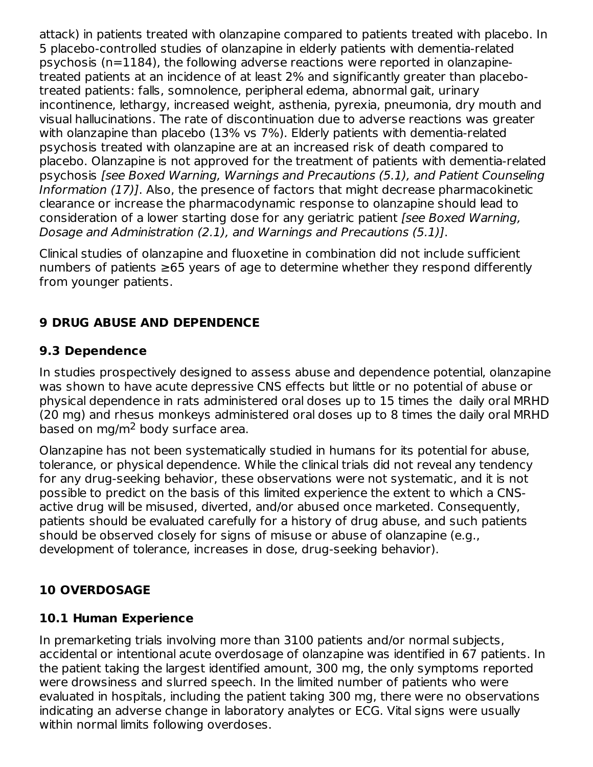attack) in patients treated with olanzapine compared to patients treated with placebo. In 5 placebo-controlled studies of olanzapine in elderly patients with dementia-related psychosis (n=1184), the following adverse reactions were reported in olanzapine-treated patients at an incidence of at least 2% and significantly greater than placebo-treated patients: falls, somnolence, peripheral edema, abnormal gait, urinary incontinence, lethargy, increased weight, asthenia, pyrexia, pneumonia, dry mouth and visual hallucinations. The rate of discontinuation due to adverse reactions was greater with olanzapine than placebo (13% vs 7%). Elderly patients with dementia-related psychosis treated with olanzapine are at an increased risk of death compared to placebo. Olanzapine is not approved for the treatment of patients with dementia-related psychosis *[see Boxed Warning, Warnings and Precautions (5.1), and Patient Counseling Information (17)]*. Also, the presence of factors that might decrease pharmacokinetic clearance or increase the pharmacodynamic response to olanzapine should lead to consideration of a lower starting dose for any geriatric patient *[see Boxed Warning, Dosage and Administration (2.1), and Warnings and Precautions (5.1)]*.

Clinical studies of olanzapine and fluoxetine in combination did not include sufficient numbers of patients ≥65 years of age to determine whether they respond differently from younger patients.

# 9 DRUG ABUSE AND DEPENDENCE

## 9.3 Dependence

In studies prospectively designed to assess abuse and dependence potential, olanzapine was shown to have acute depressive CNS effects but little or no potential of abuse or physical dependence in rats administered oral doses up to 15 times the daily oral MRHD (20 mg) and rhesus monkeys administered oral doses up to 8 times the daily oral MRHD based on mg/$m^2$ body surface area.

Olanzapine has not been systematically studied in humans for its potential for abuse, tolerance, or physical dependence. While the clinical trials did not reveal any tendency for any drug-seeking behavior, these observations were not systematic, and it is not possible to predict on the basis of this limited experience the extent to which a CNS-active drug will be misused, diverted, and/or abused once marketed. Consequently, patients should be evaluated carefully for a history of drug abuse, and such patients should be observed closely for signs of misuse or abuse of olanzapine (e.g., development of tolerance, increases in dose, drug-seeking behavior).

# 10 OVERDOSAGE

## 10.1 Human Experience

In premarketing trials involving more than 3100 patients and/or normal subjects, accidental or intentional acute overdosage of olanzapine was identified in 67 patients. In the patient taking the largest identified amount, 300 mg, the only symptoms reported were drowsiness and slurred speech. In the limited number of patients who were evaluated in hospitals, including the patient taking 300 mg, there were no observations indicating an adverse change in laboratory analytes or ECG. Vital signs were usually within normal limits following overdoses.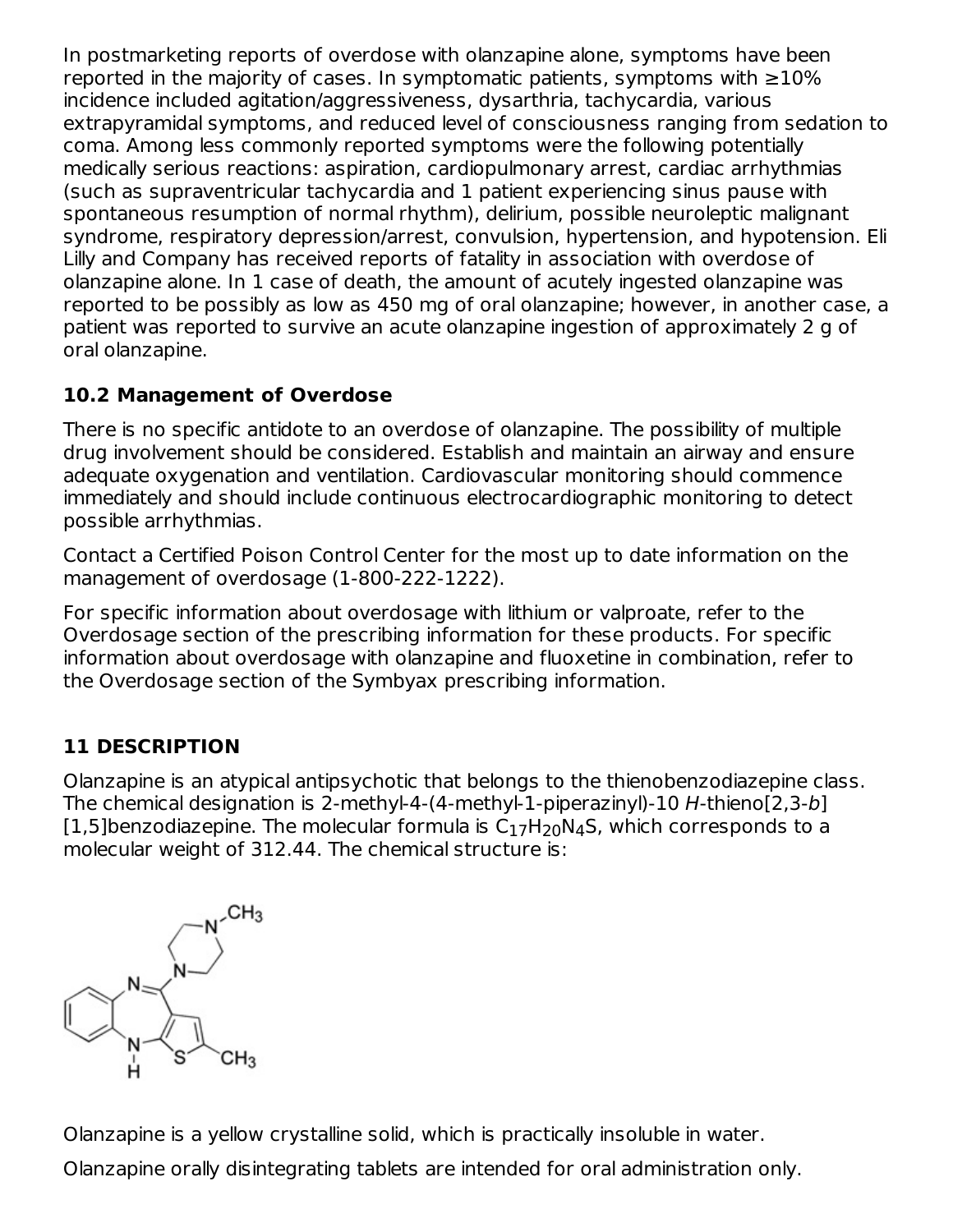In postmarketing reports of overdose with olanzapine alone, symptoms have been reported in the majority of cases. In symptomatic patients, symptoms with ≥10% incidence included agitation/aggressiveness, dysarthria, tachycardia, various extrapyramidal symptoms, and reduced level of consciousness ranging from sedation to coma. Among less commonly reported symptoms were the following potentially medically serious reactions: aspiration, cardiopulmonary arrest, cardiac arrhythmias (such as supraventricular tachycardia and 1 patient experiencing sinus pause with spontaneous resumption of normal rhythm), delirium, possible neuroleptic malignant syndrome, respiratory depression/arrest, convulsion, hypertension, and hypotension. Eli Lilly and Company has received reports of fatality in association with overdose of olanzapine alone. In 1 case of death, the amount of acutely ingested olanzapine was reported to be possibly as low as 450 mg of oral olanzapine; however, in another case, a patient was reported to survive an acute olanzapine ingestion of approximately 2 g of oral olanzapine.

### 10.2 Management of Overdose

There is no specific antidote to an overdose of olanzapine. The possibility of multiple drug involvement should be considered. Establish and maintain an airway and ensure adequate oxygenation and ventilation. Cardiovascular monitoring should commence immediately and should include continuous electrocardiographic monitoring to detect possible arrhythmias.

Contact a Certified Poison Control Center for the most up to date information on the management of overdosage (1-800-222-1222).

For specific information about overdosage with lithium or valproate, refer to the Overdosage section of the prescribing information for these products. For specific information about overdosage with olanzapine and fluoxetine in combination, refer to the Overdosage section of the Symbyax prescribing information.

## 11 DESCRIPTION

Olanzapine is an atypical antipsychotic that belongs to the thienobenzodiazepine class. The chemical designation is 2-methyl-4-(4-methyl-1-piperazinyl)-10 *H*-thieno[2,3-*b*][1,5]benzodiazepine. The molecular formula is $C_{17}H_{20}N_4S$, which corresponds to a molecular weight of 312.44. The chemical structure is:

Olanzapine is a yellow crystalline solid, which is practically insoluble in water.

Olanzapine orally disintegrating tablets are intended for oral administration only.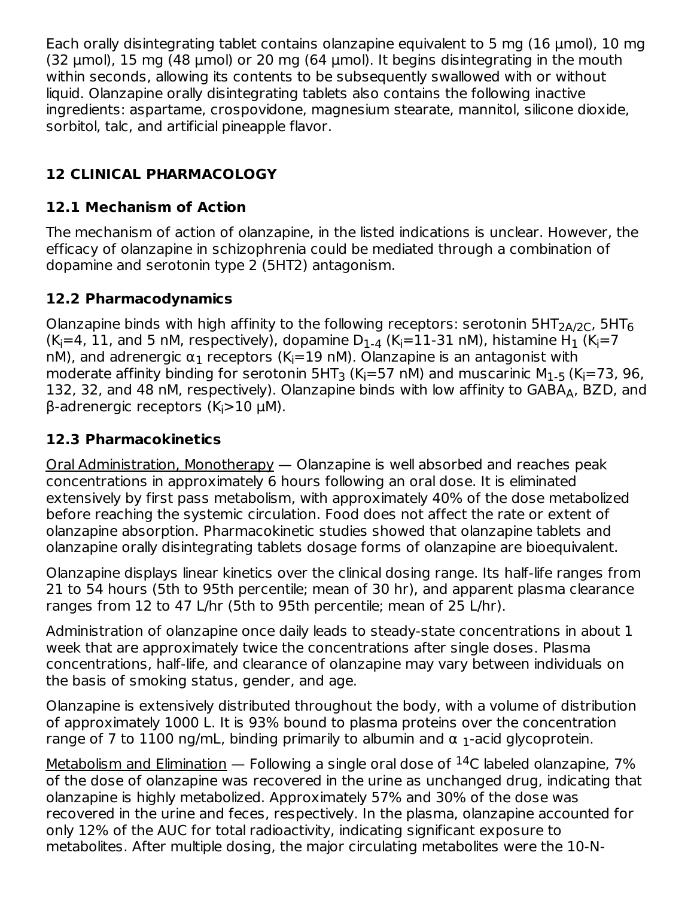Each orally disintegrating tablet contains olanzapine equivalent to 5 mg (16 µmol), 10 mg (32 µmol), 15 mg (48 µmol) or 20 mg (64 µmol). It begins disintegrating in the mouth within seconds, allowing its contents to be subsequently swallowed with or without liquid. Olanzapine orally disintegrating tablets also contains the following inactive ingredients: aspartame, crospovidone, magnesium stearate, mannitol, silicone dioxide, sorbitol, talc, and artificial pineapple flavor.

## 12 CLINICAL PHARMACOLOGY

### 12.1 Mechanism of Action

The mechanism of action of olanzapine, in the listed indications is unclear. However, the efficacy of olanzapine in schizophrenia could be mediated through a combination of dopamine and serotonin type 2 (5HT2) antagonism.

### 12.2 Pharmacodynamics

Olanzapine binds with high affinity to the following receptors: serotonin $5HT_{2A/2C}$, $5HT_6$ ($K_i$=4, 11, and 5 nM, respectively), dopamine $D_{1-4}$ ($K_i$=11-31 nM), histamine $H_1$ ($K_i$=7 nM), and adrenergic $\alpha_1$ receptors ($K_i$=19 nM). Olanzapine is an antagonist with moderate affinity binding for serotonin $5HT_3$ ($K_i$=57 nM) and muscarinic $M_{1-5}$ ($K_i$=73, 96, 132, 32, and 48 nM, respectively). Olanzapine binds with low affinity to $GABA_A$, BZD, and β-adrenergic receptors ($K_i$>10 µM).

### 12.3 Pharmacokinetics

Oral Administration, Monotherapy — Olanzapine is well absorbed and reaches peak concentrations in approximately 6 hours following an oral dose. It is eliminated extensively by first pass metabolism, with approximately 40% of the dose metabolized before reaching the systemic circulation. Food does not affect the rate or extent of olanzapine absorption. Pharmacokinetic studies showed that olanzapine tablets and olanzapine orally disintegrating tablets dosage forms of olanzapine are bioequivalent.

Olanzapine displays linear kinetics over the clinical dosing range. Its half-life ranges from 21 to 54 hours (5th to 95th percentile; mean of 30 hr), and apparent plasma clearance ranges from 12 to 47 L/hr (5th to 95th percentile; mean of 25 L/hr).

Administration of olanzapine once daily leads to steady-state concentrations in about 1 week that are approximately twice the concentrations after single doses. Plasma concentrations, half-life, and clearance of olanzapine may vary between individuals on the basis of smoking status, gender, and age.

Olanzapine is extensively distributed throughout the body, with a volume of distribution of approximately 1000 L. It is 93% bound to plasma proteins over the concentration range of 7 to 1100 ng/mL, binding primarily to albumin and $\alpha_1$-acid glycoprotein.

Metabolism and Elimination — Following a single oral dose of $^{14}C$ labeled olanzapine, 7% of the dose of olanzapine was recovered in the urine as unchanged drug, indicating that olanzapine is highly metabolized. Approximately 57% and 30% of the dose was recovered in the urine and feces, respectively. In the plasma, olanzapine accounted for only 12% of the AUC for total radioactivity, indicating significant exposure to metabolites. After multiple dosing, the major circulating metabolites were the 10-N-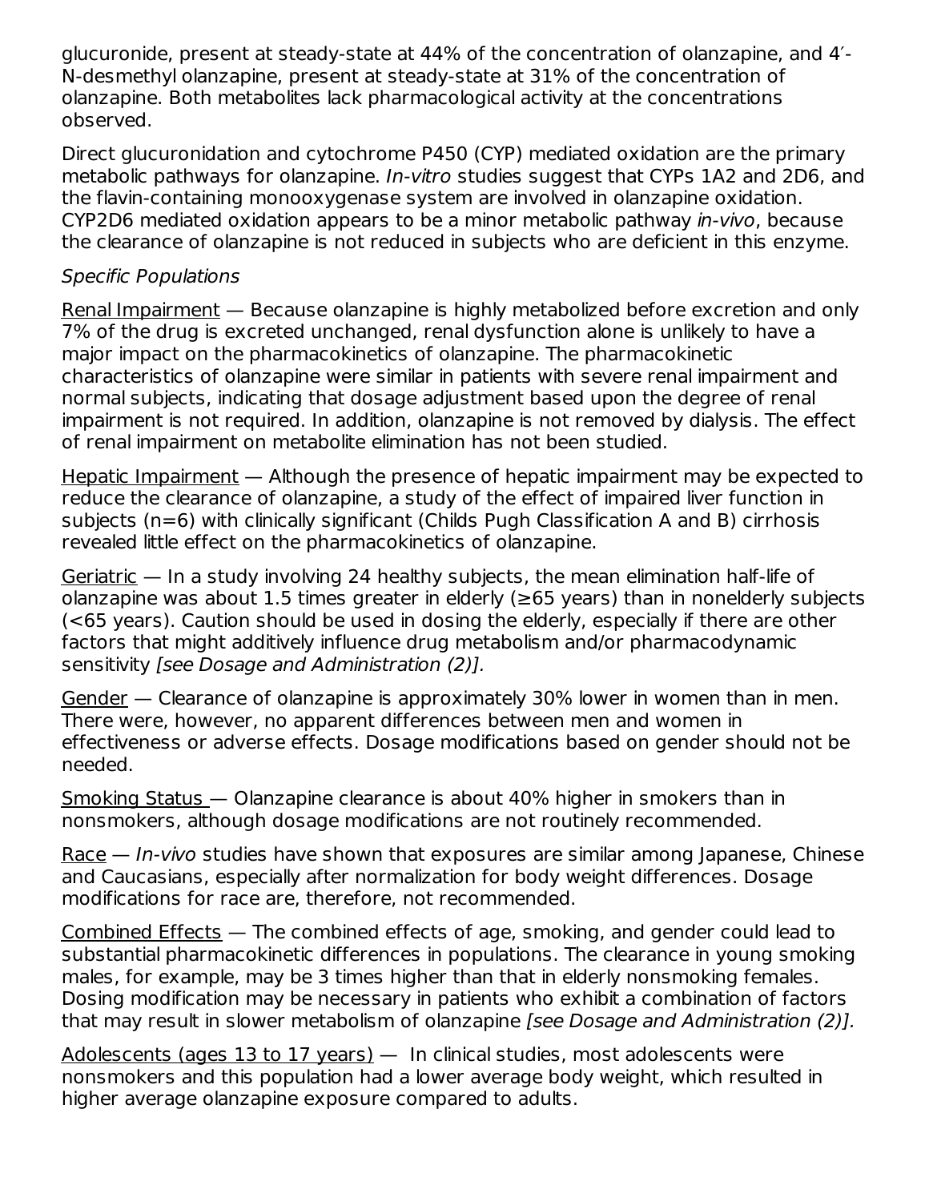glucuronide, present at steady-state at 44% of the concentration of olanzapine, and 4′-N-desmethyl olanzapine, present at steady-state at 31% of the concentration of olanzapine. Both metabolites lack pharmacological activity at the concentrations observed.

Direct glucuronidation and cytochrome P450 (CYP) mediated oxidation are the primary metabolic pathways for olanzapine. *In-vitro* studies suggest that CYPs 1A2 and 2D6, and the flavin-containing monooxygenase system are involved in olanzapine oxidation. CYP2D6 mediated oxidation appears to be a minor metabolic pathway *in-vivo*, because the clearance of olanzapine is not reduced in subjects who are deficient in this enzyme.

*Specific Populations*

Renal Impairment — Because olanzapine is highly metabolized before excretion and only 7% of the drug is excreted unchanged, renal dysfunction alone is unlikely to have a major impact on the pharmacokinetics of olanzapine. The pharmacokinetic characteristics of olanzapine were similar in patients with severe renal impairment and normal subjects, indicating that dosage adjustment based upon the degree of renal impairment is not required. In addition, olanzapine is not removed by dialysis. The effect of renal impairment on metabolite elimination has not been studied.

Hepatic Impairment — Although the presence of hepatic impairment may be expected to reduce the clearance of olanzapine, a study of the effect of impaired liver function in subjects (n=6) with clinically significant (Childs Pugh Classification A and B) cirrhosis revealed little effect on the pharmacokinetics of olanzapine.

Geriatric — In a study involving 24 healthy subjects, the mean elimination half-life of olanzapine was about 1.5 times greater in elderly (≥65 years) than in nonelderly subjects (<65 years). Caution should be used in dosing the elderly, especially if there are other factors that might additively influence drug metabolism and/or pharmacodynamic sensitivity *[see Dosage and Administration (2)].*

Gender — Clearance of olanzapine is approximately 30% lower in women than in men. There were, however, no apparent differences between men and women in effectiveness or adverse effects. Dosage modifications based on gender should not be needed.

Smoking Status — Olanzapine clearance is about 40% higher in smokers than in nonsmokers, although dosage modifications are not routinely recommended.

Race — *In-vivo* studies have shown that exposures are similar among Japanese, Chinese and Caucasians, especially after normalization for body weight differences. Dosage modifications for race are, therefore, not recommended.

Combined Effects — The combined effects of age, smoking, and gender could lead to substantial pharmacokinetic differences in populations. The clearance in young smoking males, for example, may be 3 times higher than that in elderly nonsmoking females. Dosing modification may be necessary in patients who exhibit a combination of factors that may result in slower metabolism of olanzapine *[see Dosage and Administration (2)].*

Adolescents (ages 13 to 17 years) — In clinical studies, most adolescents were nonsmokers and this population had a lower average body weight, which resulted in higher average olanzapine exposure compared to adults.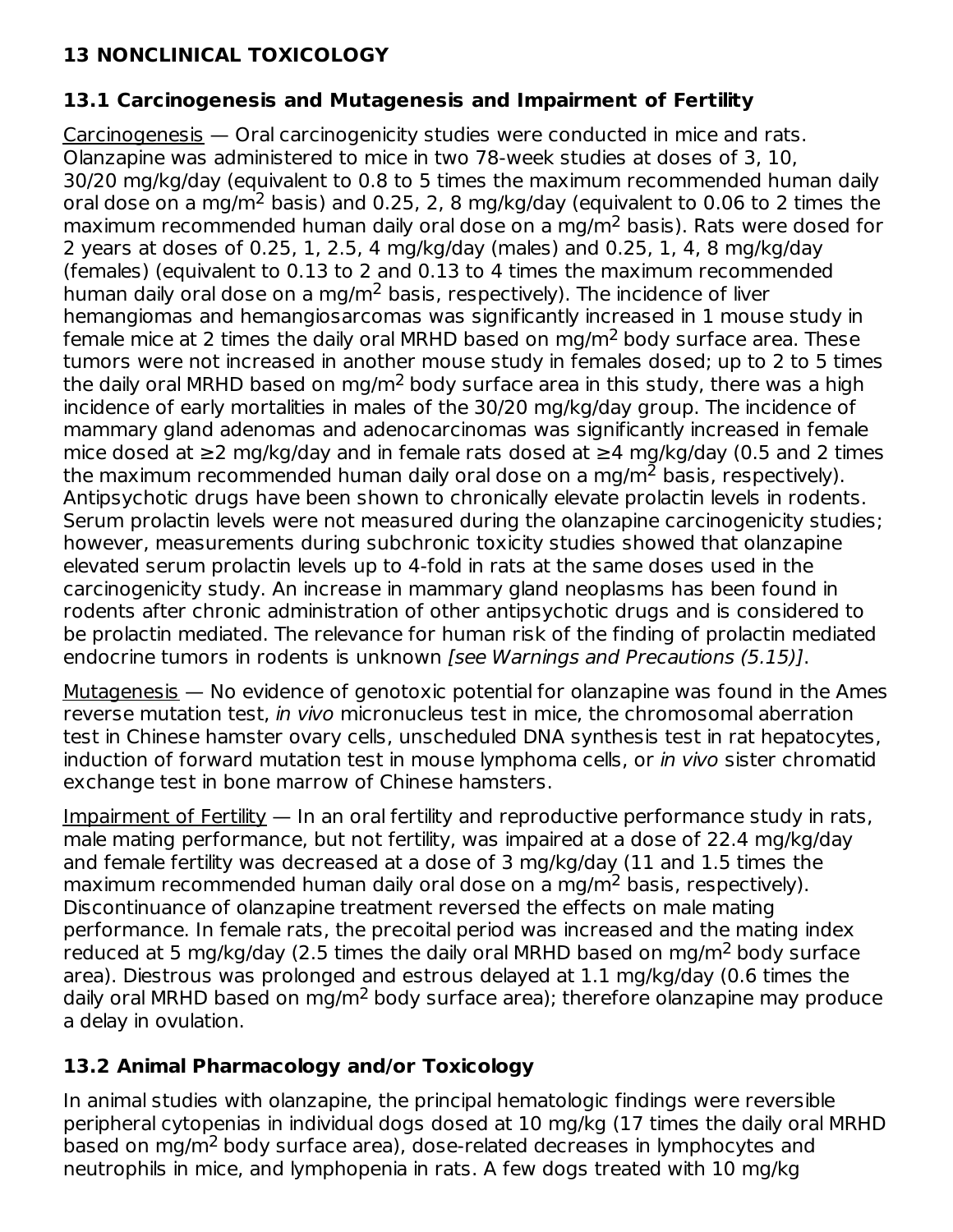## 13 NONCLINICAL TOXICOLOGY

### 13.1 Carcinogenesis and Mutagenesis and Impairment of Fertility

Carcinogenesis — Oral carcinogenicity studies were conducted in mice and rats. Olanzapine was administered to mice in two 78-week studies at doses of 3, 10, 30/20 mg/kg/day (equivalent to 0.8 to 5 times the maximum recommended human daily oral dose on a mg/$m^2$ basis) and 0.25, 2, 8 mg/kg/day (equivalent to 0.06 to 2 times the maximum recommended human daily oral dose on a mg/$m^2$ basis). Rats were dosed for 2 years at doses of 0.25, 1, 2.5, 4 mg/kg/day (males) and 0.25, 1, 4, 8 mg/kg/day (females) (equivalent to 0.13 to 2 and 0.13 to 4 times the maximum recommended human daily oral dose on a mg/$m^2$ basis, respectively). The incidence of liver hemangiomas and hemangiosarcomas was significantly increased in 1 mouse study in female mice at 2 times the daily oral MRHD based on mg/$m^2$ body surface area. These tumors were not increased in another mouse study in females dosed; up to 2 to 5 times the daily oral MRHD based on mg/$m^2$ body surface area in this study, there was a high incidence of early mortalities in males of the 30/20 mg/kg/day group. The incidence of mammary gland adenomas and adenocarcinomas was significantly increased in female mice dosed at ≥2 mg/kg/day and in female rats dosed at ≥4 mg/kg/day (0.5 and 2 times the maximum recommended human daily oral dose on a mg/$m^2$ basis, respectively). Antipsychotic drugs have been shown to chronically elevate prolactin levels in rodents. Serum prolactin levels were not measured during the olanzapine carcinogenicity studies; however, measurements during subchronic toxicity studies showed that olanzapine elevated serum prolactin levels up to 4-fold in rats at the same doses used in the carcinogenicity study. An increase in mammary gland neoplasms has been found in rodents after chronic administration of other antipsychotic drugs and is considered to be prolactin mediated. The relevance for human risk of the finding of prolactin mediated endocrine tumors in rodents is unknown *[see Warnings and Precautions (5.15)]*.

Mutagenesis — No evidence of genotoxic potential for olanzapine was found in the Ames reverse mutation test, *in vivo* micronucleus test in mice, the chromosomal aberration test in Chinese hamster ovary cells, unscheduled DNA synthesis test in rat hepatocytes, induction of forward mutation test in mouse lymphoma cells, or *in vivo* sister chromatid exchange test in bone marrow of Chinese hamsters.

Impairment of Fertility — In an oral fertility and reproductive performance study in rats, male mating performance, but not fertility, was impaired at a dose of 22.4 mg/kg/day and female fertility was decreased at a dose of 3 mg/kg/day (11 and 1.5 times the maximum recommended human daily oral dose on a mg/$m^2$ basis, respectively). Discontinuance of olanzapine treatment reversed the effects on male mating performance. In female rats, the precoital period was increased and the mating index reduced at 5 mg/kg/day (2.5 times the daily oral MRHD based on mg/$m^2$ body surface area). Diestrous was prolonged and estrous delayed at 1.1 mg/kg/day (0.6 times the daily oral MRHD based on mg/$m^2$ body surface area); therefore olanzapine may produce a delay in ovulation.

### 13.2 Animal Pharmacology and/or Toxicology

In animal studies with olanzapine, the principal hematologic findings were reversible peripheral cytopenias in individual dogs dosed at 10 mg/kg (17 times the daily oral MRHD based on mg/$m^2$ body surface area), dose-related decreases in lymphocytes and neutrophils in mice, and lymphopenia in rats. A few dogs treated with 10 mg/kg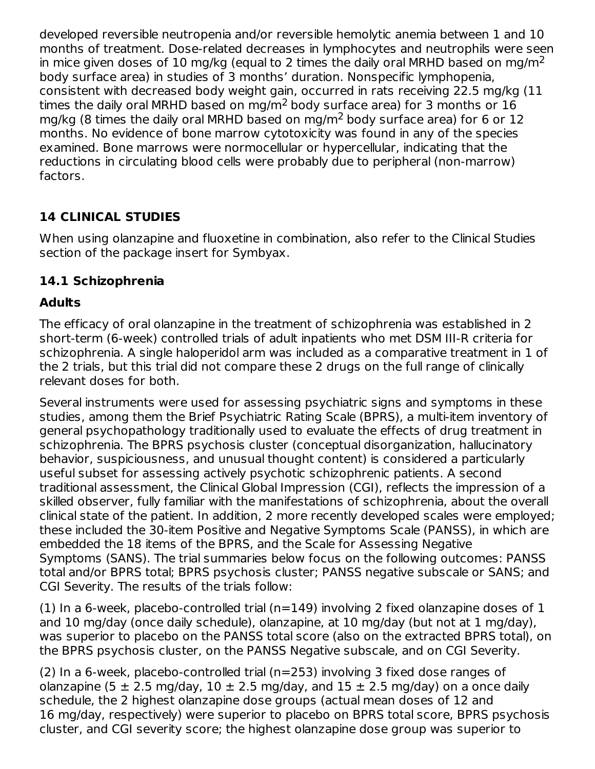developed reversible neutropenia and/or reversible hemolytic anemia between 1 and 10 months of treatment. Dose-related decreases in lymphocytes and neutrophils were seen in mice given doses of 10 mg/kg (equal to 2 times the daily oral MRHD based on mg/$m^2$ body surface area) in studies of 3 months' duration. Nonspecific lymphopenia, consistent with decreased body weight gain, occurred in rats receiving 22.5 mg/kg (11 times the daily oral MRHD based on mg/$m^2$ body surface area) for 3 months or 16 mg/kg (8 times the daily oral MRHD based on mg/$m^2$ body surface area) for 6 or 12 months. No evidence of bone marrow cytotoxicity was found in any of the species examined. Bone marrows were normocellular or hypercellular, indicating that the reductions in circulating blood cells were probably due to peripheral (non-marrow) factors.

## 14 CLINICAL STUDIES

When using olanzapine and fluoxetine in combination, also refer to the Clinical Studies section of the package insert for Symbyax.

### 14.1 Schizophrenia

**Adults**

The efficacy of oral olanzapine in the treatment of schizophrenia was established in 2 short-term (6-week) controlled trials of adult inpatients who met DSM III-R criteria for schizophrenia. A single haloperidol arm was included as a comparative treatment in 1 of the 2 trials, but this trial did not compare these 2 drugs on the full range of clinically relevant doses for both.

Several instruments were used for assessing psychiatric signs and symptoms in these studies, among them the Brief Psychiatric Rating Scale (BPRS), a multi-item inventory of general psychopathology traditionally used to evaluate the effects of drug treatment in schizophrenia. The BPRS psychosis cluster (conceptual disorganization, hallucinatory behavior, suspiciousness, and unusual thought content) is considered a particularly useful subset for assessing actively psychotic schizophrenic patients. A second traditional assessment, the Clinical Global Impression (CGI), reflects the impression of a skilled observer, fully familiar with the manifestations of schizophrenia, about the overall clinical state of the patient. In addition, 2 more recently developed scales were employed; these included the 30-item Positive and Negative Symptoms Scale (PANSS), in which are embedded the 18 items of the BPRS, and the Scale for Assessing Negative Symptoms (SANS). The trial summaries below focus on the following outcomes: PANSS total and/or BPRS total; BPRS psychosis cluster; PANSS negative subscale or SANS; and CGI Severity. The results of the trials follow:

(1) In a 6-week, placebo-controlled trial (n=149) involving 2 fixed olanzapine doses of 1 and 10 mg/day (once daily schedule), olanzapine, at 10 mg/day (but not at 1 mg/day), was superior to placebo on the PANSS total score (also on the extracted BPRS total), on the BPRS psychosis cluster, on the PANSS Negative subscale, and on CGI Severity.

(2) In a 6-week, placebo-controlled trial (n=253) involving 3 fixed dose ranges of olanzapine (5 ± 2.5 mg/day, 10 ± 2.5 mg/day, and 15 ± 2.5 mg/day) on a once daily schedule, the 2 highest olanzapine dose groups (actual mean doses of 12 and 16 mg/day, respectively) were superior to placebo on BPRS total score, BPRS psychosis cluster, and CGI severity score; the highest olanzapine dose group was superior to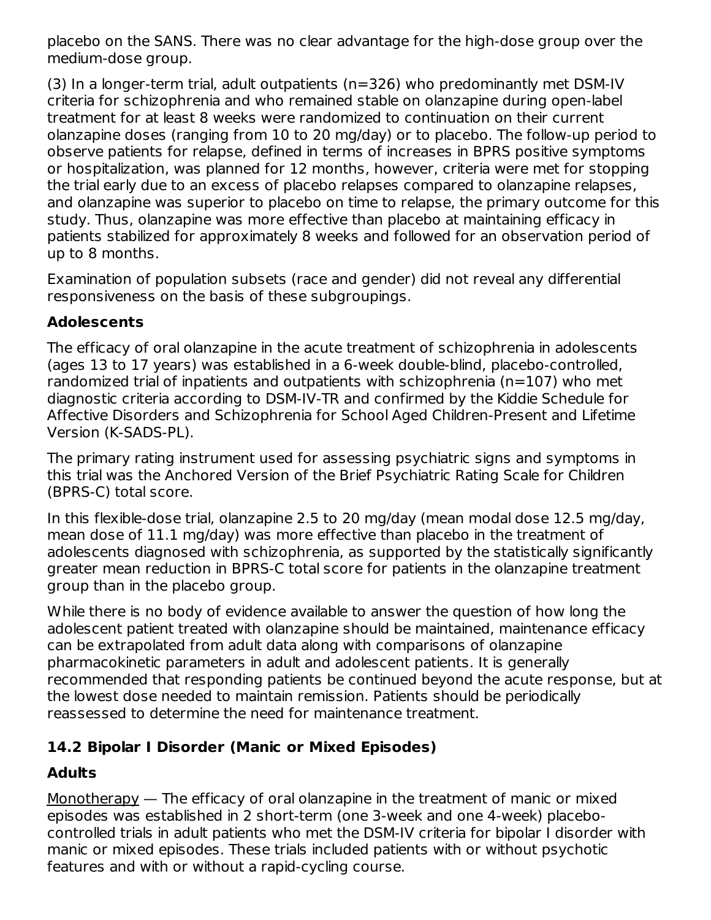placebo on the SANS. There was no clear advantage for the high-dose group over the medium-dose group.

(3) In a longer-term trial, adult outpatients (n=326) who predominantly met DSM-IV criteria for schizophrenia and who remained stable on olanzapine during open-label treatment for at least 8 weeks were randomized to continuation on their current olanzapine doses (ranging from 10 to 20 mg/day) or to placebo. The follow-up period to observe patients for relapse, defined in terms of increases in BPRS positive symptoms or hospitalization, was planned for 12 months, however, criteria were met for stopping the trial early due to an excess of placebo relapses compared to olanzapine relapses, and olanzapine was superior to placebo on time to relapse, the primary outcome for this study. Thus, olanzapine was more effective than placebo at maintaining efficacy in patients stabilized for approximately 8 weeks and followed for an observation period of up to 8 months.

Examination of population subsets (race and gender) did not reveal any differential responsiveness on the basis of these subgroupings.

**Adolescents**

The efficacy of oral olanzapine in the acute treatment of schizophrenia in adolescents (ages 13 to 17 years) was established in a 6-week double-blind, placebo-controlled, randomized trial of inpatients and outpatients with schizophrenia (n=107) who met diagnostic criteria according to DSM-IV-TR and confirmed by the Kiddie Schedule for Affective Disorders and Schizophrenia for School Aged Children-Present and Lifetime Version (K-SADS-PL).

The primary rating instrument used for assessing psychiatric signs and symptoms in this trial was the Anchored Version of the Brief Psychiatric Rating Scale for Children (BPRS-C) total score.

In this flexible-dose trial, olanzapine 2.5 to 20 mg/day (mean modal dose 12.5 mg/day, mean dose of 11.1 mg/day) was more effective than placebo in the treatment of adolescents diagnosed with schizophrenia, as supported by the statistically significantly greater mean reduction in BPRS-C total score for patients in the olanzapine treatment group than in the placebo group.

While there is no body of evidence available to answer the question of how long the adolescent patient treated with olanzapine should be maintained, maintenance efficacy can be extrapolated from adult data along with comparisons of olanzapine pharmacokinetic parameters in adult and adolescent patients. It is generally recommended that responding patients be continued beyond the acute response, but at the lowest dose needed to maintain remission. Patients should be periodically reassessed to determine the need for maintenance treatment.

## 14.2 Bipolar I Disorder (Manic or Mixed Episodes)

**Adults**

Monotherapy — The efficacy of oral olanzapine in the treatment of manic or mixed episodes was established in 2 short-term (one 3-week and one 4-week) placebo-controlled trials in adult patients who met the DSM-IV criteria for bipolar I disorder with manic or mixed episodes. These trials included patients with or without psychotic features and with or without a rapid-cycling course.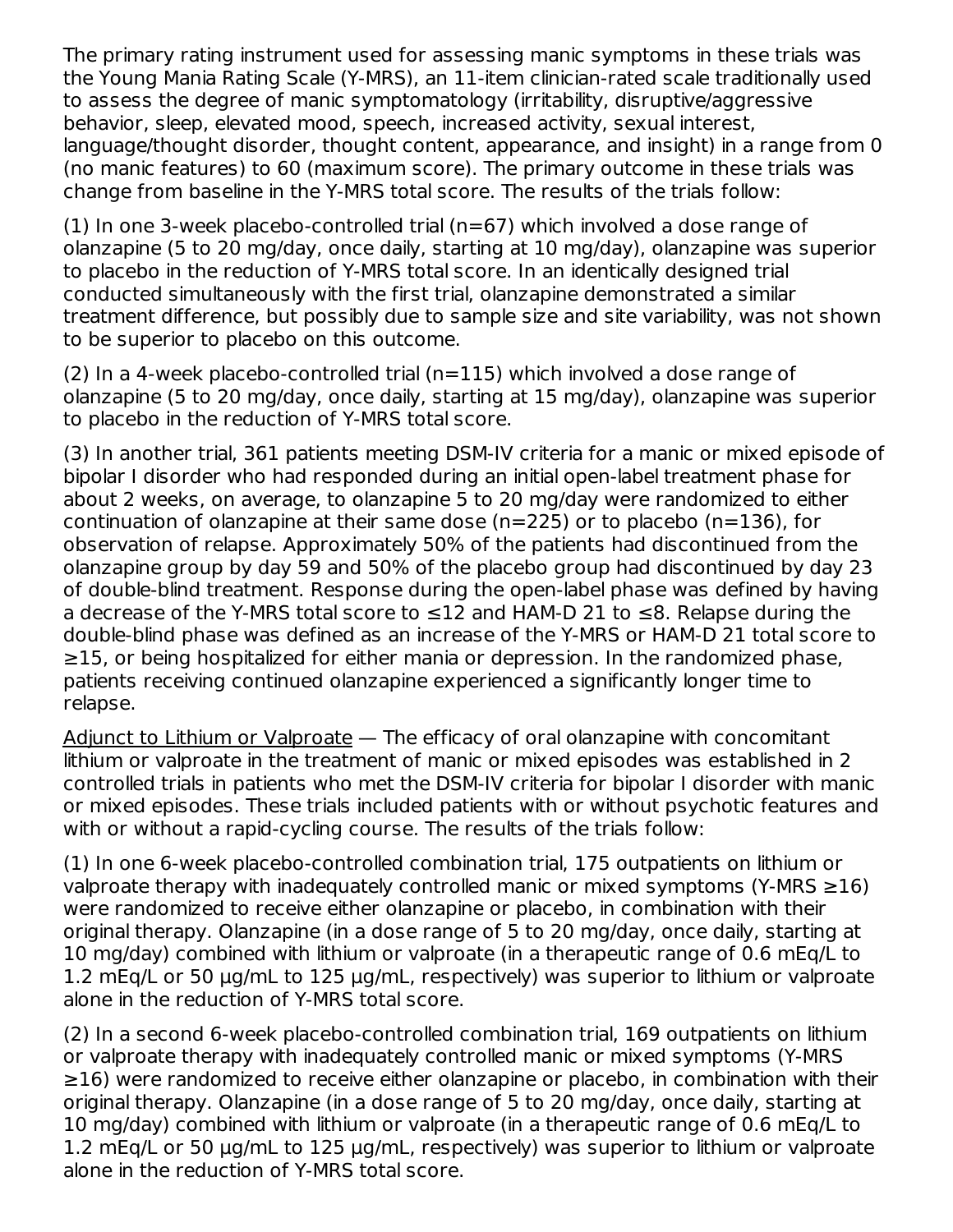The primary rating instrument used for assessing manic symptoms in these trials was the Young Mania Rating Scale (Y-MRS), an 11-item clinician-rated scale traditionally used to assess the degree of manic symptomatology (irritability, disruptive/aggressive behavior, sleep, elevated mood, speech, increased activity, sexual interest, language/thought disorder, thought content, appearance, and insight) in a range from 0 (no manic features) to 60 (maximum score). The primary outcome in these trials was change from baseline in the Y-MRS total score. The results of the trials follow:

(1) In one 3-week placebo-controlled trial (n=67) which involved a dose range of olanzapine (5 to 20 mg/day, once daily, starting at 10 mg/day), olanzapine was superior to placebo in the reduction of Y-MRS total score. In an identically designed trial conducted simultaneously with the first trial, olanzapine demonstrated a similar treatment difference, but possibly due to sample size and site variability, was not shown to be superior to placebo on this outcome.

(2) In a 4-week placebo-controlled trial (n=115) which involved a dose range of olanzapine (5 to 20 mg/day, once daily, starting at 15 mg/day), olanzapine was superior to placebo in the reduction of Y-MRS total score.

(3) In another trial, 361 patients meeting DSM-IV criteria for a manic or mixed episode of bipolar I disorder who had responded during an initial open-label treatment phase for about 2 weeks, on average, to olanzapine 5 to 20 mg/day were randomized to either continuation of olanzapine at their same dose (n=225) or to placebo (n=136), for observation of relapse. Approximately 50% of the patients had discontinued from the olanzapine group by day 59 and 50% of the placebo group had discontinued by day 23 of double-blind treatment. Response during the open-label phase was defined by having a decrease of the Y-MRS total score to ≤12 and HAM-D 21 to ≤8. Relapse during the double-blind phase was defined as an increase of the Y-MRS or HAM-D 21 total score to ≥15, or being hospitalized for either mania or depression. In the randomized phase, patients receiving continued olanzapine experienced a significantly longer time to relapse.

Adjunct to Lithium or Valproate — The efficacy of oral olanzapine with concomitant lithium or valproate in the treatment of manic or mixed episodes was established in 2 controlled trials in patients who met the DSM-IV criteria for bipolar I disorder with manic or mixed episodes. These trials included patients with or without psychotic features and with or without a rapid-cycling course. The results of the trials follow:

(1) In one 6-week placebo-controlled combination trial, 175 outpatients on lithium or valproate therapy with inadequately controlled manic or mixed symptoms (Y-MRS ≥16) were randomized to receive either olanzapine or placebo, in combination with their original therapy. Olanzapine (in a dose range of 5 to 20 mg/day, once daily, starting at 10 mg/day) combined with lithium or valproate (in a therapeutic range of 0.6 mEq/L to 1.2 mEq/L or 50 µg/mL to 125 µg/mL, respectively) was superior to lithium or valproate alone in the reduction of Y-MRS total score.

(2) In a second 6-week placebo-controlled combination trial, 169 outpatients on lithium or valproate therapy with inadequately controlled manic or mixed symptoms (Y-MRS ≥16) were randomized to receive either olanzapine or placebo, in combination with their original therapy. Olanzapine (in a dose range of 5 to 20 mg/day, once daily, starting at 10 mg/day) combined with lithium or valproate (in a therapeutic range of 0.6 mEq/L to 1.2 mEq/L or 50 µg/mL to 125 µg/mL, respectively) was superior to lithium or valproate alone in the reduction of Y-MRS total score.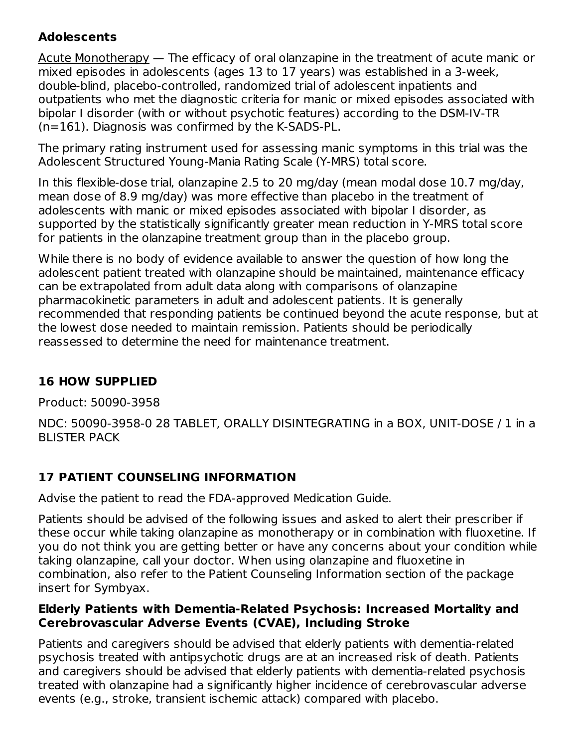**Adolescents**

Acute Monotherapy — The efficacy of oral olanzapine in the treatment of acute manic or mixed episodes in adolescents (ages 13 to 17 years) was established in a 3-week, double-blind, placebo-controlled, randomized trial of adolescent inpatients and outpatients who met the diagnostic criteria for manic or mixed episodes associated with bipolar I disorder (with or without psychotic features) according to the DSM-IV-TR (n=161). Diagnosis was confirmed by the K-SADS-PL.

The primary rating instrument used for assessing manic symptoms in this trial was the Adolescent Structured Young-Mania Rating Scale (Y-MRS) total score.

In this flexible-dose trial, olanzapine 2.5 to 20 mg/day (mean modal dose 10.7 mg/day, mean dose of 8.9 mg/day) was more effective than placebo in the treatment of adolescents with manic or mixed episodes associated with bipolar I disorder, as supported by the statistically significantly greater mean reduction in Y-MRS total score for patients in the olanzapine treatment group than in the placebo group.

While there is no body of evidence available to answer the question of how long the adolescent patient treated with olanzapine should be maintained, maintenance efficacy can be extrapolated from adult data along with comparisons of olanzapine pharmacokinetic parameters in adult and adolescent patients. It is generally recommended that responding patients be continued beyond the acute response, but at the lowest dose needed to maintain remission. Patients should be periodically reassessed to determine the need for maintenance treatment.

## 16 HOW SUPPLIED

Product: 50090-3958

NDC: 50090-3958-0 28 TABLET, ORALLY DISINTEGRATING in a BOX, UNIT-DOSE / 1 in a BLISTER PACK

## 17 PATIENT COUNSELING INFORMATION

Advise the patient to read the FDA-approved Medication Guide.

Patients should be advised of the following issues and asked to alert their prescriber if these occur while taking olanzapine as monotherapy or in combination with fluoxetine. If you do not think you are getting better or have any concerns about your condition while taking olanzapine, call your doctor. When using olanzapine and fluoxetine in combination, also refer to the Patient Counseling Information section of the package insert for Symbyax.

**Elderly Patients with Dementia-Related Psychosis: Increased Mortality and Cerebrovascular Adverse Events (CVAE), Including Stroke**

Patients and caregivers should be advised that elderly patients with dementia-related psychosis treated with antipsychotic drugs are at an increased risk of death. Patients and caregivers should be advised that elderly patients with dementia-related psychosis treated with olanzapine had a significantly higher incidence of cerebrovascular adverse events (e.g., stroke, transient ischemic attack) compared with placebo.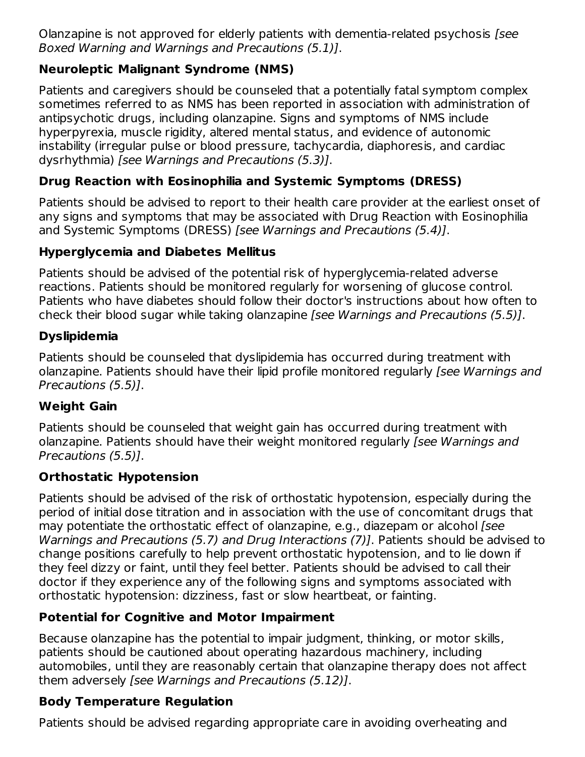Olanzapine is not approved for elderly patients with dementia-related psychosis *[see Boxed Warning and Warnings and Precautions (5.1)]*.

**Neuroleptic Malignant Syndrome (NMS)**

Patients and caregivers should be counseled that a potentially fatal symptom complex sometimes referred to as NMS has been reported in association with administration of antipsychotic drugs, including olanzapine. Signs and symptoms of NMS include hyperpyrexia, muscle rigidity, altered mental status, and evidence of autonomic instability (irregular pulse or blood pressure, tachycardia, diaphoresis, and cardiac dysrhythmia) *[see Warnings and Precautions (5.3)]*.

**Drug Reaction with Eosinophilia and Systemic Symptoms (DRESS)**

Patients should be advised to report to their health care provider at the earliest onset of any signs and symptoms that may be associated with Drug Reaction with Eosinophilia and Systemic Symptoms (DRESS) *[see Warnings and Precautions (5.4)]*.

**Hyperglycemia and Diabetes Mellitus**

Patients should be advised of the potential risk of hyperglycemia-related adverse reactions. Patients should be monitored regularly for worsening of glucose control. Patients who have diabetes should follow their doctor's instructions about how often to check their blood sugar while taking olanzapine *[see Warnings and Precautions (5.5)]*.

**Dyslipidemia**

Patients should be counseled that dyslipidemia has occurred during treatment with olanzapine. Patients should have their lipid profile monitored regularly *[see Warnings and Precautions (5.5)]*.

**Weight Gain**

Patients should be counseled that weight gain has occurred during treatment with olanzapine. Patients should have their weight monitored regularly *[see Warnings and Precautions (5.5)]*.

**Orthostatic Hypotension**

Patients should be advised of the risk of orthostatic hypotension, especially during the period of initial dose titration and in association with the use of concomitant drugs that may potentiate the orthostatic effect of olanzapine, e.g., diazepam or alcohol *[see Warnings and Precautions (5.7) and Drug Interactions (7)]*. Patients should be advised to change positions carefully to help prevent orthostatic hypotension, and to lie down if they feel dizzy or faint, until they feel better. Patients should be advised to call their doctor if they experience any of the following signs and symptoms associated with orthostatic hypotension: dizziness, fast or slow heartbeat, or fainting.

**Potential for Cognitive and Motor Impairment**

Because olanzapine has the potential to impair judgment, thinking, or motor skills, patients should be cautioned about operating hazardous machinery, including automobiles, until they are reasonably certain that olanzapine therapy does not affect them adversely *[see Warnings and Precautions (5.12)]*.

**Body Temperature Regulation**

Patients should be advised regarding appropriate care in avoiding overheating and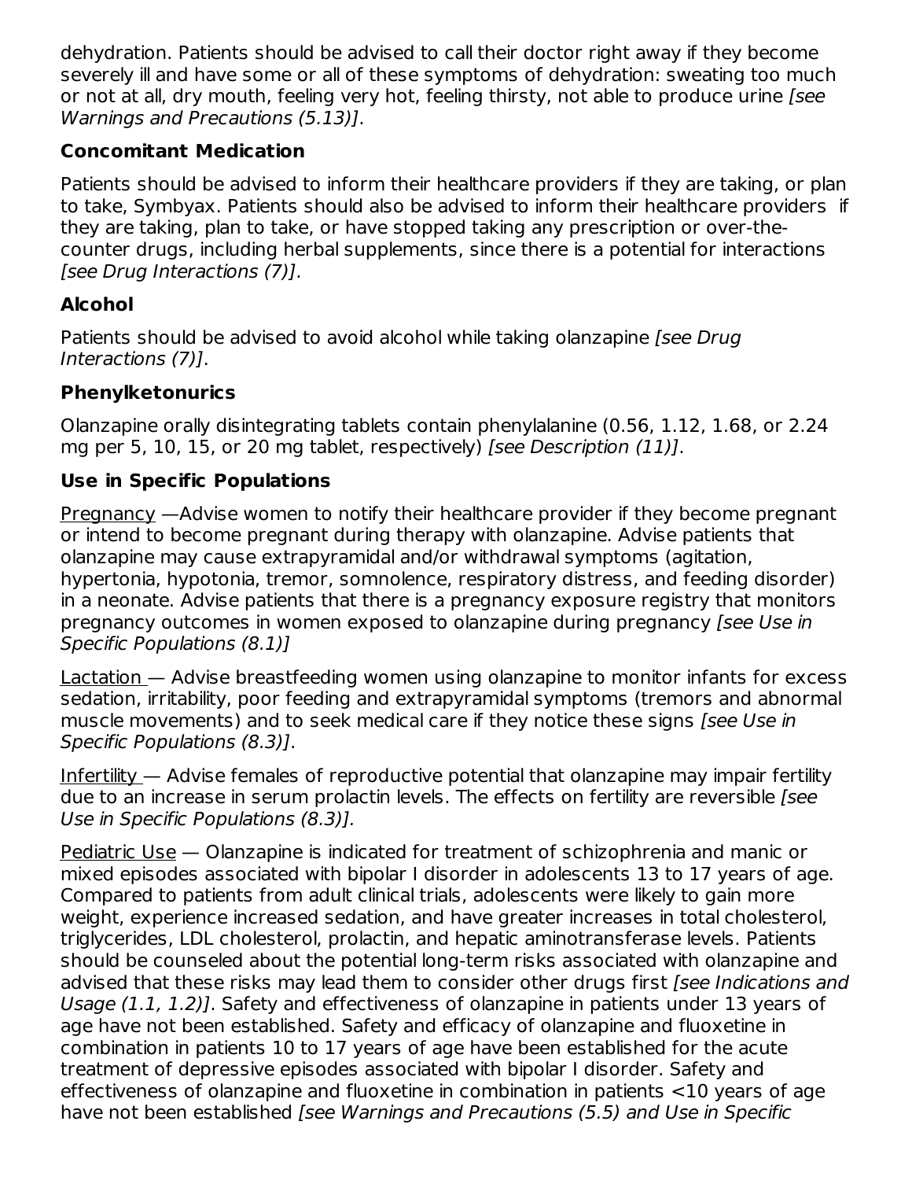dehydration. Patients should be advised to call their doctor right away if they become severely ill and have some or all of these symptoms of dehydration: sweating too much or not at all, dry mouth, feeling very hot, feeling thirsty, not able to produce urine *[see Warnings and Precautions (5.13)]*.

**Concomitant Medication**

Patients should be advised to inform their healthcare providers if they are taking, or plan to take, Symbyax. Patients should also be advised to inform their healthcare providers if they are taking, plan to take, or have stopped taking any prescription or over-the-counter drugs, including herbal supplements, since there is a potential for interactions *[see Drug Interactions (7)]*.

**Alcohol**

Patients should be advised to avoid alcohol while taking olanzapine *[see Drug Interactions (7)]*.

**Phenylketonurics**

Olanzapine orally disintegrating tablets contain phenylalanine (0.56, 1.12, 1.68, or 2.24 mg per 5, 10, 15, or 20 mg tablet, respectively) *[see Description (11)]*.

**Use in Specific Populations**

Pregnancy —Advise women to notify their healthcare provider if they become pregnant or intend to become pregnant during therapy with olanzapine. Advise patients that olanzapine may cause extrapyramidal and/or withdrawal symptoms (agitation, hypertonia, hypotonia, tremor, somnolence, respiratory distress, and feeding disorder) in a neonate. Advise patients that there is a pregnancy exposure registry that monitors pregnancy outcomes in women exposed to olanzapine during pregnancy *[see Use in Specific Populations (8.1)]*

Lactation — Advise breastfeeding women using olanzapine to monitor infants for excess sedation, irritability, poor feeding and extrapyramidal symptoms (tremors and abnormal muscle movements) and to seek medical care if they notice these signs *[see Use in Specific Populations (8.3)]*.

Infertility — Advise females of reproductive potential that olanzapine may impair fertility due to an increase in serum prolactin levels. The effects on fertility are reversible *[see Use in Specific Populations (8.3)].*

Pediatric Use — Olanzapine is indicated for treatment of schizophrenia and manic or mixed episodes associated with bipolar I disorder in adolescents 13 to 17 years of age. Compared to patients from adult clinical trials, adolescents were likely to gain more weight, experience increased sedation, and have greater increases in total cholesterol, triglycerides, LDL cholesterol, prolactin, and hepatic aminotransferase levels. Patients should be counseled about the potential long-term risks associated with olanzapine and advised that these risks may lead them to consider other drugs first *[see Indications and Usage (1.1, 1.2)]*. Safety and effectiveness of olanzapine in patients under 13 years of age have not been established. Safety and efficacy of olanzapine and fluoxetine in combination in patients 10 to 17 years of age have been established for the acute treatment of depressive episodes associated with bipolar I disorder. Safety and effectiveness of olanzapine and fluoxetine in combination in patients <10 years of age have not been established *[see Warnings and Precautions (5.5) and Use in Specific*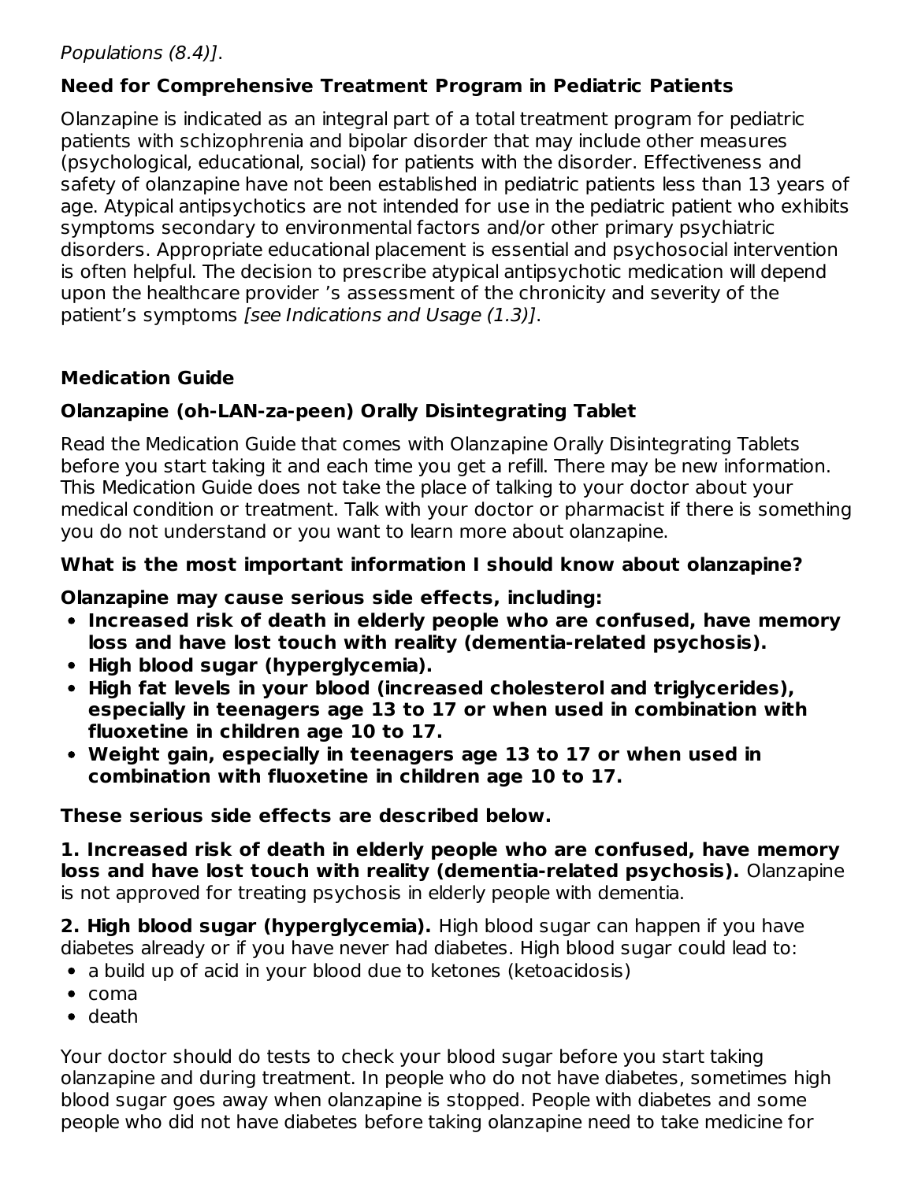*Populations (8.4)]*.

**Need for Comprehensive Treatment Program in Pediatric Patients**

Olanzapine is indicated as an integral part of a total treatment program for pediatric patients with schizophrenia and bipolar disorder that may include other measures (psychological, educational, social) for patients with the disorder. Effectiveness and safety of olanzapine have not been established in pediatric patients less than 13 years of age. Atypical antipsychotics are not intended for use in the pediatric patient who exhibits symptoms secondary to environmental factors and/or other primary psychiatric disorders. Appropriate educational placement is essential and psychosocial intervention is often helpful. The decision to prescribe atypical antipsychotic medication will depend upon the healthcare provider 's assessment of the chronicity and severity of the patient's symptoms *[see Indications and Usage (1.3)]*.

## Medication Guide

### Olanzapine (oh-LAN-za-peen) Orally Disintegrating Tablet

Read the Medication Guide that comes with Olanzapine Orally Disintegrating Tablets before you start taking it and each time you get a refill. There may be new information. This Medication Guide does not take the place of talking to your doctor about your medical condition or treatment. Talk with your doctor or pharmacist if there is something you do not understand or you want to learn more about olanzapine.

**What is the most important information I should know about olanzapine?**

**Olanzapine may cause serious side effects, including:**

- **Increased risk of death in elderly people who are confused, have memory loss and have lost touch with reality (dementia-related psychosis).**
- **High blood sugar (hyperglycemia).**
- **High fat levels in your blood (increased cholesterol and triglycerides), especially in teenagers age 13 to 17 or when used in combination with fluoxetine in children age 10 to 17.**
- **Weight gain, especially in teenagers age 13 to 17 or when used in combination with fluoxetine in children age 10 to 17.**

**These serious side effects are described below.**

**1. Increased risk of death in elderly people who are confused, have memory loss and have lost touch with reality (dementia-related psychosis).** Olanzapine is not approved for treating psychosis in elderly people with dementia.

**2. High blood sugar (hyperglycemia).** High blood sugar can happen if you have diabetes already or if you have never had diabetes. High blood sugar could lead to:

- a build up of acid in your blood due to ketones (ketoacidosis)
- coma
- death

Your doctor should do tests to check your blood sugar before you start taking olanzapine and during treatment. In people who do not have diabetes, sometimes high blood sugar goes away when olanzapine is stopped. People with diabetes and some people who did not have diabetes before taking olanzapine need to take medicine for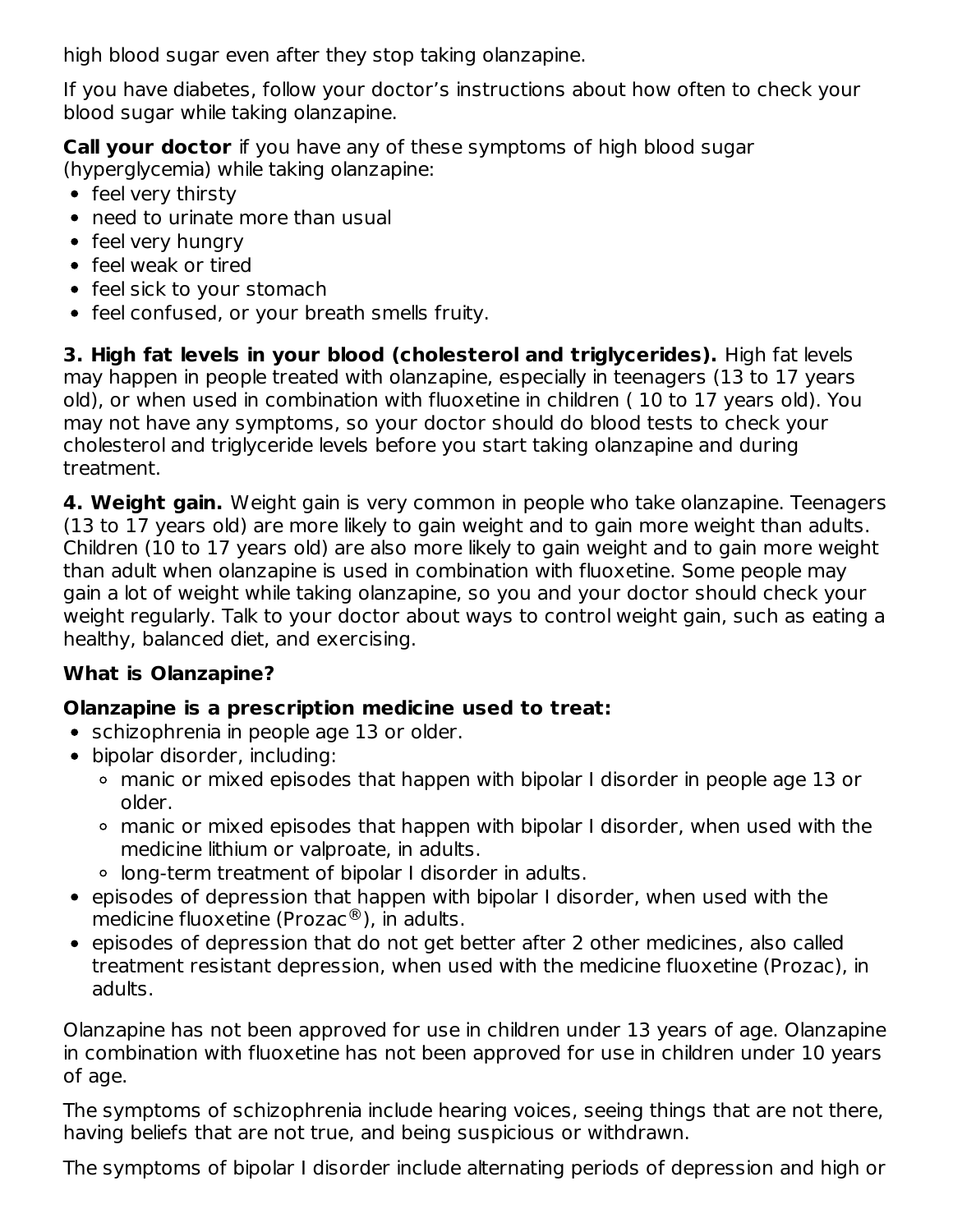high blood sugar even after they stop taking olanzapine.

If you have diabetes, follow your doctor's instructions about how often to check your blood sugar while taking olanzapine.

**Call your doctor** if you have any of these symptoms of high blood sugar (hyperglycemia) while taking olanzapine:

- feel very thirsty
- need to urinate more than usual
- feel very hungry
- feel weak or tired
- feel sick to your stomach
- feel confused, or your breath smells fruity.

**3. High fat levels in your blood (cholesterol and triglycerides).** High fat levels may happen in people treated with olanzapine, especially in teenagers (13 to 17 years old), or when used in combination with fluoxetine in children ( 10 to 17 years old). You may not have any symptoms, so your doctor should do blood tests to check your cholesterol and triglyceride levels before you start taking olanzapine and during treatment.

**4. Weight gain.** Weight gain is very common in people who take olanzapine. Teenagers (13 to 17 years old) are more likely to gain weight and to gain more weight than adults. Children (10 to 17 years old) are also more likely to gain weight and to gain more weight than adult when olanzapine is used in combination with fluoxetine. Some people may gain a lot of weight while taking olanzapine, so you and your doctor should check your weight regularly. Talk to your doctor about ways to control weight gain, such as eating a healthy, balanced diet, and exercising.

**What is Olanzapine?**

**Olanzapine is a prescription medicine used to treat:**

- schizophrenia in people age 13 or older.
- bipolar disorder, including:
  - manic or mixed episodes that happen with bipolar I disorder in people age 13 or older.
  - manic or mixed episodes that happen with bipolar I disorder, when used with the medicine lithium or valproate, in adults.
  - long-term treatment of bipolar I disorder in adults.
- episodes of depression that happen with bipolar I disorder, when used with the medicine fluoxetine (Prozac®), in adults.
- episodes of depression that do not get better after 2 other medicines, also called treatment resistant depression, when used with the medicine fluoxetine (Prozac), in adults.

Olanzapine has not been approved for use in children under 13 years of age. Olanzapine in combination with fluoxetine has not been approved for use in children under 10 years of age.

The symptoms of schizophrenia include hearing voices, seeing things that are not there, having beliefs that are not true, and being suspicious or withdrawn.

The symptoms of bipolar I disorder include alternating periods of depression and high or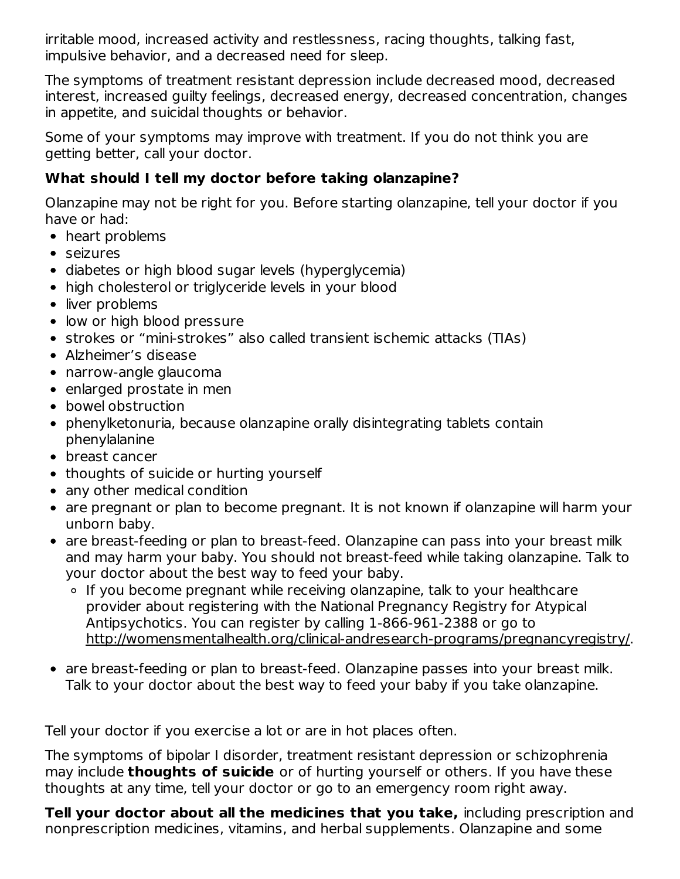irritable mood, increased activity and restlessness, racing thoughts, talking fast, impulsive behavior, and a decreased need for sleep.

The symptoms of treatment resistant depression include decreased mood, decreased interest, increased guilty feelings, decreased energy, decreased concentration, changes in appetite, and suicidal thoughts or behavior.

Some of your symptoms may improve with treatment. If you do not think you are getting better, call your doctor.

**What should I tell my doctor before taking olanzapine?**

Olanzapine may not be right for you. Before starting olanzapine, tell your doctor if you have or had:

- heart problems
- seizures
- diabetes or high blood sugar levels (hyperglycemia)
- high cholesterol or triglyceride levels in your blood
- liver problems
- low or high blood pressure
- strokes or "mini-strokes" also called transient ischemic attacks (TIAs)
- Alzheimer's disease
- narrow-angle glaucoma
- enlarged prostate in men
- bowel obstruction
- phenylketonuria, because olanzapine orally disintegrating tablets contain phenylalanine
- breast cancer
- thoughts of suicide or hurting yourself
- any other medical condition
- are pregnant or plan to become pregnant. It is not known if olanzapine will harm your unborn baby.
- are breast-feeding or plan to breast-feed. Olanzapine can pass into your breast milk and may harm your baby. You should not breast-feed while taking olanzapine. Talk to your doctor about the best way to feed your baby.
    - If you become pregnant while receiving olanzapine, talk to your healthcare provider about registering with the National Pregnancy Registry for Atypical Antipsychotics. You can register by calling 1-866-961-2388 or go to http://womensmentalhealth.org/clinical-andresearch-programs/pregnancyregistry/.
- are breast-feeding or plan to breast-feed. Olanzapine passes into your breast milk. Talk to your doctor about the best way to feed your baby if you take olanzapine.

Tell your doctor if you exercise a lot or are in hot places often.

The symptoms of bipolar I disorder, treatment resistant depression or schizophrenia may include **thoughts of suicide** or of hurting yourself or others. If you have these thoughts at any time, tell your doctor or go to an emergency room right away.

**Tell your doctor about all the medicines that you take,** including prescription and nonprescription medicines, vitamins, and herbal supplements. Olanzapine and some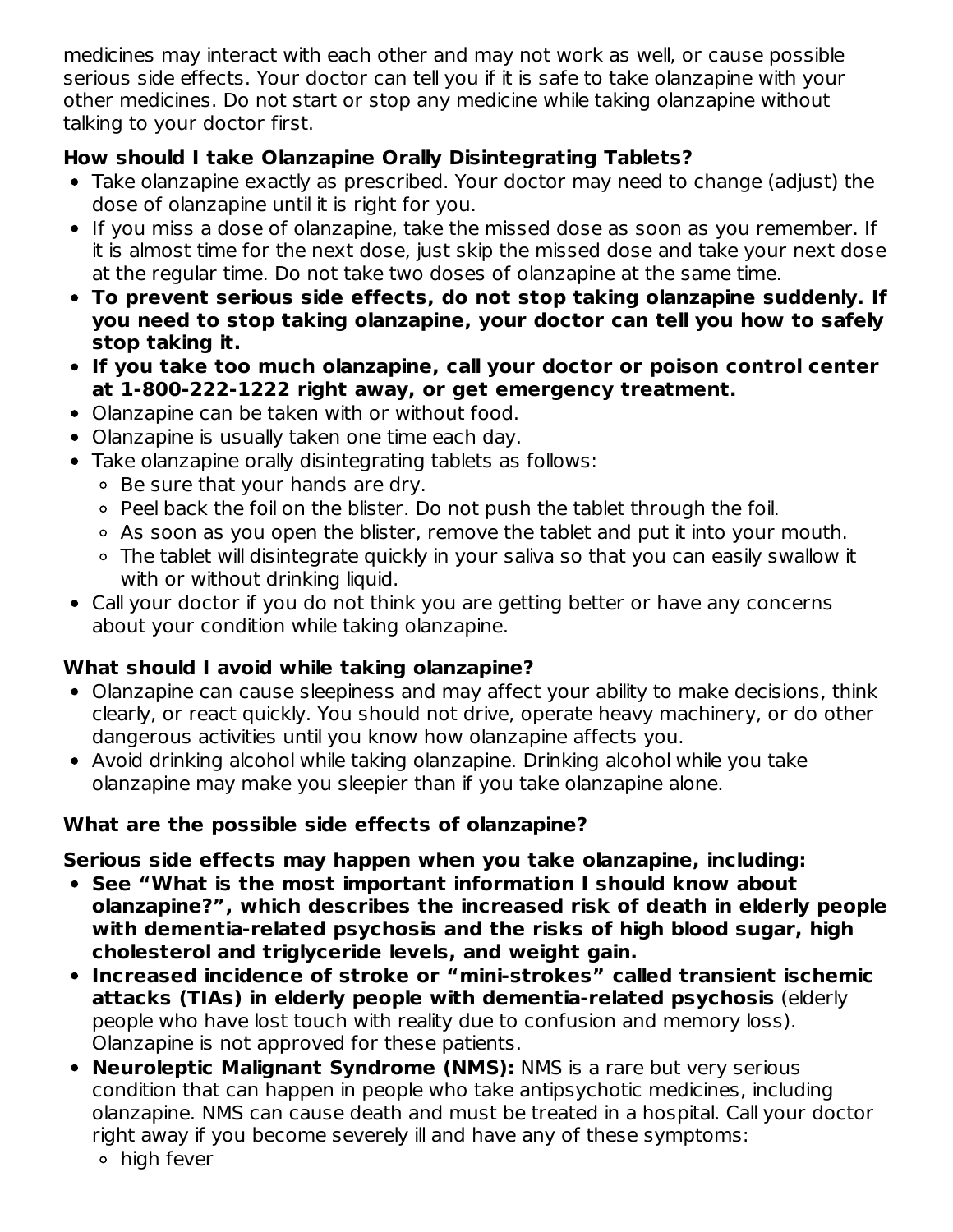medicines may interact with each other and may not work as well, or cause possible serious side effects. Your doctor can tell you if it is safe to take olanzapine with your other medicines. Do not start or stop any medicine while taking olanzapine without talking to your doctor first.

**How should I take Olanzapine Orally Disintegrating Tablets?**

- Take olanzapine exactly as prescribed. Your doctor may need to change (adjust) the dose of olanzapine until it is right for you.
- If you miss a dose of olanzapine, take the missed dose as soon as you remember. If it is almost time for the next dose, just skip the missed dose and take your next dose at the regular time. Do not take two doses of olanzapine at the same time.
- **To prevent serious side effects, do not stop taking olanzapine suddenly. If you need to stop taking olanzapine, your doctor can tell you how to safely stop taking it.**
- **If you take too much olanzapine, call your doctor or poison control center at 1-800-222-1222 right away, or get emergency treatment.**
- Olanzapine can be taken with or without food.
- Olanzapine is usually taken one time each day.
- Take olanzapine orally disintegrating tablets as follows:
  - Be sure that your hands are dry.
  - Peel back the foil on the blister. Do not push the tablet through the foil.
  - As soon as you open the blister, remove the tablet and put it into your mouth.
  - The tablet will disintegrate quickly in your saliva so that you can easily swallow it with or without drinking liquid.
- Call your doctor if you do not think you are getting better or have any concerns about your condition while taking olanzapine.

**What should I avoid while taking olanzapine?**

- Olanzapine can cause sleepiness and may affect your ability to make decisions, think clearly, or react quickly. You should not drive, operate heavy machinery, or do other dangerous activities until you know how olanzapine affects you.
- Avoid drinking alcohol while taking olanzapine. Drinking alcohol while you take olanzapine may make you sleepier than if you take olanzapine alone.

**What are the possible side effects of olanzapine?**

**Serious side effects may happen when you take olanzapine, including:**

- **See "What is the most important information I should know about olanzapine?", which describes the increased risk of death in elderly people with dementia-related psychosis and the risks of high blood sugar, high cholesterol and triglyceride levels, and weight gain.**
- **Increased incidence of stroke or "mini-strokes" called transient ischemic attacks (TIAs) in elderly people with dementia-related psychosis** (elderly people who have lost touch with reality due to confusion and memory loss). Olanzapine is not approved for these patients.
- **Neuroleptic Malignant Syndrome (NMS):** NMS is a rare but very serious condition that can happen in people who take antipsychotic medicines, including olanzapine. NMS can cause death and must be treated in a hospital. Call your doctor right away if you become severely ill and have any of these symptoms:
  - high fever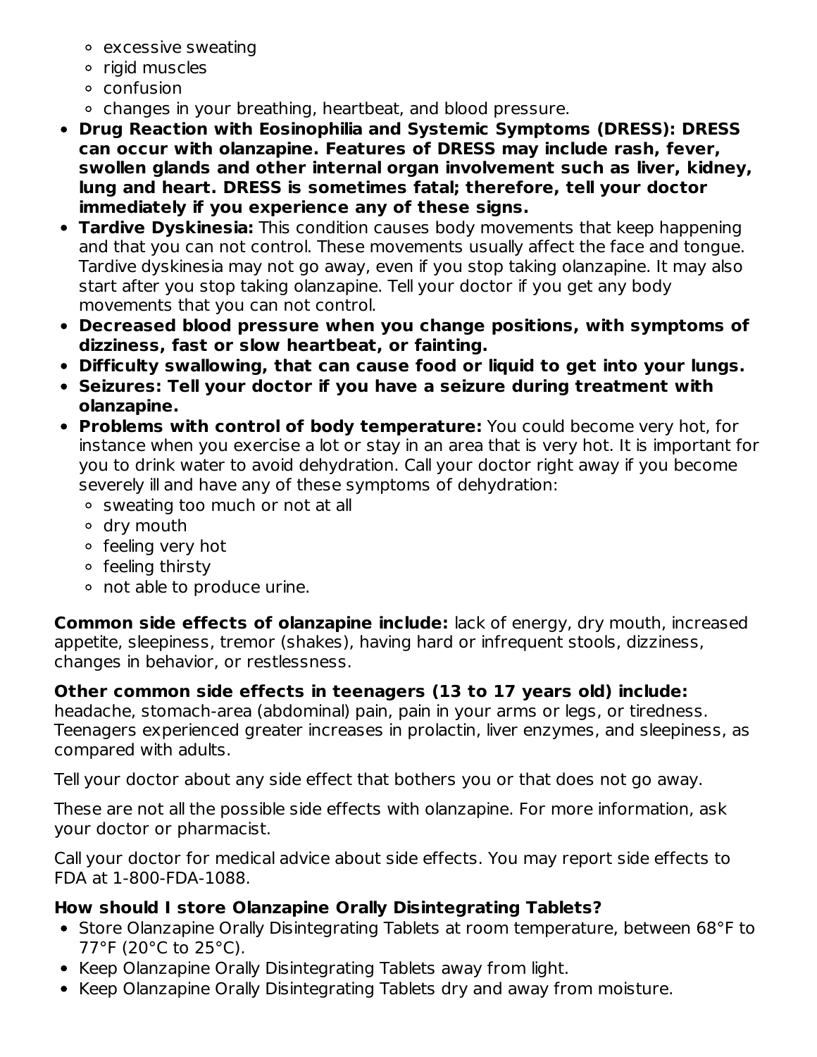- excessive sweating
  - rigid muscles
  - confusion
  - changes in your breathing, heartbeat, and blood pressure.
- **Drug Reaction with Eosinophilia and Systemic Symptoms (DRESS): DRESS can occur with olanzapine. Features of DRESS may include rash, fever, swollen glands and other internal organ involvement such as liver, kidney, lung and heart. DRESS is sometimes fatal; therefore, tell your doctor immediately if you experience any of these signs.**
- **Tardive Dyskinesia:** This condition causes body movements that keep happening and that you can not control. These movements usually affect the face and tongue. Tardive dyskinesia may not go away, even if you stop taking olanzapine. It may also start after you stop taking olanzapine. Tell your doctor if you get any body movements that you can not control.
- **Decreased blood pressure when you change positions, with symptoms of dizziness, fast or slow heartbeat, or fainting.**
- **Difficulty swallowing, that can cause food or liquid to get into your lungs.**
- **Seizures: Tell your doctor if you have a seizure during treatment with olanzapine.**
- **Problems with control of body temperature:** You could become very hot, for instance when you exercise a lot or stay in an area that is very hot. It is important for you to drink water to avoid dehydration. Call your doctor right away if you become severely ill and have any of these symptoms of dehydration:
  - sweating too much or not at all
  - dry mouth
  - feeling very hot
  - feeling thirsty
  - not able to produce urine.

**Common side effects of olanzapine include:** lack of energy, dry mouth, increased appetite, sleepiness, tremor (shakes), having hard or infrequent stools, dizziness, changes in behavior, or restlessness.

**Other common side effects in teenagers (13 to 17 years old) include:** headache, stomach-area (abdominal) pain, pain in your arms or legs, or tiredness. Teenagers experienced greater increases in prolactin, liver enzymes, and sleepiness, as compared with adults.

Tell your doctor about any side effect that bothers you or that does not go away.

These are not all the possible side effects with olanzapine. For more information, ask your doctor or pharmacist.

Call your doctor for medical advice about side effects. You may report side effects to FDA at 1-800-FDA-1088.

**How should I store Olanzapine Orally Disintegrating Tablets?**

- Store Olanzapine Orally Disintegrating Tablets at room temperature, between 68°F to 77°F (20°C to 25°C).
- Keep Olanzapine Orally Disintegrating Tablets away from light.
- Keep Olanzapine Orally Disintegrating Tablets dry and away from moisture.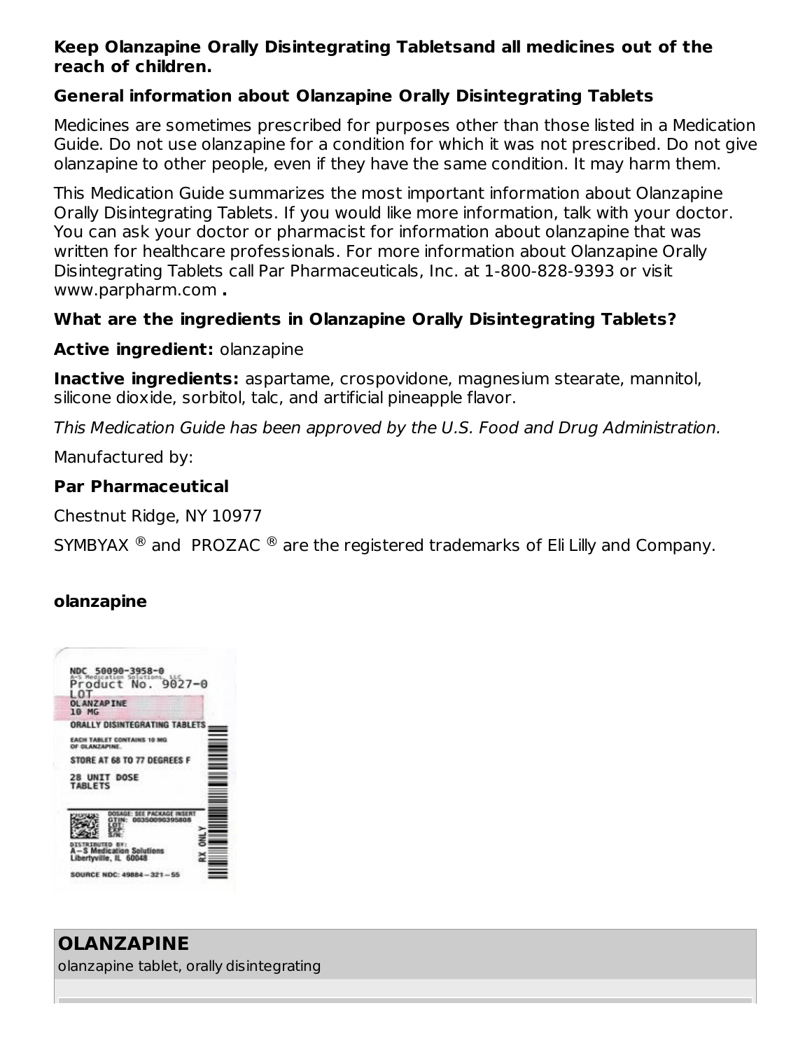**Keep Olanzapine Orally Disintegrating Tabletsand all medicines out of the reach of children.**

**General information about Olanzapine Orally Disintegrating Tablets**

Medicines are sometimes prescribed for purposes other than those listed in a Medication Guide. Do not use olanzapine for a condition for which it was not prescribed. Do not give olanzapine to other people, even if they have the same condition. It may harm them.

This Medication Guide summarizes the most important information about Olanzapine Orally Disintegrating Tablets. If you would like more information, talk with your doctor. You can ask your doctor or pharmacist for information about olanzapine that was written for healthcare professionals. For more information about Olanzapine Orally Disintegrating Tablets call Par Pharmaceuticals, Inc. at 1-800-828-9393 or visit www.parpharm.com **.**

**What are the ingredients in Olanzapine Orally Disintegrating Tablets?**

**Active ingredient:** olanzapine

**Inactive ingredients:** aspartame, crospovidone, magnesium stearate, mannitol, silicone dioxide, sorbitol, talc, and artificial pineapple flavor.

*This Medication Guide has been approved by the U.S. Food and Drug Administration.*

Manufactured by:

**Par Pharmaceutical**

Chestnut Ridge, NY 10977

SYMBYAX ® and PROZAC ® are the registered trademarks of Eli Lilly and Company.

**olanzapine**

NDC 50090-3958-0
A-S Medication Solutions, LLC
Product No. 9027-0
LOT
OLANZAPINE
10 MG
ORALLY DISINTEGRATING TABLETS
EACH TABLET CONTAINS 10 MG OF OLANZAPINE.
STORE AT 68 TO 77 DEGREES F
28 UNIT DOSE TABLETS
DOSAGE: SEE PACKAGE INSERT
GTIN: 00350090395808
LOT:
EXP:
S/N:
DISTRIBUTED BY:
A-S Medication Solutions
Libertyville, IL 60048
RX ONLY
SOURCE NDC: 49884-321-55

## OLANZAPINE

olanzapine tablet, orally disintegrating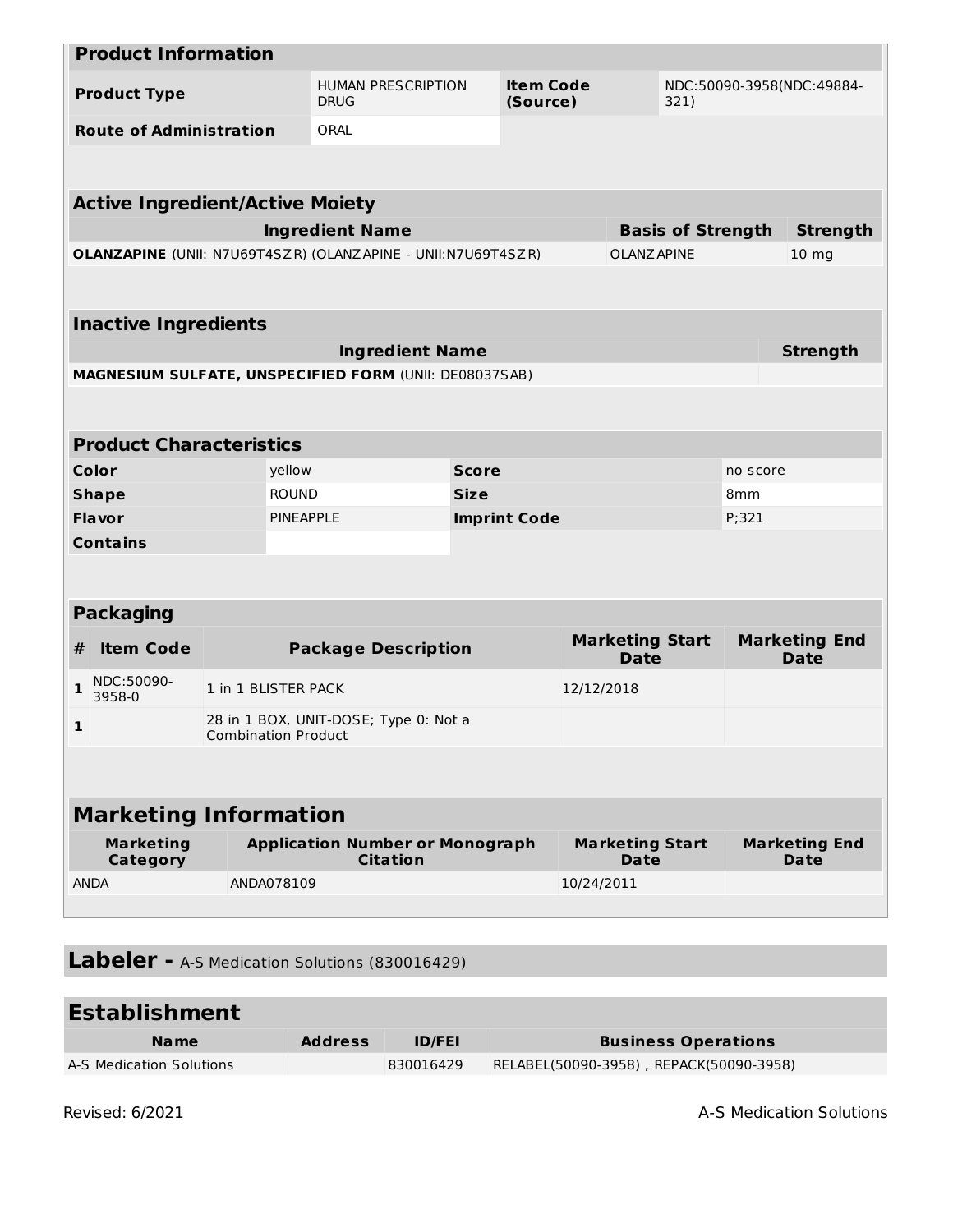| Product Information | | | |
|---|---|---|---|
| **Product Type** | HUMAN PRESCRIPTION DRUG | **Item Code (Source)** | NDC:50090-3958(NDC:49884-321) |
| **Route of Administration** | ORAL | | |

| Active Ingredient/Active Moiety | | |
|---|---|---|
| **Ingredient Name** | **Basis of Strength** | **Strength** |
| **OLANZAPINE** (UNII: N7U69T4SZR) (OLANZAPINE - UNII:N7U69T4SZR) | OLANZAPINE | 10 mg |

| Inactive Ingredients | |
|---|---|
| **Ingredient Name** | **Strength** |
| **MAGNESIUM SULFATE, UNSPECIFIED FORM** (UNII: DE08037SAB) | |

| Product Characteristics | | | |
|---|---|---|---|
| **Color** | yellow | **Score** | no score |
| **Shape** | ROUND | **Size** | 8mm |
| **Flavor** | PINEAPPLE | **Imprint Code** | P;321 |
| **Contains** | | | |

| Packaging | | | | |
|---|---|---|---|---|
| **#** | **Item Code** | **Package Description** | **Marketing Start Date** | **Marketing End Date** |
| 1 | NDC:50090-3958-0 | 1 in 1 BLISTER PACK | 12/12/2018 | |
| 1 | | 28 in 1 BOX, UNIT-DOSE; Type 0: Not a Combination Product | | |

| Marketing Information | | | |
|---|---|---|---|
| **Marketing Category** | **Application Number or Monograph Citation** | **Marketing Start Date** | **Marketing End Date** |
| ANDA | ANDA078109 | 10/24/2011 | |

## Labeler - A-S Medication Solutions (830016429)

| Establishment | | | |
|---|---|---|---|
| **Name** | **Address** | **ID/FEI** | **Business Operations** |
| A-S Medication Solutions | | 830016429 | RELABEL(50090-3958) , REPACK(50090-3958) |

Revised: 6/2021 A-S Medication Solutions